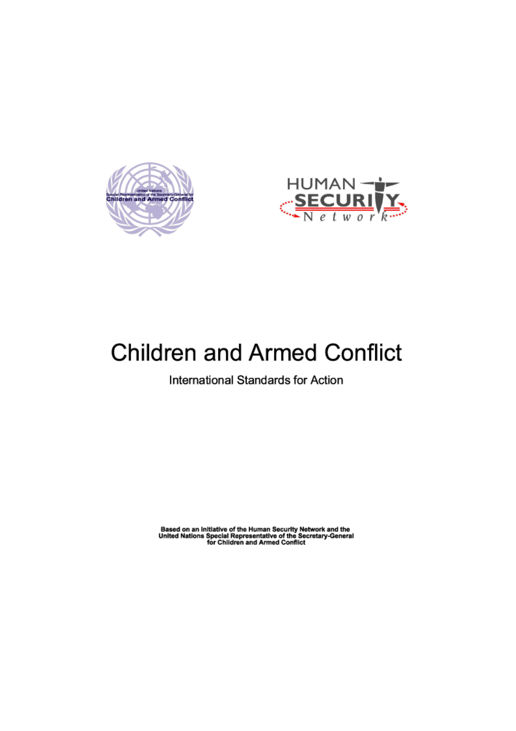United Nations
Special Representative of the Secretary-General for
Children and Armed Conflict

HUMAN SECURITY Network

# Children and Armed Conflict

International Standards for Action

**Based on an initiative of the Human Security Network and the United Nations Special Representative of the Secretary-General for Children and Armed Conflict**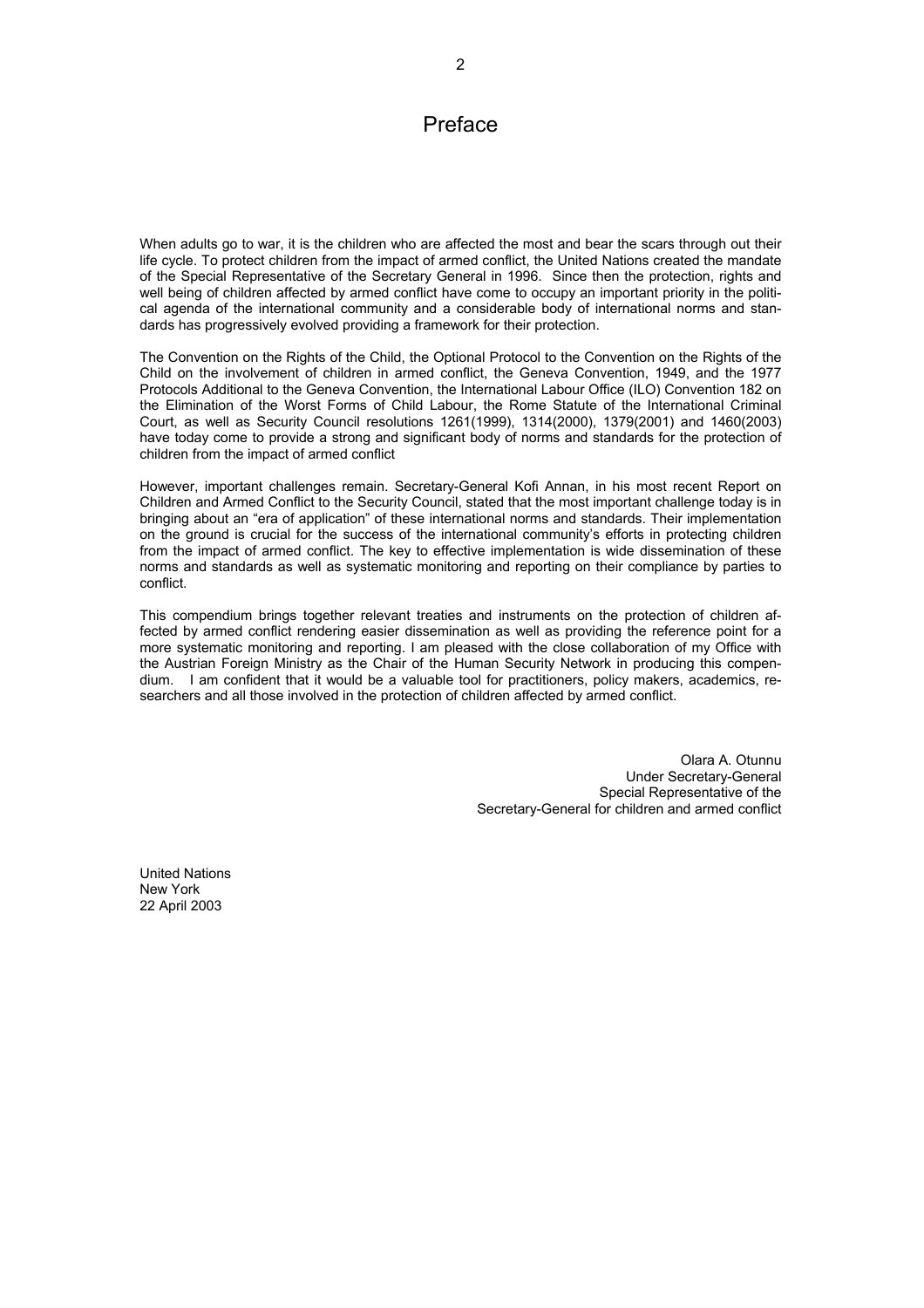# Preface

When adults go to war, it is the children who are affected the most and bear the scars through out their life cycle. To protect children from the impact of armed conflict, the United Nations created the mandate of the Special Representative of the Secretary General in 1996. Since then the protection, rights and well being of children affected by armed conflict have come to occupy an important priority in the political agenda of the international community and a considerable body of international norms and standards has progressively evolved providing a framework for their protection.

The Convention on the Rights of the Child, the Optional Protocol to the Convention on the Rights of the Child on the involvement of children in armed conflict, the Geneva Convention, 1949, and the 1977 Protocols Additional to the Geneva Convention, the International Labour Office (ILO) Convention 182 on the Elimination of the Worst Forms of Child Labour, the Rome Statute of the International Criminal Court, as well as Security Council resolutions 1261(1999), 1314(2000), 1379(2001) and 1460(2003) have today come to provide a strong and significant body of norms and standards for the protection of children from the impact of armed conflict

However, important challenges remain. Secretary-General Kofi Annan, in his most recent Report on Children and Armed Conflict to the Security Council, stated that the most important challenge today is in bringing about an "era of application" of these international norms and standards. Their implementation on the ground is crucial for the success of the international community's efforts in protecting children from the impact of armed conflict. The key to effective implementation is wide dissemination of these norms and standards as well as systematic monitoring and reporting on their compliance by parties to conflict.

This compendium brings together relevant treaties and instruments on the protection of children affected by armed conflict rendering easier dissemination as well as providing the reference point for a more systematic monitoring and reporting. I am pleased with the close collaboration of my Office with the Austrian Foreign Ministry as the Chair of the Human Security Network in producing this compendium. I am confident that it would be a valuable tool for practitioners, policy makers, academics, researchers and all those involved in the protection of children affected by armed conflict.

Olara A. Otunnu
Under Secretary-General
Special Representative of the
Secretary-General for children and armed conflict

United Nations
New York
22 April 2003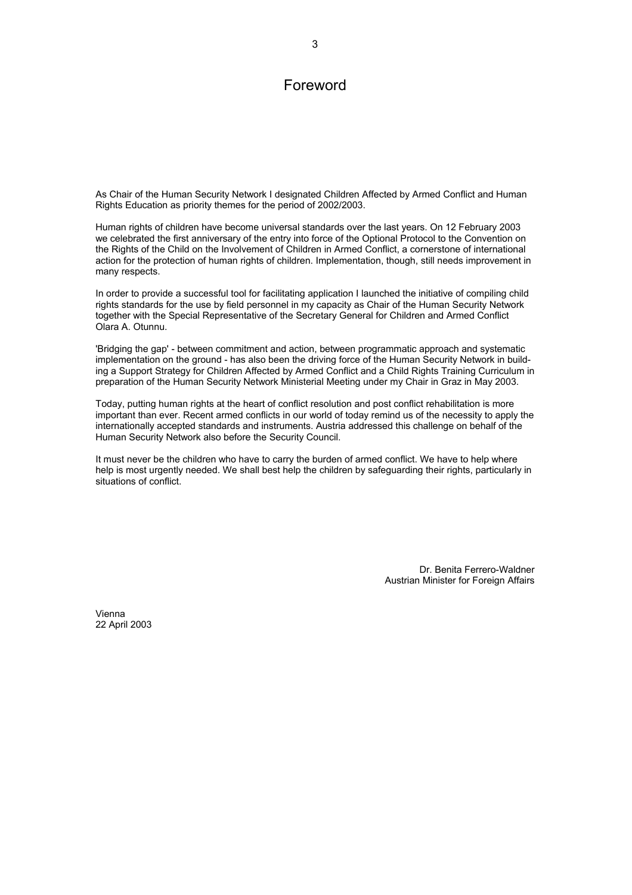# Foreword

As Chair of the Human Security Network I designated Children Affected by Armed Conflict and Human Rights Education as priority themes for the period of 2002/2003.

Human rights of children have become universal standards over the last years. On 12 February 2003 we celebrated the first anniversary of the entry into force of the Optional Protocol to the Convention on the Rights of the Child on the Involvement of Children in Armed Conflict, a cornerstone of international action for the protection of human rights of children. Implementation, though, still needs improvement in many respects.

In order to provide a successful tool for facilitating application I launched the initiative of compiling child rights standards for the use by field personnel in my capacity as Chair of the Human Security Network together with the Special Representative of the Secretary General for Children and Armed Conflict Olara A. Otunnu.

'Bridging the gap' - between commitment and action, between programmatic approach and systematic implementation on the ground - has also been the driving force of the Human Security Network in building a Support Strategy for Children Affected by Armed Conflict and a Child Rights Training Curriculum in preparation of the Human Security Network Ministerial Meeting under my Chair in Graz in May 2003.

Today, putting human rights at the heart of conflict resolution and post conflict rehabilitation is more important than ever. Recent armed conflicts in our world of today remind us of the necessity to apply the internationally accepted standards and instruments. Austria addressed this challenge on behalf of the Human Security Network also before the Security Council.

It must never be the children who have to carry the burden of armed conflict. We have to help where help is most urgently needed. We shall best help the children by safeguarding their rights, particularly in situations of conflict.

Dr. Benita Ferrero-Waldner
Austrian Minister for Foreign Affairs

Vienna
22 April 2003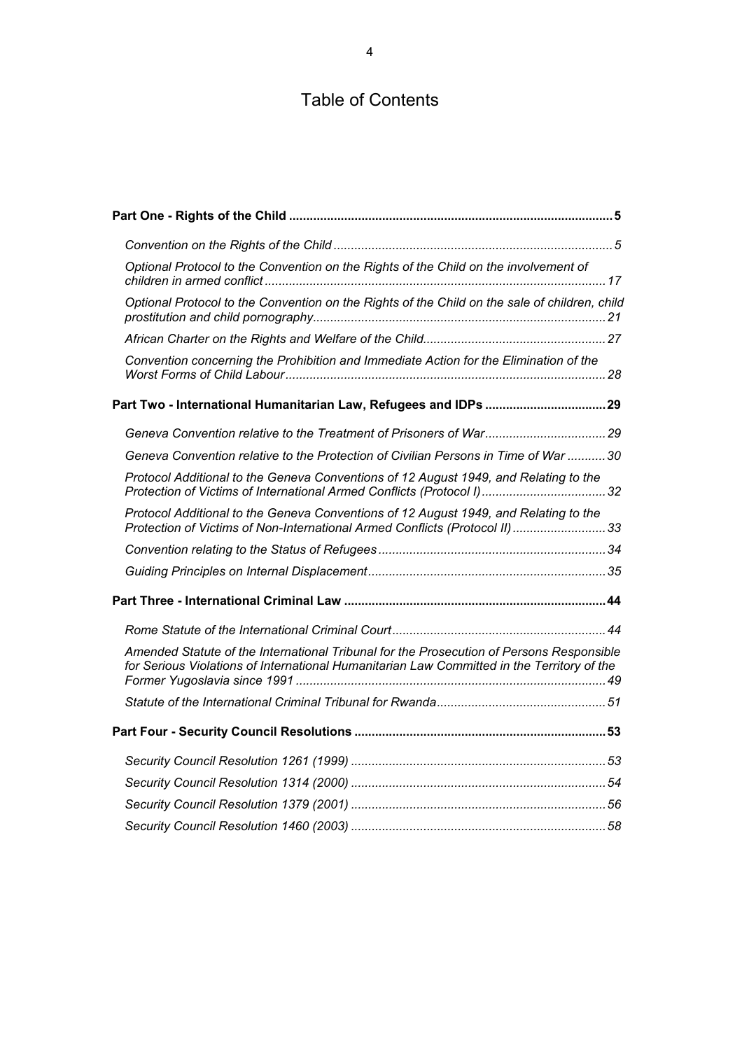# Table of Contents

| | |
|---|---|
| **Part One - Rights of the Child** | **5** |
| *Convention on the Rights of the Child* | *5* |
| *Optional Protocol to the Convention on the Rights of the Child on the involvement of children in armed conflict* | *17* |
| *Optional Protocol to the Convention on the Rights of the Child on the sale of children, child prostitution and child pornography* | *21* |
| *African Charter on the Rights and Welfare of the Child* | *27* |
| *Convention concerning the Prohibition and Immediate Action for the Elimination of the Worst Forms of Child Labour* | *28* |
| **Part Two - International Humanitarian Law, Refugees and IDPs** | **29** |
| *Geneva Convention relative to the Treatment of Prisoners of War* | *29* |
| *Geneva Convention relative to the Protection of Civilian Persons in Time of War* | *30* |
| *Protocol Additional to the Geneva Conventions of 12 August 1949, and Relating to the Protection of Victims of International Armed Conflicts (Protocol I)* | *32* |
| *Protocol Additional to the Geneva Conventions of 12 August 1949, and Relating to the Protection of Victims of Non-International Armed Conflicts (Protocol II)* | *33* |
| *Convention relating to the Status of Refugees* | *34* |
| *Guiding Principles on Internal Displacement* | *35* |
| **Part Three - International Criminal Law** | **44** |
| *Rome Statute of the International Criminal Court* | *44* |
| *Amended Statute of the International Tribunal for the Prosecution of Persons Responsible for Serious Violations of International Humanitarian Law Committed in the Territory of the Former Yugoslavia since 1991* | *49* |
| *Statute of the International Criminal Tribunal for Rwanda* | *51* |
| **Part Four - Security Council Resolutions** | **53** |
| *Security Council Resolution 1261 (1999)* | *53* |
| *Security Council Resolution 1314 (2000)* | *54* |
| *Security Council Resolution 1379 (2001)* | *56* |
| *Security Council Resolution 1460 (2003)* | *58* |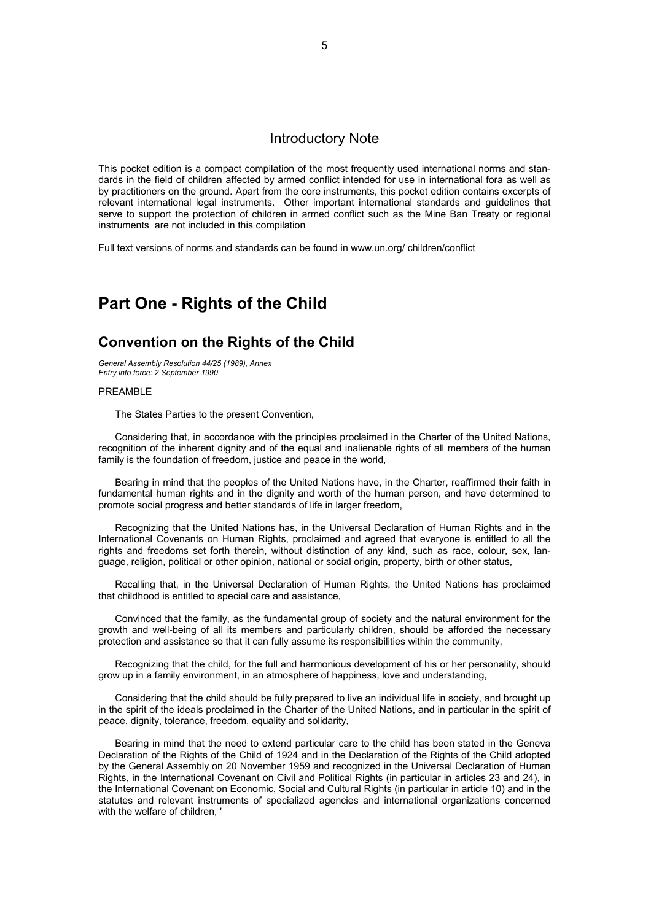## Introductory Note

This pocket edition is a compact compilation of the most frequently used international norms and standards in the field of children affected by armed conflict intended for use in international fora as well as by practitioners on the ground. Apart from the core instruments, this pocket edition contains excerpts of relevant international legal instruments. Other important international standards and guidelines that serve to support the protection of children in armed conflict such as the Mine Ban Treaty or regional instruments are not included in this compilation

Full text versions of norms and standards can be found in www.un.org/ children/conflict

# Part One - Rights of the Child

## Convention on the Rights of the Child

*General Assembly Resolution 44/25 (1989), Annex*
*Entry into force: 2 September 1990*

PREAMBLE

The States Parties to the present Convention,

Considering that, in accordance with the principles proclaimed in the Charter of the United Nations, recognition of the inherent dignity and of the equal and inalienable rights of all members of the human family is the foundation of freedom, justice and peace in the world,

Bearing in mind that the peoples of the United Nations have, in the Charter, reaffirmed their faith in fundamental human rights and in the dignity and worth of the human person, and have determined to promote social progress and better standards of life in larger freedom,

Recognizing that the United Nations has, in the Universal Declaration of Human Rights and in the International Covenants on Human Rights, proclaimed and agreed that everyone is entitled to all the rights and freedoms set forth therein, without distinction of any kind, such as race, colour, sex, language, religion, political or other opinion, national or social origin, property, birth or other status,

Recalling that, in the Universal Declaration of Human Rights, the United Nations has proclaimed that childhood is entitled to special care and assistance,

Convinced that the family, as the fundamental group of society and the natural environment for the growth and well-being of all its members and particularly children, should be afforded the necessary protection and assistance so that it can fully assume its responsibilities within the community,

Recognizing that the child, for the full and harmonious development of his or her personality, should grow up in a family environment, in an atmosphere of happiness, love and understanding,

Considering that the child should be fully prepared to live an individual life in society, and brought up in the spirit of the ideals proclaimed in the Charter of the United Nations, and in particular in the spirit of peace, dignity, tolerance, freedom, equality and solidarity,

Bearing in mind that the need to extend particular care to the child has been stated in the Geneva Declaration of the Rights of the Child of 1924 and in the Declaration of the Rights of the Child adopted by the General Assembly on 20 November 1959 and recognized in the Universal Declaration of Human Rights, in the International Covenant on Civil and Political Rights (in particular in articles 23 and 24), in the International Covenant on Economic, Social and Cultural Rights (in particular in article 10) and in the statutes and relevant instruments of specialized agencies and international organizations concerned with the welfare of children, '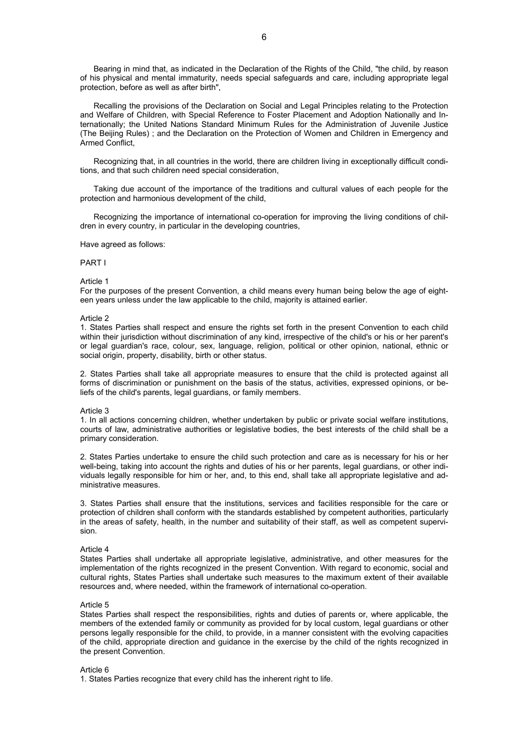Bearing in mind that, as indicated in the Declaration of the Rights of the Child, "the child, by reason of his physical and mental immaturity, needs special safeguards and care, including appropriate legal protection, before as well as after birth",

Recalling the provisions of the Declaration on Social and Legal Principles relating to the Protection and Welfare of Children, with Special Reference to Foster Placement and Adoption Nationally and Internationally; the United Nations Standard Minimum Rules for the Administration of Juvenile Justice (The Beijing Rules) ; and the Declaration on the Protection of Women and Children in Emergency and Armed Conflict,

Recognizing that, in all countries in the world, there are children living in exceptionally difficult conditions, and that such children need special consideration,

Taking due account of the importance of the traditions and cultural values of each people for the protection and harmonious development of the child,

Recognizing the importance of international co-operation for improving the living conditions of children in every country, in particular in the developing countries,

Have agreed as follows:

PART I

Article 1
For the purposes of the present Convention, a child means every human being below the age of eighteen years unless under the law applicable to the child, majority is attained earlier.

Article 2
1. States Parties shall respect and ensure the rights set forth in the present Convention to each child within their jurisdiction without discrimination of any kind, irrespective of the child's or his or her parent's or legal guardian's race, colour, sex, language, religion, political or other opinion, national, ethnic or social origin, property, disability, birth or other status.

2. States Parties shall take all appropriate measures to ensure that the child is protected against all forms of discrimination or punishment on the basis of the status, activities, expressed opinions, or beliefs of the child's parents, legal guardians, or family members.

Article 3
1. In all actions concerning children, whether undertaken by public or private social welfare institutions, courts of law, administrative authorities or legislative bodies, the best interests of the child shall be a primary consideration.

2. States Parties undertake to ensure the child such protection and care as is necessary for his or her well-being, taking into account the rights and duties of his or her parents, legal guardians, or other individuals legally responsible for him or her, and, to this end, shall take all appropriate legislative and administrative measures.

3. States Parties shall ensure that the institutions, services and facilities responsible for the care or protection of children shall conform with the standards established by competent authorities, particularly in the areas of safety, health, in the number and suitability of their staff, as well as competent supervision.

Article 4
States Parties shall undertake all appropriate legislative, administrative, and other measures for the implementation of the rights recognized in the present Convention. With regard to economic, social and cultural rights, States Parties shall undertake such measures to the maximum extent of their available resources and, where needed, within the framework of international co-operation.

Article 5
States Parties shall respect the responsibilities, rights and duties of parents or, where applicable, the members of the extended family or community as provided for by local custom, legal guardians or other persons legally responsible for the child, to provide, in a manner consistent with the evolving capacities of the child, appropriate direction and guidance in the exercise by the child of the rights recognized in the present Convention.

Article 6
1. States Parties recognize that every child has the inherent right to life.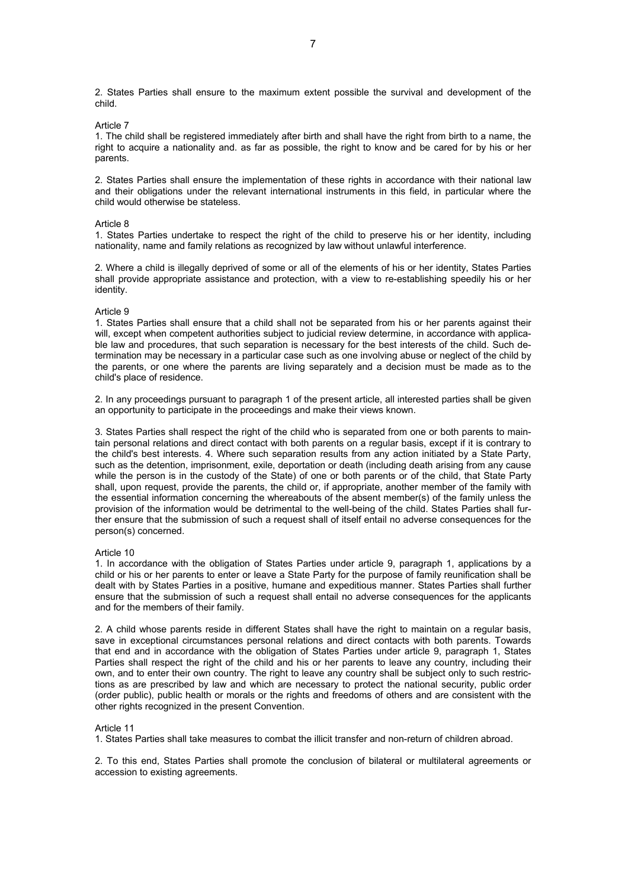2. States Parties shall ensure to the maximum extent possible the survival and development of the child.

Article 7

1. The child shall be registered immediately after birth and shall have the right from birth to a name, the right to acquire a nationality and. as far as possible, the right to know and be cared for by his or her parents.

2. States Parties shall ensure the implementation of these rights in accordance with their national law and their obligations under the relevant international instruments in this field, in particular where the child would otherwise be stateless.

Article 8

1. States Parties undertake to respect the right of the child to preserve his or her identity, including nationality, name and family relations as recognized by law without unlawful interference.

2. Where a child is illegally deprived of some or all of the elements of his or her identity, States Parties shall provide appropriate assistance and protection, with a view to re-establishing speedily his or her identity.

Article 9

1. States Parties shall ensure that a child shall not be separated from his or her parents against their will, except when competent authorities subject to judicial review determine, in accordance with applicable law and procedures, that such separation is necessary for the best interests of the child. Such determination may be necessary in a particular case such as one involving abuse or neglect of the child by the parents, or one where the parents are living separately and a decision must be made as to the child's place of residence.

2. In any proceedings pursuant to paragraph 1 of the present article, all interested parties shall be given an opportunity to participate in the proceedings and make their views known.

3. States Parties shall respect the right of the child who is separated from one or both parents to maintain personal relations and direct contact with both parents on a regular basis, except if it is contrary to the child's best interests. 4. Where such separation results from any action initiated by a State Party, such as the detention, imprisonment, exile, deportation or death (including death arising from any cause while the person is in the custody of the State) of one or both parents or of the child, that State Party shall, upon request, provide the parents, the child or, if appropriate, another member of the family with the essential information concerning the whereabouts of the absent member(s) of the family unless the provision of the information would be detrimental to the well-being of the child. States Parties shall further ensure that the submission of such a request shall of itself entail no adverse consequences for the person(s) concerned.

Article 10

1. In accordance with the obligation of States Parties under article 9, paragraph 1, applications by a child or his or her parents to enter or leave a State Party for the purpose of family reunification shall be dealt with by States Parties in a positive, humane and expeditious manner. States Parties shall further ensure that the submission of such a request shall entail no adverse consequences for the applicants and for the members of their family.

2. A child whose parents reside in different States shall have the right to maintain on a regular basis, save in exceptional circumstances personal relations and direct contacts with both parents. Towards that end and in accordance with the obligation of States Parties under article 9, paragraph 1, States Parties shall respect the right of the child and his or her parents to leave any country, including their own, and to enter their own country. The right to leave any country shall be subject only to such restrictions as are prescribed by law and which are necessary to protect the national security, public order (order public), public health or morals or the rights and freedoms of others and are consistent with the other rights recognized in the present Convention.

Article 11

1. States Parties shall take measures to combat the illicit transfer and non-return of children abroad.

2. To this end, States Parties shall promote the conclusion of bilateral or multilateral agreements or accession to existing agreements.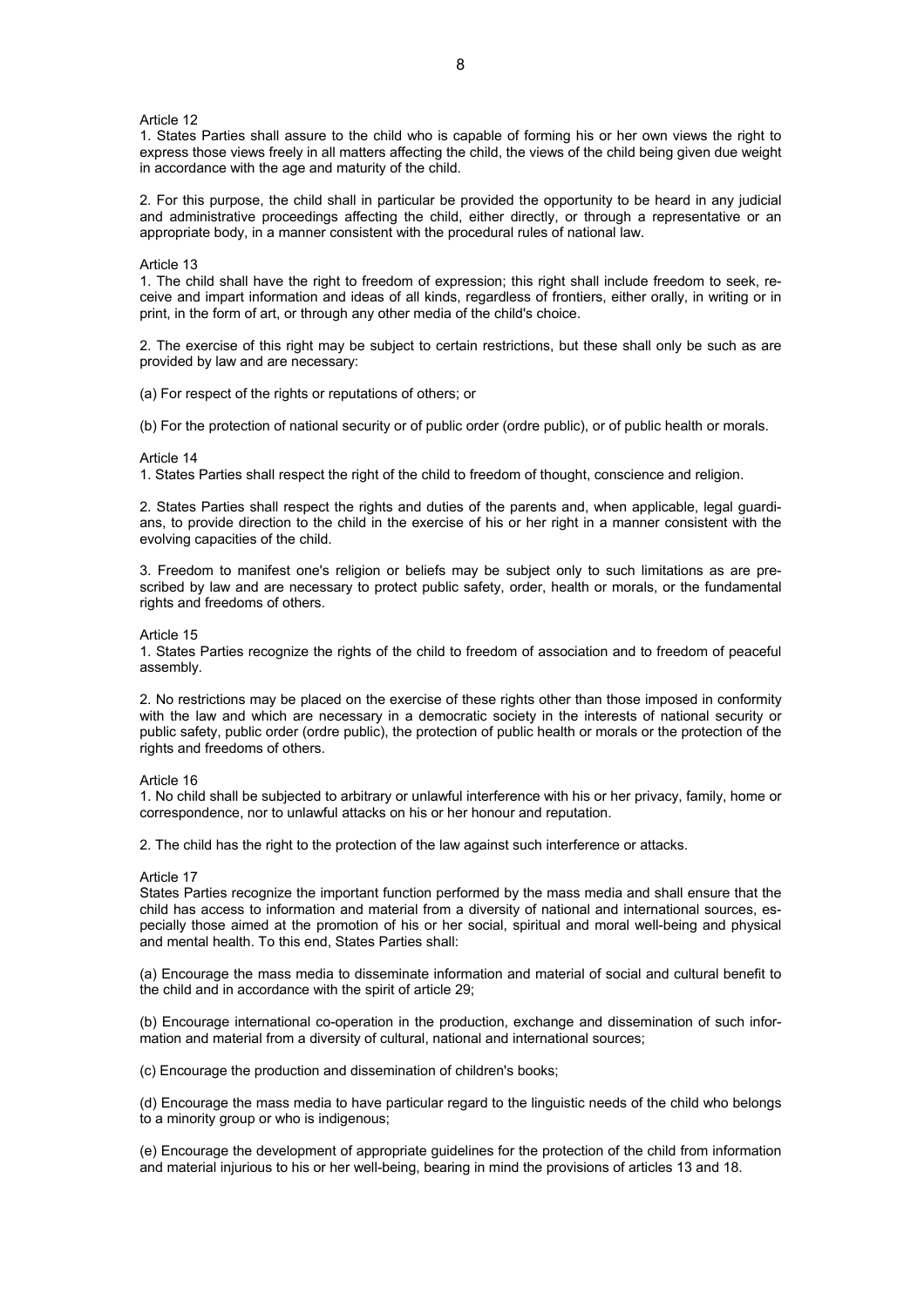Article 12

1. States Parties shall assure to the child who is capable of forming his or her own views the right to express those views freely in all matters affecting the child, the views of the child being given due weight in accordance with the age and maturity of the child.

2. For this purpose, the child shall in particular be provided the opportunity to be heard in any judicial and administrative proceedings affecting the child, either directly, or through a representative or an appropriate body, in a manner consistent with the procedural rules of national law.

Article 13

1. The child shall have the right to freedom of expression; this right shall include freedom to seek, receive and impart information and ideas of all kinds, regardless of frontiers, either orally, in writing or in print, in the form of art, or through any other media of the child's choice.

2. The exercise of this right may be subject to certain restrictions, but these shall only be such as are provided by law and are necessary:

(a) For respect of the rights or reputations of others; or

(b) For the protection of national security or of public order (ordre public), or of public health or morals.

Article 14

1. States Parties shall respect the right of the child to freedom of thought, conscience and religion.

2. States Parties shall respect the rights and duties of the parents and, when applicable, legal guardians, to provide direction to the child in the exercise of his or her right in a manner consistent with the evolving capacities of the child.

3. Freedom to manifest one's religion or beliefs may be subject only to such limitations as are prescribed by law and are necessary to protect public safety, order, health or morals, or the fundamental rights and freedoms of others.

Article 15

1. States Parties recognize the rights of the child to freedom of association and to freedom of peaceful assembly.

2. No restrictions may be placed on the exercise of these rights other than those imposed in conformity with the law and which are necessary in a democratic society in the interests of national security or public safety, public order (ordre public), the protection of public health or morals or the protection of the rights and freedoms of others.

Article 16

1. No child shall be subjected to arbitrary or unlawful interference with his or her privacy, family, home or correspondence, nor to unlawful attacks on his or her honour and reputation.

2. The child has the right to the protection of the law against such interference or attacks.

Article 17

States Parties recognize the important function performed by the mass media and shall ensure that the child has access to information and material from a diversity of national and international sources, especially those aimed at the promotion of his or her social, spiritual and moral well-being and physical and mental health. To this end, States Parties shall:

(a) Encourage the mass media to disseminate information and material of social and cultural benefit to the child and in accordance with the spirit of article 29;

(b) Encourage international co-operation in the production, exchange and dissemination of such information and material from a diversity of cultural, national and international sources;

(c) Encourage the production and dissemination of children's books;

(d) Encourage the mass media to have particular regard to the linguistic needs of the child who belongs to a minority group or who is indigenous;

(e) Encourage the development of appropriate guidelines for the protection of the child from information and material injurious to his or her well-being, bearing in mind the provisions of articles 13 and 18.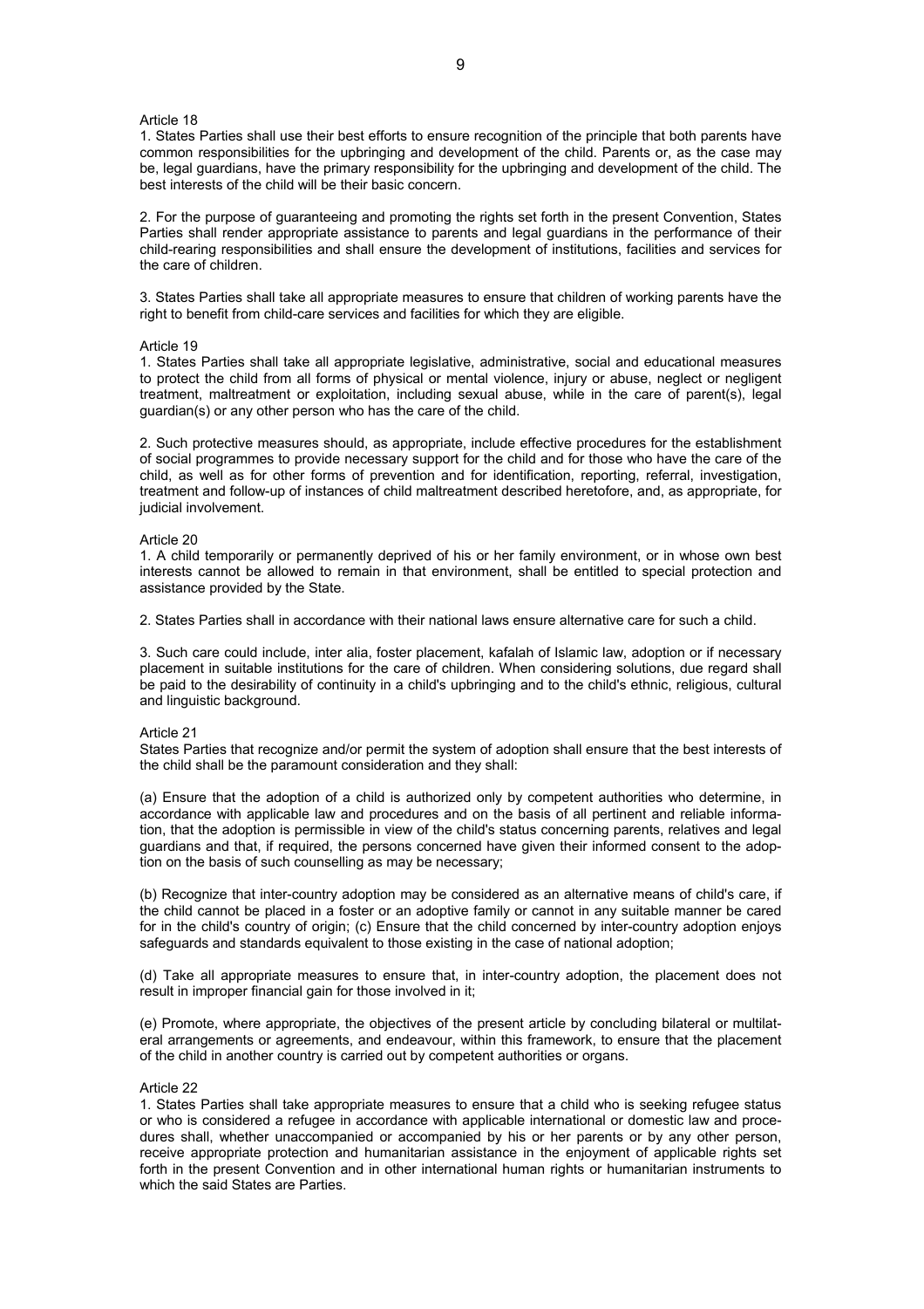Article 18

1. States Parties shall use their best efforts to ensure recognition of the principle that both parents have common responsibilities for the upbringing and development of the child. Parents or, as the case may be, legal guardians, have the primary responsibility for the upbringing and development of the child. The best interests of the child will be their basic concern.

2. For the purpose of guaranteeing and promoting the rights set forth in the present Convention, States Parties shall render appropriate assistance to parents and legal guardians in the performance of their child-rearing responsibilities and shall ensure the development of institutions, facilities and services for the care of children.

3. States Parties shall take all appropriate measures to ensure that children of working parents have the right to benefit from child-care services and facilities for which they are eligible.

Article 19

1. States Parties shall take all appropriate legislative, administrative, social and educational measures to protect the child from all forms of physical or mental violence, injury or abuse, neglect or negligent treatment, maltreatment or exploitation, including sexual abuse, while in the care of parent(s), legal guardian(s) or any other person who has the care of the child.

2. Such protective measures should, as appropriate, include effective procedures for the establishment of social programmes to provide necessary support for the child and for those who have the care of the child, as well as for other forms of prevention and for identification, reporting, referral, investigation, treatment and follow-up of instances of child maltreatment described heretofore, and, as appropriate, for judicial involvement.

Article 20

1. A child temporarily or permanently deprived of his or her family environment, or in whose own best interests cannot be allowed to remain in that environment, shall be entitled to special protection and assistance provided by the State.

2. States Parties shall in accordance with their national laws ensure alternative care for such a child.

3. Such care could include, inter alia, foster placement, kafalah of Islamic law, adoption or if necessary placement in suitable institutions for the care of children. When considering solutions, due regard shall be paid to the desirability of continuity in a child's upbringing and to the child's ethnic, religious, cultural and linguistic background.

Article 21

States Parties that recognize and/or permit the system of adoption shall ensure that the best interests of the child shall be the paramount consideration and they shall:

(a) Ensure that the adoption of a child is authorized only by competent authorities who determine, in accordance with applicable law and procedures and on the basis of all pertinent and reliable information, that the adoption is permissible in view of the child's status concerning parents, relatives and legal guardians and that, if required, the persons concerned have given their informed consent to the adoption on the basis of such counselling as may be necessary;

(b) Recognize that inter-country adoption may be considered as an alternative means of child's care, if the child cannot be placed in a foster or an adoptive family or cannot in any suitable manner be cared for in the child's country of origin; (c) Ensure that the child concerned by inter-country adoption enjoys safeguards and standards equivalent to those existing in the case of national adoption;

(d) Take all appropriate measures to ensure that, in inter-country adoption, the placement does not result in improper financial gain for those involved in it;

(e) Promote, where appropriate, the objectives of the present article by concluding bilateral or multilateral arrangements or agreements, and endeavour, within this framework, to ensure that the placement of the child in another country is carried out by competent authorities or organs.

Article 22

1. States Parties shall take appropriate measures to ensure that a child who is seeking refugee status or who is considered a refugee in accordance with applicable international or domestic law and procedures shall, whether unaccompanied or accompanied by his or her parents or by any other person, receive appropriate protection and humanitarian assistance in the enjoyment of applicable rights set forth in the present Convention and in other international human rights or humanitarian instruments to which the said States are Parties.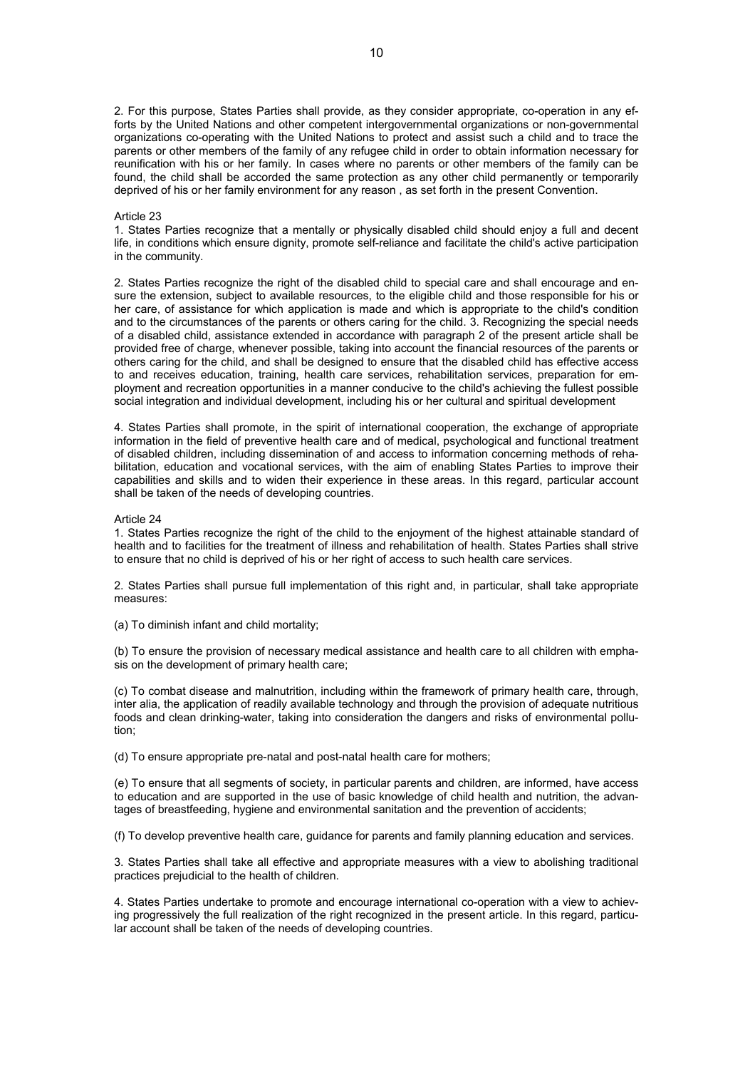2. For this purpose, States Parties shall provide, as they consider appropriate, co-operation in any efforts by the United Nations and other competent intergovernmental organizations or non-governmental organizations co-operating with the United Nations to protect and assist such a child and to trace the parents or other members of the family of any refugee child in order to obtain information necessary for reunification with his or her family. In cases where no parents or other members of the family can be found, the child shall be accorded the same protection as any other child permanently or temporarily deprived of his or her family environment for any reason , as set forth in the present Convention.

Article 23

1. States Parties recognize that a mentally or physically disabled child should enjoy a full and decent life, in conditions which ensure dignity, promote self-reliance and facilitate the child's active participation in the community.

2. States Parties recognize the right of the disabled child to special care and shall encourage and ensure the extension, subject to available resources, to the eligible child and those responsible for his or her care, of assistance for which application is made and which is appropriate to the child's condition and to the circumstances of the parents or others caring for the child. 3. Recognizing the special needs of a disabled child, assistance extended in accordance with paragraph 2 of the present article shall be provided free of charge, whenever possible, taking into account the financial resources of the parents or others caring for the child, and shall be designed to ensure that the disabled child has effective access to and receives education, training, health care services, rehabilitation services, preparation for employment and recreation opportunities in a manner conducive to the child's achieving the fullest possible social integration and individual development, including his or her cultural and spiritual development

4. States Parties shall promote, in the spirit of international cooperation, the exchange of appropriate information in the field of preventive health care and of medical, psychological and functional treatment of disabled children, including dissemination of and access to information concerning methods of rehabilitation, education and vocational services, with the aim of enabling States Parties to improve their capabilities and skills and to widen their experience in these areas. In this regard, particular account shall be taken of the needs of developing countries.

Article 24

1. States Parties recognize the right of the child to the enjoyment of the highest attainable standard of health and to facilities for the treatment of illness and rehabilitation of health. States Parties shall strive to ensure that no child is deprived of his or her right of access to such health care services.

2. States Parties shall pursue full implementation of this right and, in particular, shall take appropriate measures:

(a) To diminish infant and child mortality;

(b) To ensure the provision of necessary medical assistance and health care to all children with emphasis on the development of primary health care;

(c) To combat disease and malnutrition, including within the framework of primary health care, through, inter alia, the application of readily available technology and through the provision of adequate nutritious foods and clean drinking-water, taking into consideration the dangers and risks of environmental pollution;

(d) To ensure appropriate pre-natal and post-natal health care for mothers;

(e) To ensure that all segments of society, in particular parents and children, are informed, have access to education and are supported in the use of basic knowledge of child health and nutrition, the advantages of breastfeeding, hygiene and environmental sanitation and the prevention of accidents;

(f) To develop preventive health care, guidance for parents and family planning education and services.

3. States Parties shall take all effective and appropriate measures with a view to abolishing traditional practices prejudicial to the health of children.

4. States Parties undertake to promote and encourage international co-operation with a view to achieving progressively the full realization of the right recognized in the present article. In this regard, particular account shall be taken of the needs of developing countries.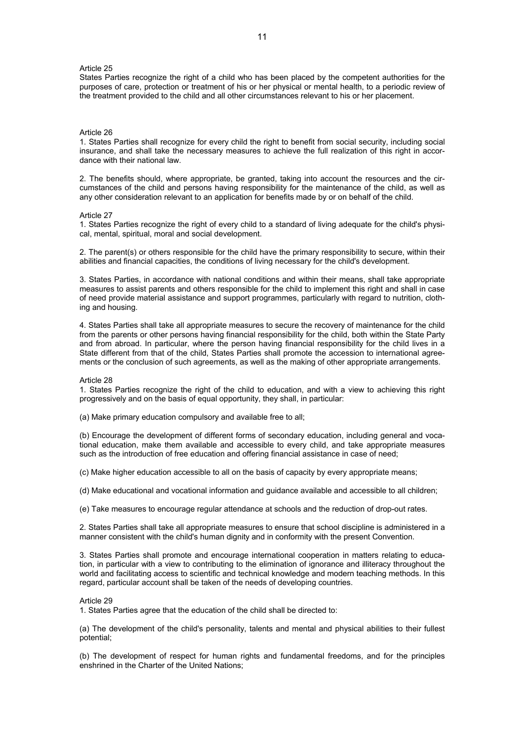Article 25

States Parties recognize the right of a child who has been placed by the competent authorities for the purposes of care, protection or treatment of his or her physical or mental health, to a periodic review of the treatment provided to the child and all other circumstances relevant to his or her placement.

Article 26

1. States Parties shall recognize for every child the right to benefit from social security, including social insurance, and shall take the necessary measures to achieve the full realization of this right in accordance with their national law.

2. The benefits should, where appropriate, be granted, taking into account the resources and the circumstances of the child and persons having responsibility for the maintenance of the child, as well as any other consideration relevant to an application for benefits made by or on behalf of the child.

Article 27

1. States Parties recognize the right of every child to a standard of living adequate for the child's physical, mental, spiritual, moral and social development.

2. The parent(s) or others responsible for the child have the primary responsibility to secure, within their abilities and financial capacities, the conditions of living necessary for the child's development.

3. States Parties, in accordance with national conditions and within their means, shall take appropriate measures to assist parents and others responsible for the child to implement this right and shall in case of need provide material assistance and support programmes, particularly with regard to nutrition, clothing and housing.

4. States Parties shall take all appropriate measures to secure the recovery of maintenance for the child from the parents or other persons having financial responsibility for the child, both within the State Party and from abroad. In particular, where the person having financial responsibility for the child lives in a State different from that of the child, States Parties shall promote the accession to international agreements or the conclusion of such agreements, as well as the making of other appropriate arrangements.

Article 28

1. States Parties recognize the right of the child to education, and with a view to achieving this right progressively and on the basis of equal opportunity, they shall, in particular:

(a) Make primary education compulsory and available free to all;

(b) Encourage the development of different forms of secondary education, including general and vocational education, make them available and accessible to every child, and take appropriate measures such as the introduction of free education and offering financial assistance in case of need;

(c) Make higher education accessible to all on the basis of capacity by every appropriate means;

(d) Make educational and vocational information and guidance available and accessible to all children;

(e) Take measures to encourage regular attendance at schools and the reduction of drop-out rates.

2. States Parties shall take all appropriate measures to ensure that school discipline is administered in a manner consistent with the child's human dignity and in conformity with the present Convention.

3. States Parties shall promote and encourage international cooperation in matters relating to education, in particular with a view to contributing to the elimination of ignorance and illiteracy throughout the world and facilitating access to scientific and technical knowledge and modern teaching methods. In this regard, particular account shall be taken of the needs of developing countries.

Article 29

1. States Parties agree that the education of the child shall be directed to:

(a) The development of the child's personality, talents and mental and physical abilities to their fullest potential;

(b) The development of respect for human rights and fundamental freedoms, and for the principles enshrined in the Charter of the United Nations;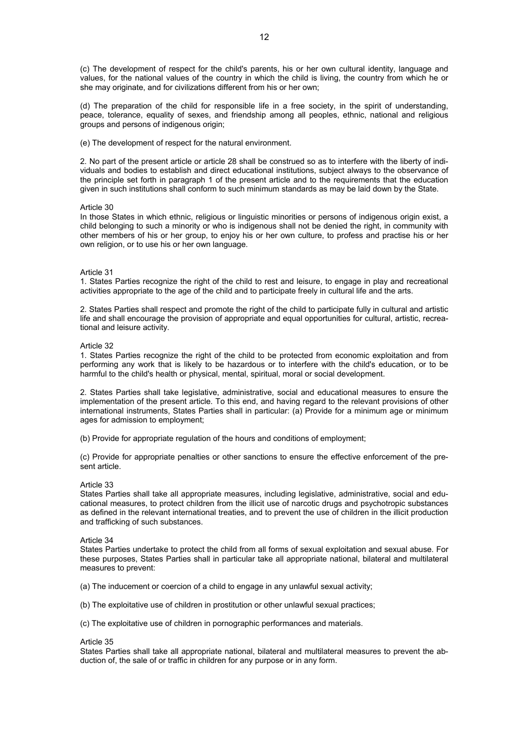(c) The development of respect for the child's parents, his or her own cultural identity, language and values, for the national values of the country in which the child is living, the country from which he or she may originate, and for civilizations different from his or her own;

(d) The preparation of the child for responsible life in a free society, in the spirit of understanding, peace, tolerance, equality of sexes, and friendship among all peoples, ethnic, national and religious groups and persons of indigenous origin;

(e) The development of respect for the natural environment.

2. No part of the present article or article 28 shall be construed so as to interfere with the liberty of individuals and bodies to establish and direct educational institutions, subject always to the observance of the principle set forth in paragraph 1 of the present article and to the requirements that the education given in such institutions shall conform to such minimum standards as may be laid down by the State.

Article 30

In those States in which ethnic, religious or linguistic minorities or persons of indigenous origin exist, a child belonging to such a minority or who is indigenous shall not be denied the right, in community with other members of his or her group, to enjoy his or her own culture, to profess and practise his or her own religion, or to use his or her own language.

Article 31

1. States Parties recognize the right of the child to rest and leisure, to engage in play and recreational activities appropriate to the age of the child and to participate freely in cultural life and the arts.

2. States Parties shall respect and promote the right of the child to participate fully in cultural and artistic life and shall encourage the provision of appropriate and equal opportunities for cultural, artistic, recreational and leisure activity.

Article 32

1. States Parties recognize the right of the child to be protected from economic exploitation and from performing any work that is likely to be hazardous or to interfere with the child's education, or to be harmful to the child's health or physical, mental, spiritual, moral or social development.

2. States Parties shall take legislative, administrative, social and educational measures to ensure the implementation of the present article. To this end, and having regard to the relevant provisions of other international instruments, States Parties shall in particular: (a) Provide for a minimum age or minimum ages for admission to employment;

(b) Provide for appropriate regulation of the hours and conditions of employment;

(c) Provide for appropriate penalties or other sanctions to ensure the effective enforcement of the present article.

Article 33

States Parties shall take all appropriate measures, including legislative, administrative, social and educational measures, to protect children from the illicit use of narcotic drugs and psychotropic substances as defined in the relevant international treaties, and to prevent the use of children in the illicit production and trafficking of such substances.

Article 34

States Parties undertake to protect the child from all forms of sexual exploitation and sexual abuse. For these purposes, States Parties shall in particular take all appropriate national, bilateral and multilateral measures to prevent:

(a) The inducement or coercion of a child to engage in any unlawful sexual activity;

(b) The exploitative use of children in prostitution or other unlawful sexual practices;

(c) The exploitative use of children in pornographic performances and materials.

Article 35

States Parties shall take all appropriate national, bilateral and multilateral measures to prevent the abduction of, the sale of or traffic in children for any purpose or in any form.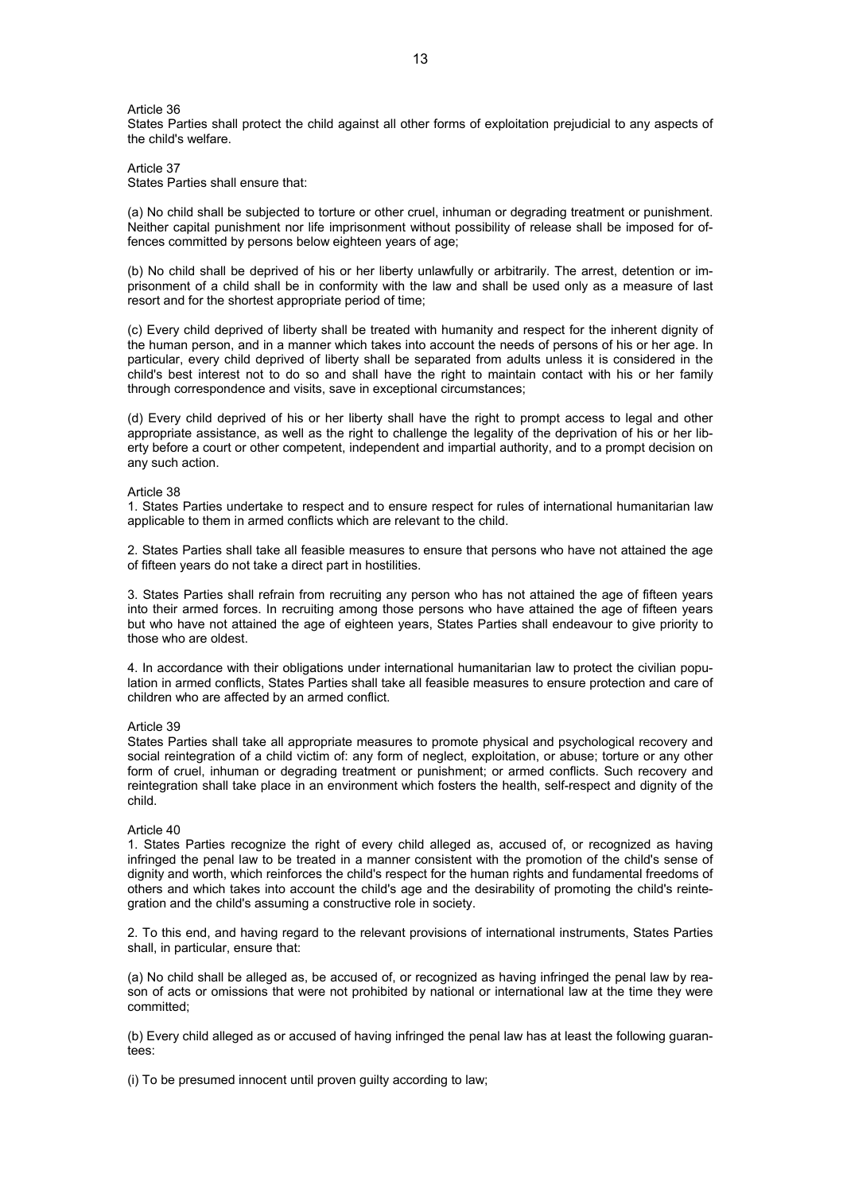Article 36
States Parties shall protect the child against all other forms of exploitation prejudicial to any aspects of the child's welfare.

Article 37
States Parties shall ensure that:

(a) No child shall be subjected to torture or other cruel, inhuman or degrading treatment or punishment. Neither capital punishment nor life imprisonment without possibility of release shall be imposed for offences committed by persons below eighteen years of age;

(b) No child shall be deprived of his or her liberty unlawfully or arbitrarily. The arrest, detention or imprisonment of a child shall be in conformity with the law and shall be used only as a measure of last resort and for the shortest appropriate period of time;

(c) Every child deprived of liberty shall be treated with humanity and respect for the inherent dignity of the human person, and in a manner which takes into account the needs of persons of his or her age. In particular, every child deprived of liberty shall be separated from adults unless it is considered in the child's best interest not to do so and shall have the right to maintain contact with his or her family through correspondence and visits, save in exceptional circumstances;

(d) Every child deprived of his or her liberty shall have the right to prompt access to legal and other appropriate assistance, as well as the right to challenge the legality of the deprivation of his or her liberty before a court or other competent, independent and impartial authority, and to a prompt decision on any such action.

Article 38
1. States Parties undertake to respect and to ensure respect for rules of international humanitarian law applicable to them in armed conflicts which are relevant to the child.

2. States Parties shall take all feasible measures to ensure that persons who have not attained the age of fifteen years do not take a direct part in hostilities.

3. States Parties shall refrain from recruiting any person who has not attained the age of fifteen years into their armed forces. In recruiting among those persons who have attained the age of fifteen years but who have not attained the age of eighteen years, States Parties shall endeavour to give priority to those who are oldest.

4. In accordance with their obligations under international humanitarian law to protect the civilian population in armed conflicts, States Parties shall take all feasible measures to ensure protection and care of children who are affected by an armed conflict.

Article 39
States Parties shall take all appropriate measures to promote physical and psychological recovery and social reintegration of a child victim of: any form of neglect, exploitation, or abuse; torture or any other form of cruel, inhuman or degrading treatment or punishment; or armed conflicts. Such recovery and reintegration shall take place in an environment which fosters the health, self-respect and dignity of the child.

Article 40
1. States Parties recognize the right of every child alleged as, accused of, or recognized as having infringed the penal law to be treated in a manner consistent with the promotion of the child's sense of dignity and worth, which reinforces the child's respect for the human rights and fundamental freedoms of others and which takes into account the child's age and the desirability of promoting the child's reintegration and the child's assuming a constructive role in society.

2. To this end, and having regard to the relevant provisions of international instruments, States Parties shall, in particular, ensure that:

(a) No child shall be alleged as, be accused of, or recognized as having infringed the penal law by reason of acts or omissions that were not prohibited by national or international law at the time they were committed;

(b) Every child alleged as or accused of having infringed the penal law has at least the following guarantees:

(i) To be presumed innocent until proven guilty according to law;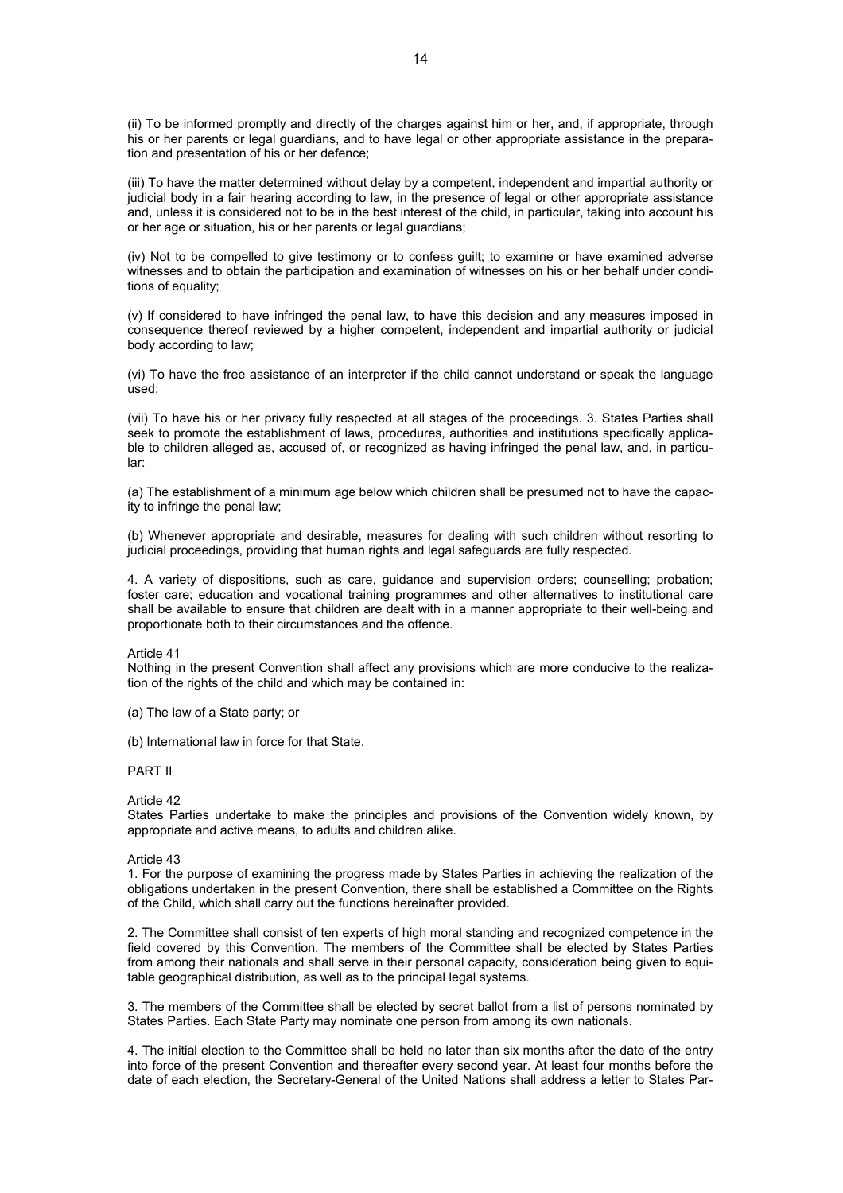(ii) To be informed promptly and directly of the charges against him or her, and, if appropriate, through his or her parents or legal guardians, and to have legal or other appropriate assistance in the preparation and presentation of his or her defence;

(iii) To have the matter determined without delay by a competent, independent and impartial authority or judicial body in a fair hearing according to law, in the presence of legal or other appropriate assistance and, unless it is considered not to be in the best interest of the child, in particular, taking into account his or her age or situation, his or her parents or legal guardians;

(iv) Not to be compelled to give testimony or to confess guilt; to examine or have examined adverse witnesses and to obtain the participation and examination of witnesses on his or her behalf under conditions of equality;

(v) If considered to have infringed the penal law, to have this decision and any measures imposed in consequence thereof reviewed by a higher competent, independent and impartial authority or judicial body according to law;

(vi) To have the free assistance of an interpreter if the child cannot understand or speak the language used;

(vii) To have his or her privacy fully respected at all stages of the proceedings. 3. States Parties shall seek to promote the establishment of laws, procedures, authorities and institutions specifically applicable to children alleged as, accused of, or recognized as having infringed the penal law, and, in particular:

(a) The establishment of a minimum age below which children shall be presumed not to have the capacity to infringe the penal law;

(b) Whenever appropriate and desirable, measures for dealing with such children without resorting to judicial proceedings, providing that human rights and legal safeguards are fully respected.

4. A variety of dispositions, such as care, guidance and supervision orders; counselling; probation; foster care; education and vocational training programmes and other alternatives to institutional care shall be available to ensure that children are dealt with in a manner appropriate to their well-being and proportionate both to their circumstances and the offence.

Article 41
Nothing in the present Convention shall affect any provisions which are more conducive to the realization of the rights of the child and which may be contained in:

(a) The law of a State party; or

(b) International law in force for that State.

PART II

Article 42
States Parties undertake to make the principles and provisions of the Convention widely known, by appropriate and active means, to adults and children alike.

Article 43
1. For the purpose of examining the progress made by States Parties in achieving the realization of the obligations undertaken in the present Convention, there shall be established a Committee on the Rights of the Child, which shall carry out the functions hereinafter provided.

2. The Committee shall consist of ten experts of high moral standing and recognized competence in the field covered by this Convention. The members of the Committee shall be elected by States Parties from among their nationals and shall serve in their personal capacity, consideration being given to equitable geographical distribution, as well as to the principal legal systems.

3. The members of the Committee shall be elected by secret ballot from a list of persons nominated by States Parties. Each State Party may nominate one person from among its own nationals.

4. The initial election to the Committee shall be held no later than six months after the date of the entry into force of the present Convention and thereafter every second year. At least four months before the date of each election, the Secretary-General of the United Nations shall address a letter to States Par-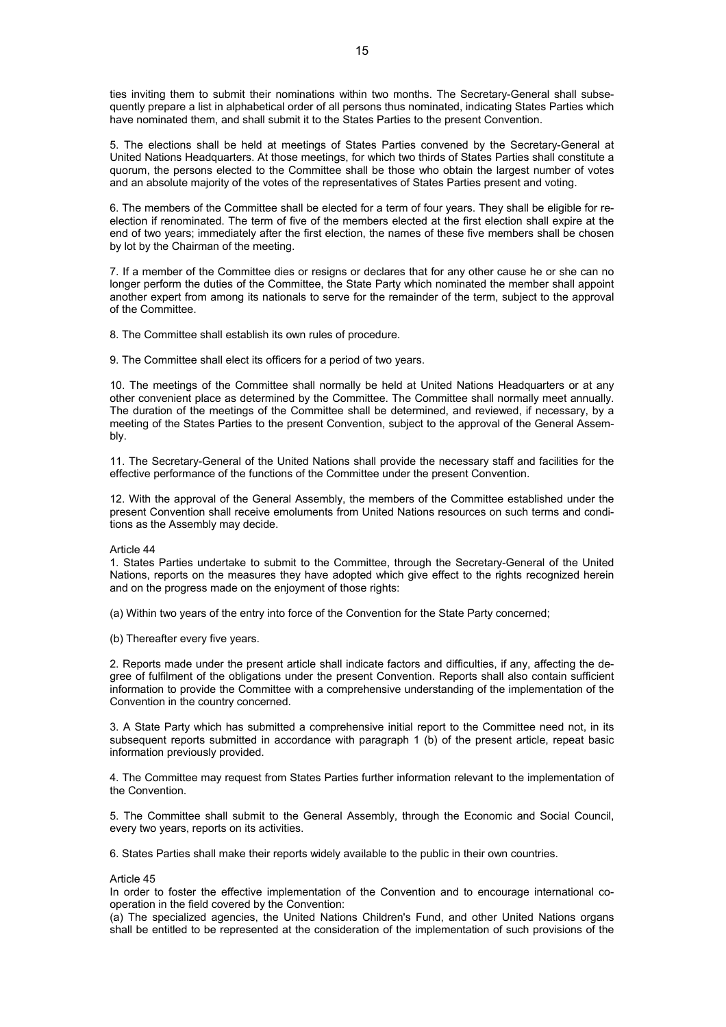ties inviting them to submit their nominations within two months. The Secretary-General shall subsequently prepare a list in alphabetical order of all persons thus nominated, indicating States Parties which have nominated them, and shall submit it to the States Parties to the present Convention.

5. The elections shall be held at meetings of States Parties convened by the Secretary-General at United Nations Headquarters. At those meetings, for which two thirds of States Parties shall constitute a quorum, the persons elected to the Committee shall be those who obtain the largest number of votes and an absolute majority of the votes of the representatives of States Parties present and voting.

6. The members of the Committee shall be elected for a term of four years. They shall be eligible for re-election if renominated. The term of five of the members elected at the first election shall expire at the end of two years; immediately after the first election, the names of these five members shall be chosen by lot by the Chairman of the meeting.

7. If a member of the Committee dies or resigns or declares that for any other cause he or she can no longer perform the duties of the Committee, the State Party which nominated the member shall appoint another expert from among its nationals to serve for the remainder of the term, subject to the approval of the Committee.

8. The Committee shall establish its own rules of procedure.

9. The Committee shall elect its officers for a period of two years.

10. The meetings of the Committee shall normally be held at United Nations Headquarters or at any other convenient place as determined by the Committee. The Committee shall normally meet annually. The duration of the meetings of the Committee shall be determined, and reviewed, if necessary, by a meeting of the States Parties to the present Convention, subject to the approval of the General Assembly.

11. The Secretary-General of the United Nations shall provide the necessary staff and facilities for the effective performance of the functions of the Committee under the present Convention.

12. With the approval of the General Assembly, the members of the Committee established under the present Convention shall receive emoluments from United Nations resources on such terms and conditions as the Assembly may decide.

Article 44

1. States Parties undertake to submit to the Committee, through the Secretary-General of the United Nations, reports on the measures they have adopted which give effect to the rights recognized herein and on the progress made on the enjoyment of those rights:

(a) Within two years of the entry into force of the Convention for the State Party concerned;

(b) Thereafter every five years.

2. Reports made under the present article shall indicate factors and difficulties, if any, affecting the degree of fulfilment of the obligations under the present Convention. Reports shall also contain sufficient information to provide the Committee with a comprehensive understanding of the implementation of the Convention in the country concerned.

3. A State Party which has submitted a comprehensive initial report to the Committee need not, in its subsequent reports submitted in accordance with paragraph 1 (b) of the present article, repeat basic information previously provided.

4. The Committee may request from States Parties further information relevant to the implementation of the Convention.

5. The Committee shall submit to the General Assembly, through the Economic and Social Council, every two years, reports on its activities.

6. States Parties shall make their reports widely available to the public in their own countries.

Article 45

In order to foster the effective implementation of the Convention and to encourage international co-operation in the field covered by the Convention:

(a) The specialized agencies, the United Nations Children's Fund, and other United Nations organs shall be entitled to be represented at the consideration of the implementation of such provisions of the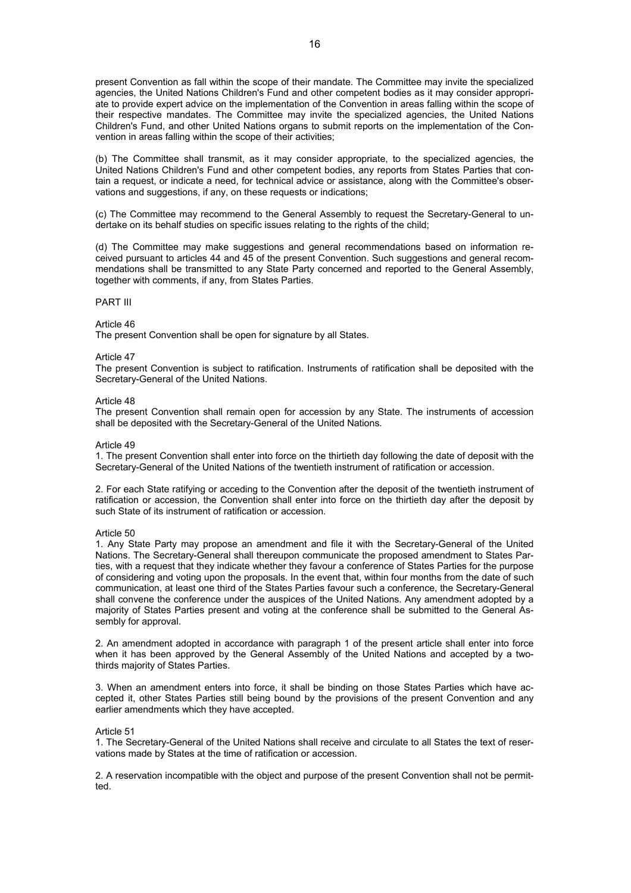present Convention as fall within the scope of their mandate. The Committee may invite the specialized agencies, the United Nations Children's Fund and other competent bodies as it may consider appropriate to provide expert advice on the implementation of the Convention in areas falling within the scope of their respective mandates. The Committee may invite the specialized agencies, the United Nations Children's Fund, and other United Nations organs to submit reports on the implementation of the Convention in areas falling within the scope of their activities;

(b) The Committee shall transmit, as it may consider appropriate, to the specialized agencies, the United Nations Children's Fund and other competent bodies, any reports from States Parties that contain a request, or indicate a need, for technical advice or assistance, along with the Committee's observations and suggestions, if any, on these requests or indications;

(c) The Committee may recommend to the General Assembly to request the Secretary-General to undertake on its behalf studies on specific issues relating to the rights of the child;

(d) The Committee may make suggestions and general recommendations based on information received pursuant to articles 44 and 45 of the present Convention. Such suggestions and general recommendations shall be transmitted to any State Party concerned and reported to the General Assembly, together with comments, if any, from States Parties.

PART III

Article 46
The present Convention shall be open for signature by all States.

Article 47
The present Convention is subject to ratification. Instruments of ratification shall be deposited with the Secretary-General of the United Nations.

Article 48
The present Convention shall remain open for accession by any State. The instruments of accession shall be deposited with the Secretary-General of the United Nations.

Article 49
1. The present Convention shall enter into force on the thirtieth day following the date of deposit with the Secretary-General of the United Nations of the twentieth instrument of ratification or accession.

2. For each State ratifying or acceding to the Convention after the deposit of the twentieth instrument of ratification or accession, the Convention shall enter into force on the thirtieth day after the deposit by such State of its instrument of ratification or accession.

Article 50
1. Any State Party may propose an amendment and file it with the Secretary-General of the United Nations. The Secretary-General shall thereupon communicate the proposed amendment to States Parties, with a request that they indicate whether they favour a conference of States Parties for the purpose of considering and voting upon the proposals. In the event that, within four months from the date of such communication, at least one third of the States Parties favour such a conference, the Secretary-General shall convene the conference under the auspices of the United Nations. Any amendment adopted by a majority of States Parties present and voting at the conference shall be submitted to the General Assembly for approval.

2. An amendment adopted in accordance with paragraph 1 of the present article shall enter into force when it has been approved by the General Assembly of the United Nations and accepted by a two-thirds majority of States Parties.

3. When an amendment enters into force, it shall be binding on those States Parties which have accepted it, other States Parties still being bound by the provisions of the present Convention and any earlier amendments which they have accepted.

Article 51
1. The Secretary-General of the United Nations shall receive and circulate to all States the text of reservations made by States at the time of ratification or accession.

2. A reservation incompatible with the object and purpose of the present Convention shall not be permitted.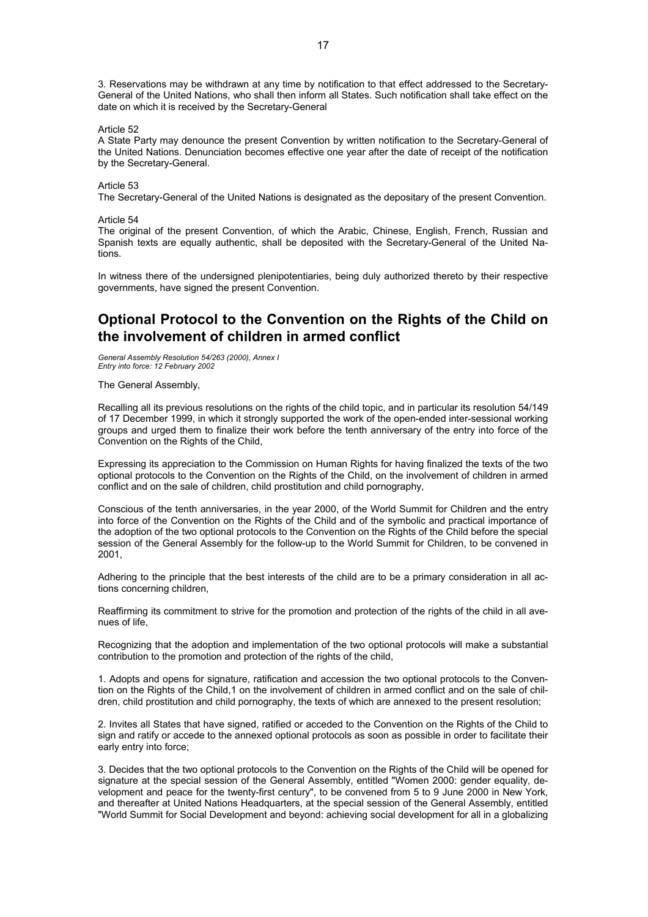3. Reservations may be withdrawn at any time by notification to that effect addressed to the Secretary-General of the United Nations, who shall then inform all States. Such notification shall take effect on the date on which it is received by the Secretary-General

Article 52
A State Party may denounce the present Convention by written notification to the Secretary-General of the United Nations. Denunciation becomes effective one year after the date of receipt of the notification by the Secretary-General.

Article 53
The Secretary-General of the United Nations is designated as the depositary of the present Convention.

Article 54
The original of the present Convention, of which the Arabic, Chinese, English, French, Russian and Spanish texts are equally authentic, shall be deposited with the Secretary-General of the United Nations.

In witness there of the undersigned plenipotentiaries, being duly authorized thereto by their respective governments, have signed the present Convention.

## Optional Protocol to the Convention on the Rights of the Child on the involvement of children in armed conflict

*General Assembly Resolution 54/263 (2000), Annex I*
*Entry into force: 12 February 2002*

The General Assembly,

Recalling all its previous resolutions on the rights of the child topic, and in particular its resolution 54/149 of 17 December 1999, in which it strongly supported the work of the open-ended inter-sessional working groups and urged them to finalize their work before the tenth anniversary of the entry into force of the Convention on the Rights of the Child,

Expressing its appreciation to the Commission on Human Rights for having finalized the texts of the two optional protocols to the Convention on the Rights of the Child, on the involvement of children in armed conflict and on the sale of children, child prostitution and child pornography,

Conscious of the tenth anniversaries, in the year 2000, of the World Summit for Children and the entry into force of the Convention on the Rights of the Child and of the symbolic and practical importance of the adoption of the two optional protocols to the Convention on the Rights of the Child before the special session of the General Assembly for the follow-up to the World Summit for Children, to be convened in 2001,

Adhering to the principle that the best interests of the child are to be a primary consideration in all actions concerning children,

Reaffirming its commitment to strive for the promotion and protection of the rights of the child in all avenues of life,

Recognizing that the adoption and implementation of the two optional protocols will make a substantial contribution to the promotion and protection of the rights of the child,

1. Adopts and opens for signature, ratification and accession the two optional protocols to the Convention on the Rights of the Child,1 on the involvement of children in armed conflict and on the sale of children, child prostitution and child pornography, the texts of which are annexed to the present resolution;

2. Invites all States that have signed, ratified or acceded to the Convention on the Rights of the Child to sign and ratify or accede to the annexed optional protocols as soon as possible in order to facilitate their early entry into force;

3. Decides that the two optional protocols to the Convention on the Rights of the Child will be opened for signature at the special session of the General Assembly, entitled "Women 2000: gender equality, development and peace for the twenty-first century", to be convened from 5 to 9 June 2000 in New York, and thereafter at United Nations Headquarters, at the special session of the General Assembly, entitled "World Summit for Social Development and beyond: achieving social development for all in a globalizing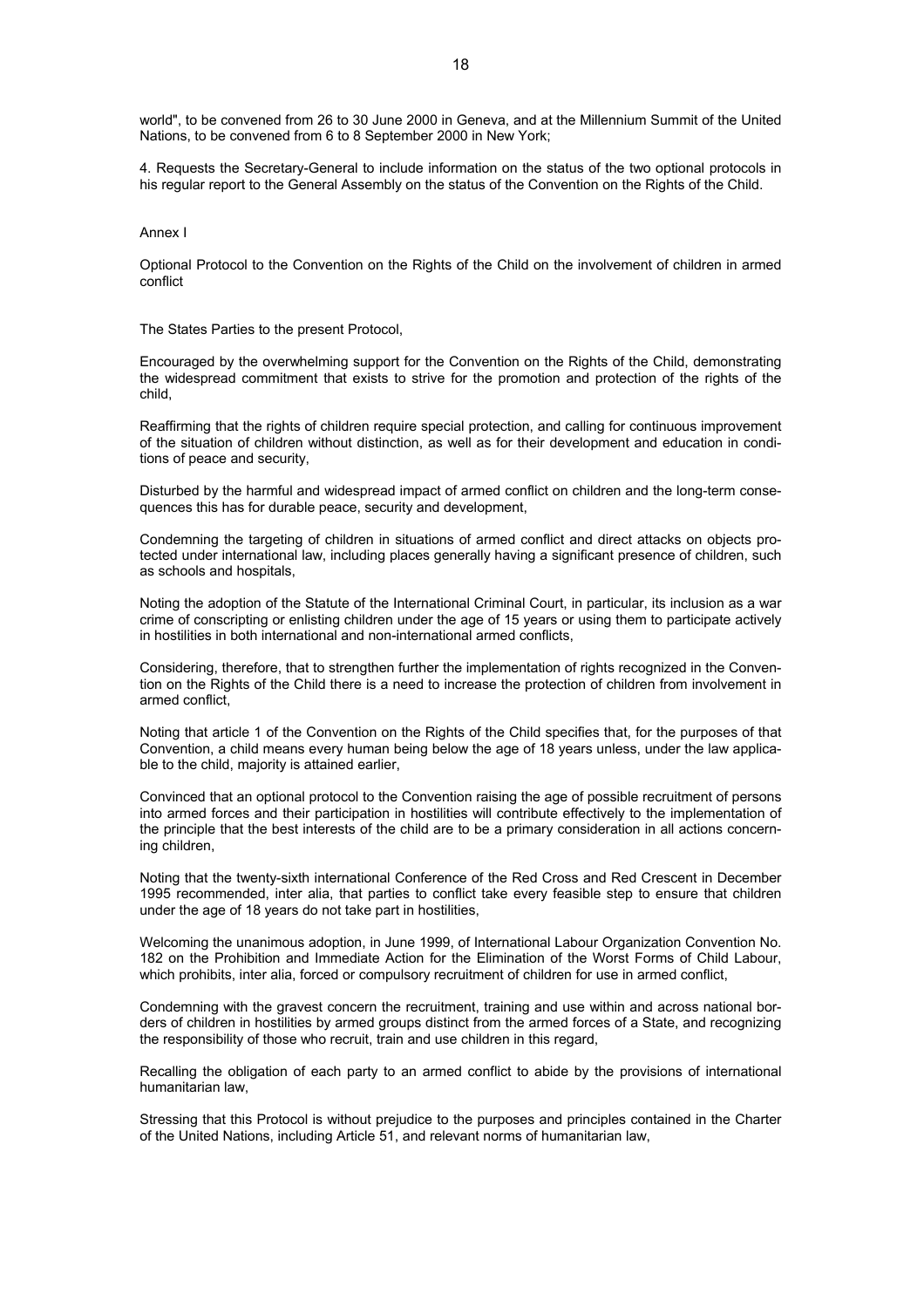world", to be convened from 26 to 30 June 2000 in Geneva, and at the Millennium Summit of the United Nations, to be convened from 6 to 8 September 2000 in New York;

4. Requests the Secretary-General to include information on the status of the two optional protocols in his regular report to the General Assembly on the status of the Convention on the Rights of the Child.

Annex I

Optional Protocol to the Convention on the Rights of the Child on the involvement of children in armed conflict

The States Parties to the present Protocol,

Encouraged by the overwhelming support for the Convention on the Rights of the Child, demonstrating the widespread commitment that exists to strive for the promotion and protection of the rights of the child,

Reaffirming that the rights of children require special protection, and calling for continuous improvement of the situation of children without distinction, as well as for their development and education in conditions of peace and security,

Disturbed by the harmful and widespread impact of armed conflict on children and the long-term consequences this has for durable peace, security and development,

Condemning the targeting of children in situations of armed conflict and direct attacks on objects protected under international law, including places generally having a significant presence of children, such as schools and hospitals,

Noting the adoption of the Statute of the International Criminal Court, in particular, its inclusion as a war crime of conscripting or enlisting children under the age of 15 years or using them to participate actively in hostilities in both international and non-international armed conflicts,

Considering, therefore, that to strengthen further the implementation of rights recognized in the Convention on the Rights of the Child there is a need to increase the protection of children from involvement in armed conflict,

Noting that article 1 of the Convention on the Rights of the Child specifies that, for the purposes of that Convention, a child means every human being below the age of 18 years unless, under the law applicable to the child, majority is attained earlier,

Convinced that an optional protocol to the Convention raising the age of possible recruitment of persons into armed forces and their participation in hostilities will contribute effectively to the implementation of the principle that the best interests of the child are to be a primary consideration in all actions concerning children,

Noting that the twenty-sixth international Conference of the Red Cross and Red Crescent in December 1995 recommended, inter alia, that parties to conflict take every feasible step to ensure that children under the age of 18 years do not take part in hostilities,

Welcoming the unanimous adoption, in June 1999, of International Labour Organization Convention No. 182 on the Prohibition and Immediate Action for the Elimination of the Worst Forms of Child Labour, which prohibits, inter alia, forced or compulsory recruitment of children for use in armed conflict,

Condemning with the gravest concern the recruitment, training and use within and across national borders of children in hostilities by armed groups distinct from the armed forces of a State, and recognizing the responsibility of those who recruit, train and use children in this regard,

Recalling the obligation of each party to an armed conflict to abide by the provisions of international humanitarian law,

Stressing that this Protocol is without prejudice to the purposes and principles contained in the Charter of the United Nations, including Article 51, and relevant norms of humanitarian law,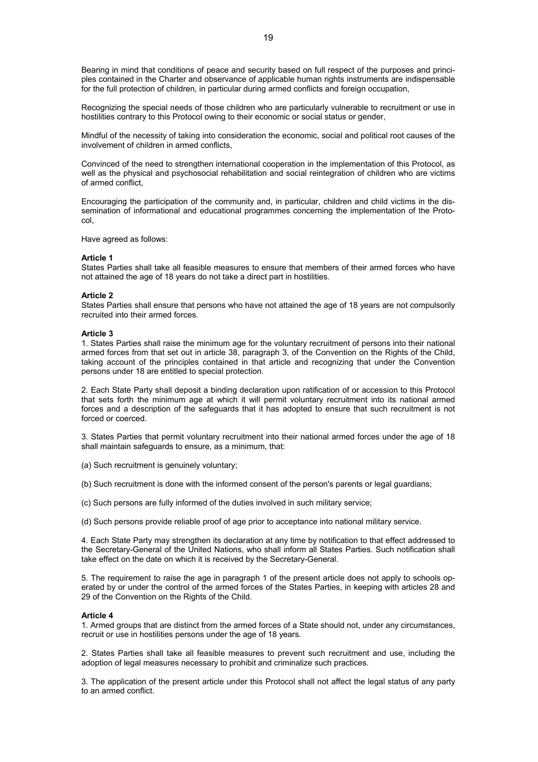Bearing in mind that conditions of peace and security based on full respect of the purposes and principles contained in the Charter and observance of applicable human rights instruments are indispensable for the full protection of children, in particular during armed conflicts and foreign occupation,

Recognizing the special needs of those children who are particularly vulnerable to recruitment or use in hostilities contrary to this Protocol owing to their economic or social status or gender,

Mindful of the necessity of taking into consideration the economic, social and political root causes of the involvement of children in armed conflicts,

Convinced of the need to strengthen international cooperation in the implementation of this Protocol, as well as the physical and psychosocial rehabilitation and social reintegration of children who are victims of armed conflict,

Encouraging the participation of the community and, in particular, children and child victims in the dissemination of informational and educational programmes concerning the implementation of the Protocol,

Have agreed as follows:

**Article 1**
States Parties shall take all feasible measures to ensure that members of their armed forces who have not attained the age of 18 years do not take a direct part in hostilities.

**Article 2**
States Parties shall ensure that persons who have not attained the age of 18 years are not compulsorily recruited into their armed forces.

**Article 3**
1. States Parties shall raise the minimum age for the voluntary recruitment of persons into their national armed forces from that set out in article 38, paragraph 3, of the Convention on the Rights of the Child, taking account of the principles contained in that article and recognizing that under the Convention persons under 18 are entitled to special protection.

2. Each State Party shall deposit a binding declaration upon ratification of or accession to this Protocol that sets forth the minimum age at which it will permit voluntary recruitment into its national armed forces and a description of the safeguards that it has adopted to ensure that such recruitment is not forced or coerced.

3. States Parties that permit voluntary recruitment into their national armed forces under the age of 18 shall maintain safeguards to ensure, as a minimum, that:

(a) Such recruitment is genuinely voluntary;

(b) Such recruitment is done with the informed consent of the person's parents or legal guardians;

(c) Such persons are fully informed of the duties involved in such military service;

(d) Such persons provide reliable proof of age prior to acceptance into national military service.

4. Each State Party may strengthen its declaration at any time by notification to that effect addressed to the Secretary-General of the United Nations, who shall inform all States Parties. Such notification shall take effect on the date on which it is received by the Secretary-General.

5. The requirement to raise the age in paragraph 1 of the present article does not apply to schools operated by or under the control of the armed forces of the States Parties, in keeping with articles 28 and 29 of the Convention on the Rights of the Child.

**Article 4**
1. Armed groups that are distinct from the armed forces of a State should not, under any circumstances, recruit or use in hostilities persons under the age of 18 years.

2. States Parties shall take all feasible measures to prevent such recruitment and use, including the adoption of legal measures necessary to prohibit and criminalize such practices.

3. The application of the present article under this Protocol shall not affect the legal status of any party to an armed conflict.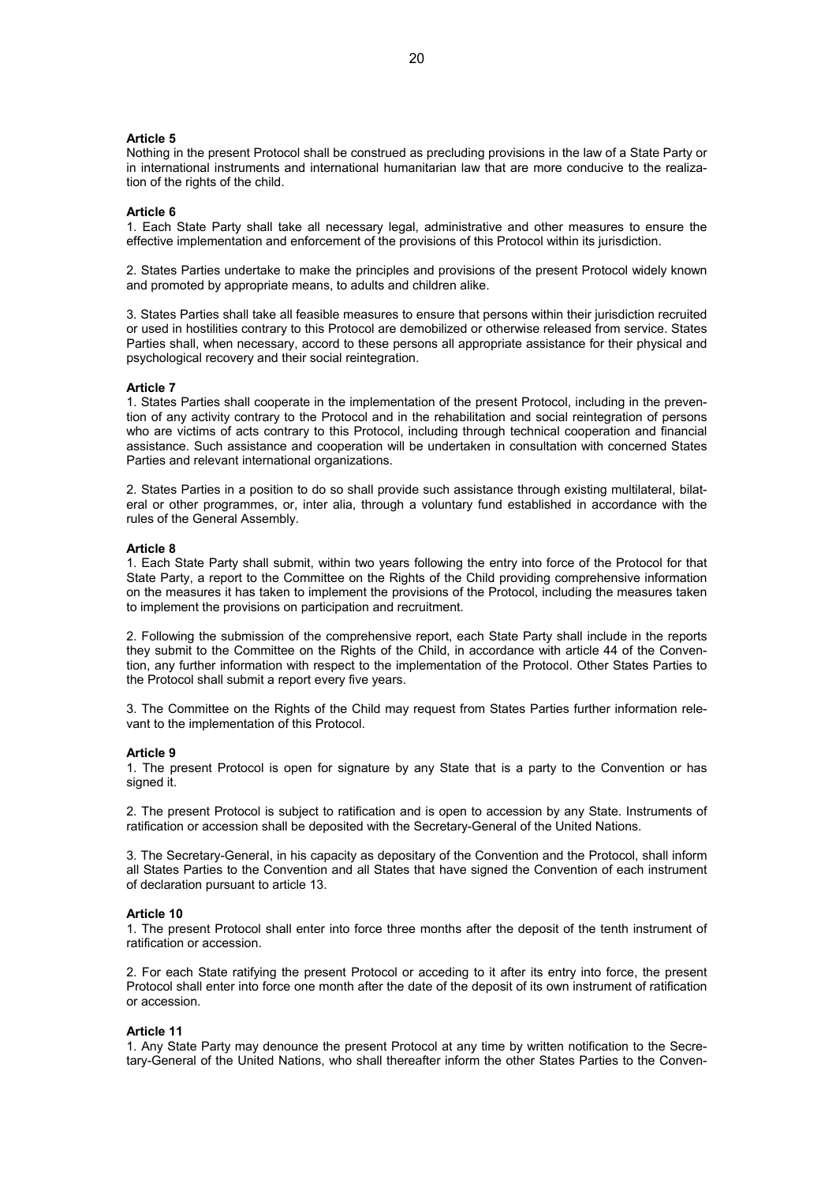**Article 5**

Nothing in the present Protocol shall be construed as precluding provisions in the law of a State Party or in international instruments and international humanitarian law that are more conducive to the realization of the rights of the child.

**Article 6**

1. Each State Party shall take all necessary legal, administrative and other measures to ensure the effective implementation and enforcement of the provisions of this Protocol within its jurisdiction.

2. States Parties undertake to make the principles and provisions of the present Protocol widely known and promoted by appropriate means, to adults and children alike.

3. States Parties shall take all feasible measures to ensure that persons within their jurisdiction recruited or used in hostilities contrary to this Protocol are demobilized or otherwise released from service. States Parties shall, when necessary, accord to these persons all appropriate assistance for their physical and psychological recovery and their social reintegration.

**Article 7**

1. States Parties shall cooperate in the implementation of the present Protocol, including in the prevention of any activity contrary to the Protocol and in the rehabilitation and social reintegration of persons who are victims of acts contrary to this Protocol, including through technical cooperation and financial assistance. Such assistance and cooperation will be undertaken in consultation with concerned States Parties and relevant international organizations.

2. States Parties in a position to do so shall provide such assistance through existing multilateral, bilateral or other programmes, or, inter alia, through a voluntary fund established in accordance with the rules of the General Assembly.

**Article 8**

1. Each State Party shall submit, within two years following the entry into force of the Protocol for that State Party, a report to the Committee on the Rights of the Child providing comprehensive information on the measures it has taken to implement the provisions of the Protocol, including the measures taken to implement the provisions on participation and recruitment.

2. Following the submission of the comprehensive report, each State Party shall include in the reports they submit to the Committee on the Rights of the Child, in accordance with article 44 of the Convention, any further information with respect to the implementation of the Protocol. Other States Parties to the Protocol shall submit a report every five years.

3. The Committee on the Rights of the Child may request from States Parties further information relevant to the implementation of this Protocol.

**Article 9**

1. The present Protocol is open for signature by any State that is a party to the Convention or has signed it.

2. The present Protocol is subject to ratification and is open to accession by any State. Instruments of ratification or accession shall be deposited with the Secretary-General of the United Nations.

3. The Secretary-General, in his capacity as depositary of the Convention and the Protocol, shall inform all States Parties to the Convention and all States that have signed the Convention of each instrument of declaration pursuant to article 13.

**Article 10**

1. The present Protocol shall enter into force three months after the deposit of the tenth instrument of ratification or accession.

2. For each State ratifying the present Protocol or acceding to it after its entry into force, the present Protocol shall enter into force one month after the date of the deposit of its own instrument of ratification or accession.

**Article 11**

1. Any State Party may denounce the present Protocol at any time by written notification to the Secretary-General of the United Nations, who shall thereafter inform the other States Parties to the Conven-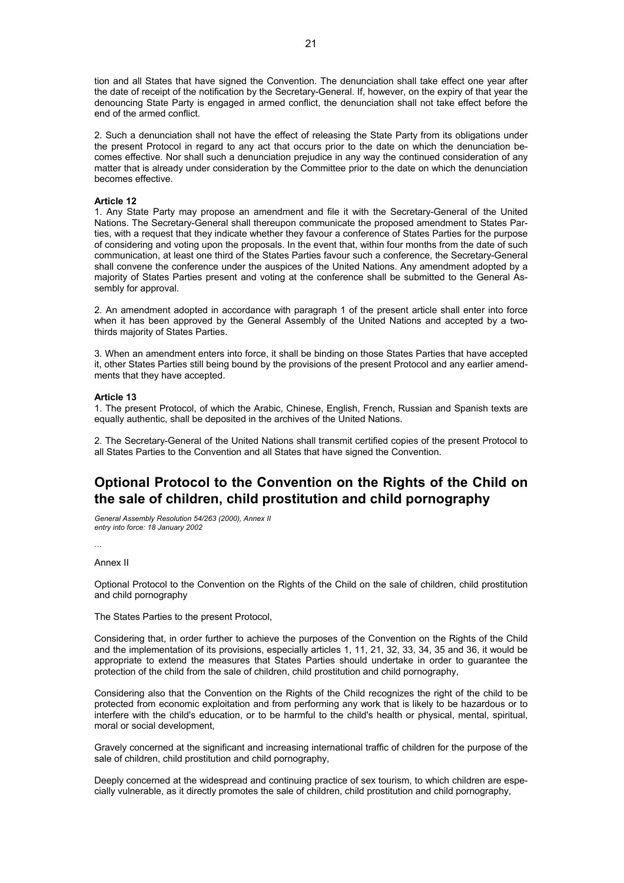tion and all States that have signed the Convention. The denunciation shall take effect one year after the date of receipt of the notification by the Secretary-General. If, however, on the expiry of that year the denouncing State Party is engaged in armed conflict, the denunciation shall not take effect before the end of the armed conflict.

2. Such a denunciation shall not have the effect of releasing the State Party from its obligations under the present Protocol in regard to any act that occurs prior to the date on which the denunciation becomes effective. Nor shall such a denunciation prejudice in any way the continued consideration of any matter that is already under consideration by the Committee prior to the date on which the denunciation becomes effective.

**Article 12**
1. Any State Party may propose an amendment and file it with the Secretary-General of the United Nations. The Secretary-General shall thereupon communicate the proposed amendment to States Parties, with a request that they indicate whether they favour a conference of States Parties for the purpose of considering and voting upon the proposals. In the event that, within four months from the date of such communication, at least one third of the States Parties favour such a conference, the Secretary-General shall convene the conference under the auspices of the United Nations. Any amendment adopted by a majority of States Parties present and voting at the conference shall be submitted to the General Assembly for approval.

2. An amendment adopted in accordance with paragraph 1 of the present article shall enter into force when it has been approved by the General Assembly of the United Nations and accepted by a two-thirds majority of States Parties.

3. When an amendment enters into force, it shall be binding on those States Parties that have accepted it, other States Parties still being bound by the provisions of the present Protocol and any earlier amendments that they have accepted.

**Article 13**
1. The present Protocol, of which the Arabic, Chinese, English, French, Russian and Spanish texts are equally authentic, shall be deposited in the archives of the United Nations.

2. The Secretary-General of the United Nations shall transmit certified copies of the present Protocol to all States Parties to the Convention and all States that have signed the Convention.

## Optional Protocol to the Convention on the Rights of the Child on the sale of children, child prostitution and child pornography

*General Assembly Resolution 54/263 (2000), Annex II*
*entry into force: 18 January 2002*

…

Annex II

Optional Protocol to the Convention on the Rights of the Child on the sale of children, child prostitution and child pornography

The States Parties to the present Protocol,

Considering that, in order further to achieve the purposes of the Convention on the Rights of the Child and the implementation of its provisions, especially articles 1, 11, 21, 32, 33, 34, 35 and 36, it would be appropriate to extend the measures that States Parties should undertake in order to guarantee the protection of the child from the sale of children, child prostitution and child pornography,

Considering also that the Convention on the Rights of the Child recognizes the right of the child to be protected from economic exploitation and from performing any work that is likely to be hazardous or to interfere with the child's education, or to be harmful to the child's health or physical, mental, spiritual, moral or social development,

Gravely concerned at the significant and increasing international traffic of children for the purpose of the sale of children, child prostitution and child pornography,

Deeply concerned at the widespread and continuing practice of sex tourism, to which children are especially vulnerable, as it directly promotes the sale of children, child prostitution and child pornography,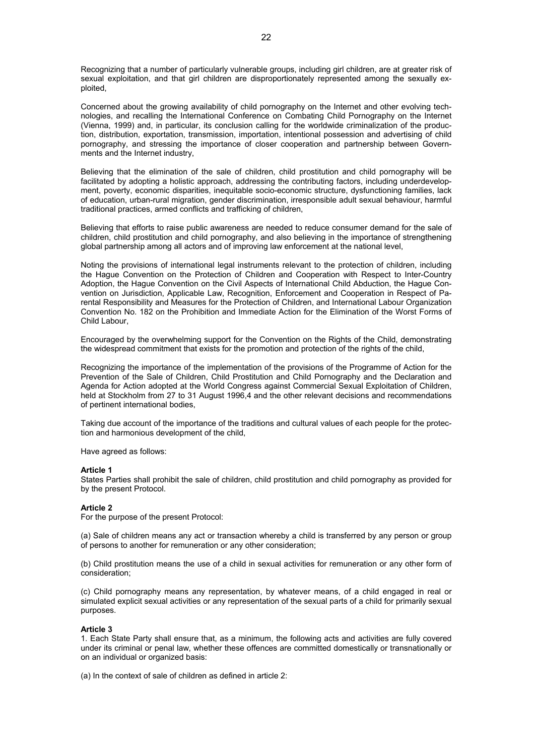Recognizing that a number of particularly vulnerable groups, including girl children, are at greater risk of sexual exploitation, and that girl children are disproportionately represented among the sexually exploited,

Concerned about the growing availability of child pornography on the Internet and other evolving technologies, and recalling the International Conference on Combating Child Pornography on the Internet (Vienna, 1999) and, in particular, its conclusion calling for the worldwide criminalization of the production, distribution, exportation, transmission, importation, intentional possession and advertising of child pornography, and stressing the importance of closer cooperation and partnership between Governments and the Internet industry,

Believing that the elimination of the sale of children, child prostitution and child pornography will be facilitated by adopting a holistic approach, addressing the contributing factors, including underdevelopment, poverty, economic disparities, inequitable socio-economic structure, dysfunctioning families, lack of education, urban-rural migration, gender discrimination, irresponsible adult sexual behaviour, harmful traditional practices, armed conflicts and trafficking of children,

Believing that efforts to raise public awareness are needed to reduce consumer demand for the sale of children, child prostitution and child pornography, and also believing in the importance of strengthening global partnership among all actors and of improving law enforcement at the national level,

Noting the provisions of international legal instruments relevant to the protection of children, including the Hague Convention on the Protection of Children and Cooperation with Respect to Inter-Country Adoption, the Hague Convention on the Civil Aspects of International Child Abduction, the Hague Convention on Jurisdiction, Applicable Law, Recognition, Enforcement and Cooperation in Respect of Parental Responsibility and Measures for the Protection of Children, and International Labour Organization Convention No. 182 on the Prohibition and Immediate Action for the Elimination of the Worst Forms of Child Labour,

Encouraged by the overwhelming support for the Convention on the Rights of the Child, demonstrating the widespread commitment that exists for the promotion and protection of the rights of the child,

Recognizing the importance of the implementation of the provisions of the Programme of Action for the Prevention of the Sale of Children, Child Prostitution and Child Pornography and the Declaration and Agenda for Action adopted at the World Congress against Commercial Sexual Exploitation of Children, held at Stockholm from 27 to 31 August 1996,4 and the other relevant decisions and recommendations of pertinent international bodies,

Taking due account of the importance of the traditions and cultural values of each people for the protection and harmonious development of the child,

Have agreed as follows:

**Article 1**
States Parties shall prohibit the sale of children, child prostitution and child pornography as provided for by the present Protocol.

**Article 2**
For the purpose of the present Protocol:

(a) Sale of children means any act or transaction whereby a child is transferred by any person or group of persons to another for remuneration or any other consideration;

(b) Child prostitution means the use of a child in sexual activities for remuneration or any other form of consideration;

(c) Child pornography means any representation, by whatever means, of a child engaged in real or simulated explicit sexual activities or any representation of the sexual parts of a child for primarily sexual purposes.

**Article 3**
1. Each State Party shall ensure that, as a minimum, the following acts and activities are fully covered under its criminal or penal law, whether these offences are committed domestically or transnationally or on an individual or organized basis:

(a) In the context of sale of children as defined in article 2: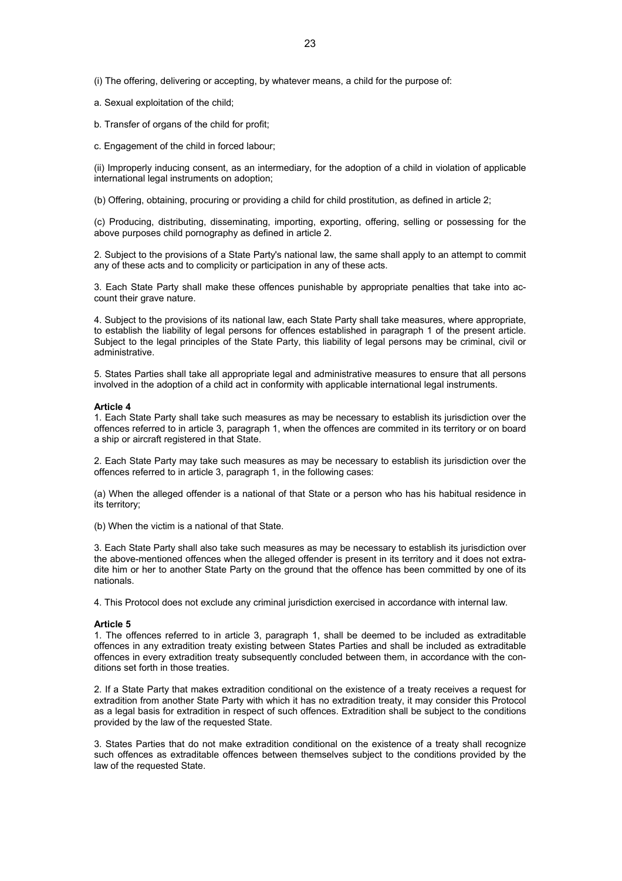(i) The offering, delivering or accepting, by whatever means, a child for the purpose of:

a. Sexual exploitation of the child;

b. Transfer of organs of the child for profit;

c. Engagement of the child in forced labour;

(ii) Improperly inducing consent, as an intermediary, for the adoption of a child in violation of applicable international legal instruments on adoption;

(b) Offering, obtaining, procuring or providing a child for child prostitution, as defined in article 2;

(c) Producing, distributing, disseminating, importing, exporting, offering, selling or possessing for the above purposes child pornography as defined in article 2.

2. Subject to the provisions of a State Party's national law, the same shall apply to an attempt to commit any of these acts and to complicity or participation in any of these acts.

3. Each State Party shall make these offences punishable by appropriate penalties that take into account their grave nature.

4. Subject to the provisions of its national law, each State Party shall take measures, where appropriate, to establish the liability of legal persons for offences established in paragraph 1 of the present article. Subject to the legal principles of the State Party, this liability of legal persons may be criminal, civil or administrative.

5. States Parties shall take all appropriate legal and administrative measures to ensure that all persons involved in the adoption of a child act in conformity with applicable international legal instruments.

**Article 4**

1. Each State Party shall take such measures as may be necessary to establish its jurisdiction over the offences referred to in article 3, paragraph 1, when the offences are commited in its territory or on board a ship or aircraft registered in that State.

2. Each State Party may take such measures as may be necessary to establish its jurisdiction over the offences referred to in article 3, paragraph 1, in the following cases:

(a) When the alleged offender is a national of that State or a person who has his habitual residence in its territory;

(b) When the victim is a national of that State.

3. Each State Party shall also take such measures as may be necessary to establish its jurisdiction over the above-mentioned offences when the alleged offender is present in its territory and it does not extradite him or her to another State Party on the ground that the offence has been committed by one of its nationals.

4. This Protocol does not exclude any criminal jurisdiction exercised in accordance with internal law.

**Article 5**

1. The offences referred to in article 3, paragraph 1, shall be deemed to be included as extraditable offences in any extradition treaty existing between States Parties and shall be included as extraditable offences in every extradition treaty subsequently concluded between them, in accordance with the conditions set forth in those treaties.

2. If a State Party that makes extradition conditional on the existence of a treaty receives a request for extradition from another State Party with which it has no extradition treaty, it may consider this Protocol as a legal basis for extradition in respect of such offences. Extradition shall be subject to the conditions provided by the law of the requested State.

3. States Parties that do not make extradition conditional on the existence of a treaty shall recognize such offences as extraditable offences between themselves subject to the conditions provided by the law of the requested State.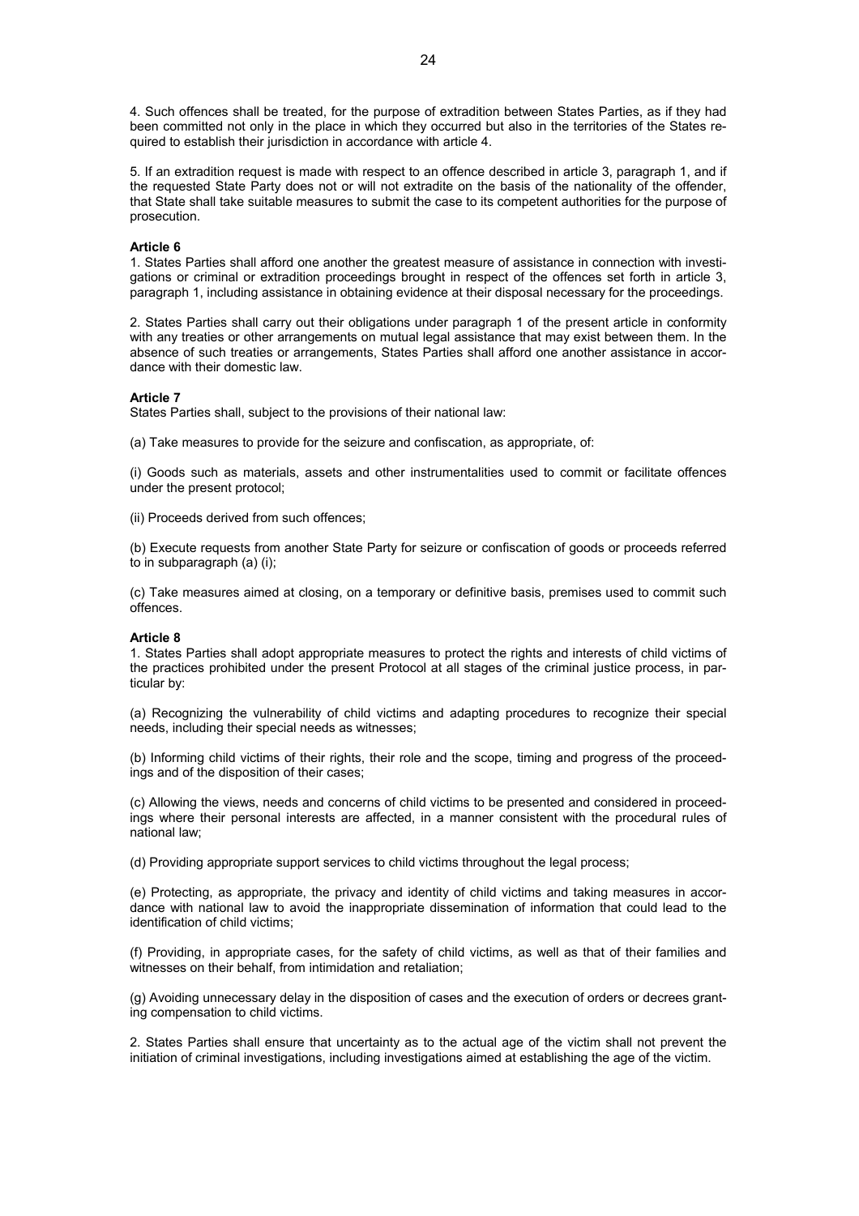4. Such offences shall be treated, for the purpose of extradition between States Parties, as if they had been committed not only in the place in which they occurred but also in the territories of the States required to establish their jurisdiction in accordance with article 4.

5. If an extradition request is made with respect to an offence described in article 3, paragraph 1, and if the requested State Party does not or will not extradite on the basis of the nationality of the offender, that State shall take suitable measures to submit the case to its competent authorities for the purpose of prosecution.

**Article 6**

1. States Parties shall afford one another the greatest measure of assistance in connection with investigations or criminal or extradition proceedings brought in respect of the offences set forth in article 3, paragraph 1, including assistance in obtaining evidence at their disposal necessary for the proceedings.

2. States Parties shall carry out their obligations under paragraph 1 of the present article in conformity with any treaties or other arrangements on mutual legal assistance that may exist between them. In the absence of such treaties or arrangements, States Parties shall afford one another assistance in accordance with their domestic law.

**Article 7**

States Parties shall, subject to the provisions of their national law:

(a) Take measures to provide for the seizure and confiscation, as appropriate, of:

(i) Goods such as materials, assets and other instrumentalities used to commit or facilitate offences under the present protocol;

(ii) Proceeds derived from such offences;

(b) Execute requests from another State Party for seizure or confiscation of goods or proceeds referred to in subparagraph (a) (i);

(c) Take measures aimed at closing, on a temporary or definitive basis, premises used to commit such offences.

**Article 8**

1. States Parties shall adopt appropriate measures to protect the rights and interests of child victims of the practices prohibited under the present Protocol at all stages of the criminal justice process, in particular by:

(a) Recognizing the vulnerability of child victims and adapting procedures to recognize their special needs, including their special needs as witnesses;

(b) Informing child victims of their rights, their role and the scope, timing and progress of the proceedings and of the disposition of their cases;

(c) Allowing the views, needs and concerns of child victims to be presented and considered in proceedings where their personal interests are affected, in a manner consistent with the procedural rules of national law;

(d) Providing appropriate support services to child victims throughout the legal process;

(e) Protecting, as appropriate, the privacy and identity of child victims and taking measures in accordance with national law to avoid the inappropriate dissemination of information that could lead to the identification of child victims;

(f) Providing, in appropriate cases, for the safety of child victims, as well as that of their families and witnesses on their behalf, from intimidation and retaliation;

(g) Avoiding unnecessary delay in the disposition of cases and the execution of orders or decrees granting compensation to child victims.

2. States Parties shall ensure that uncertainty as to the actual age of the victim shall not prevent the initiation of criminal investigations, including investigations aimed at establishing the age of the victim.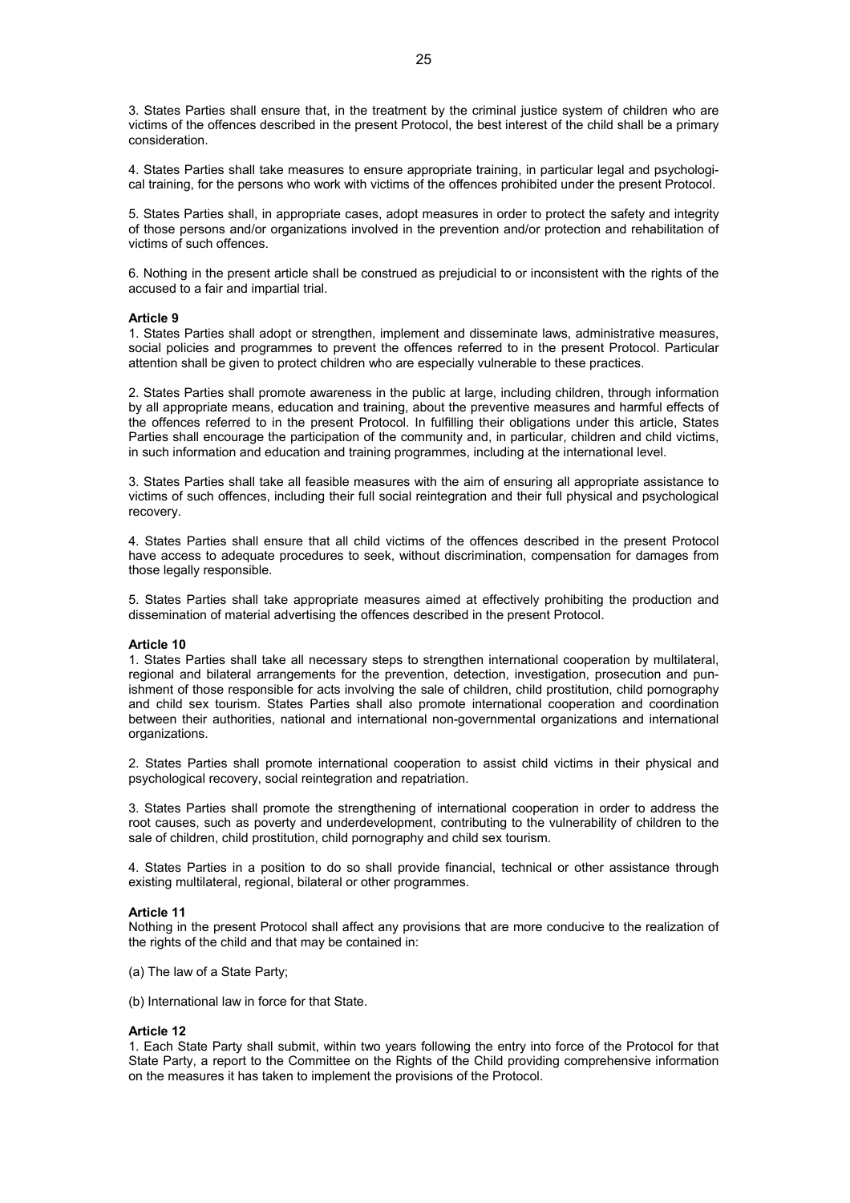3. States Parties shall ensure that, in the treatment by the criminal justice system of children who are victims of the offences described in the present Protocol, the best interest of the child shall be a primary consideration.

4. States Parties shall take measures to ensure appropriate training, in particular legal and psychological training, for the persons who work with victims of the offences prohibited under the present Protocol.

5. States Parties shall, in appropriate cases, adopt measures in order to protect the safety and integrity of those persons and/or organizations involved in the prevention and/or protection and rehabilitation of victims of such offences.

6. Nothing in the present article shall be construed as prejudicial to or inconsistent with the rights of the accused to a fair and impartial trial.

**Article 9**

1. States Parties shall adopt or strengthen, implement and disseminate laws, administrative measures, social policies and programmes to prevent the offences referred to in the present Protocol. Particular attention shall be given to protect children who are especially vulnerable to these practices.

2. States Parties shall promote awareness in the public at large, including children, through information by all appropriate means, education and training, about the preventive measures and harmful effects of the offences referred to in the present Protocol. In fulfilling their obligations under this article, States Parties shall encourage the participation of the community and, in particular, children and child victims, in such information and education and training programmes, including at the international level.

3. States Parties shall take all feasible measures with the aim of ensuring all appropriate assistance to victims of such offences, including their full social reintegration and their full physical and psychological recovery.

4. States Parties shall ensure that all child victims of the offences described in the present Protocol have access to adequate procedures to seek, without discrimination, compensation for damages from those legally responsible.

5. States Parties shall take appropriate measures aimed at effectively prohibiting the production and dissemination of material advertising the offences described in the present Protocol.

**Article 10**

1. States Parties shall take all necessary steps to strengthen international cooperation by multilateral, regional and bilateral arrangements for the prevention, detection, investigation, prosecution and punishment of those responsible for acts involving the sale of children, child prostitution, child pornography and child sex tourism. States Parties shall also promote international cooperation and coordination between their authorities, national and international non-governmental organizations and international organizations.

2. States Parties shall promote international cooperation to assist child victims in their physical and psychological recovery, social reintegration and repatriation.

3. States Parties shall promote the strengthening of international cooperation in order to address the root causes, such as poverty and underdevelopment, contributing to the vulnerability of children to the sale of children, child prostitution, child pornography and child sex tourism.

4. States Parties in a position to do so shall provide financial, technical or other assistance through existing multilateral, regional, bilateral or other programmes.

**Article 11**

Nothing in the present Protocol shall affect any provisions that are more conducive to the realization of the rights of the child and that may be contained in:

(a) The law of a State Party;

(b) International law in force for that State.

**Article 12**

1. Each State Party shall submit, within two years following the entry into force of the Protocol for that State Party, a report to the Committee on the Rights of the Child providing comprehensive information on the measures it has taken to implement the provisions of the Protocol.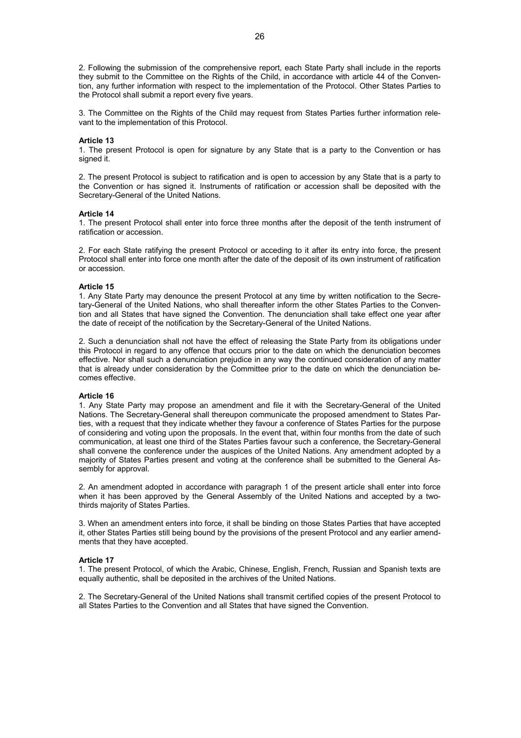2. Following the submission of the comprehensive report, each State Party shall include in the reports they submit to the Committee on the Rights of the Child, in accordance with article 44 of the Convention, any further information with respect to the implementation of the Protocol. Other States Parties to the Protocol shall submit a report every five years.

3. The Committee on the Rights of the Child may request from States Parties further information relevant to the implementation of this Protocol.

**Article 13**

1. The present Protocol is open for signature by any State that is a party to the Convention or has signed it.

2. The present Protocol is subject to ratification and is open to accession by any State that is a party to the Convention or has signed it. Instruments of ratification or accession shall be deposited with the Secretary-General of the United Nations.

**Article 14**

1. The present Protocol shall enter into force three months after the deposit of the tenth instrument of ratification or accession.

2. For each State ratifying the present Protocol or acceding to it after its entry into force, the present Protocol shall enter into force one month after the date of the deposit of its own instrument of ratification or accession.

**Article 15**

1. Any State Party may denounce the present Protocol at any time by written notification to the Secretary-General of the United Nations, who shall thereafter inform the other States Parties to the Convention and all States that have signed the Convention. The denunciation shall take effect one year after the date of receipt of the notification by the Secretary-General of the United Nations.

2. Such a denunciation shall not have the effect of releasing the State Party from its obligations under this Protocol in regard to any offence that occurs prior to the date on which the denunciation becomes effective. Nor shall such a denunciation prejudice in any way the continued consideration of any matter that is already under consideration by the Committee prior to the date on which the denunciation becomes effective.

**Article 16**

1. Any State Party may propose an amendment and file it with the Secretary-General of the United Nations. The Secretary-General shall thereupon communicate the proposed amendment to States Parties, with a request that they indicate whether they favour a conference of States Parties for the purpose of considering and voting upon the proposals. In the event that, within four months from the date of such communication, at least one third of the States Parties favour such a conference, the Secretary-General shall convene the conference under the auspices of the United Nations. Any amendment adopted by a majority of States Parties present and voting at the conference shall be submitted to the General Assembly for approval.

2. An amendment adopted in accordance with paragraph 1 of the present article shall enter into force when it has been approved by the General Assembly of the United Nations and accepted by a two-thirds majority of States Parties.

3. When an amendment enters into force, it shall be binding on those States Parties that have accepted it, other States Parties still being bound by the provisions of the present Protocol and any earlier amendments that they have accepted.

**Article 17**

1. The present Protocol, of which the Arabic, Chinese, English, French, Russian and Spanish texts are equally authentic, shall be deposited in the archives of the United Nations.

2. The Secretary-General of the United Nations shall transmit certified copies of the present Protocol to all States Parties to the Convention and all States that have signed the Convention.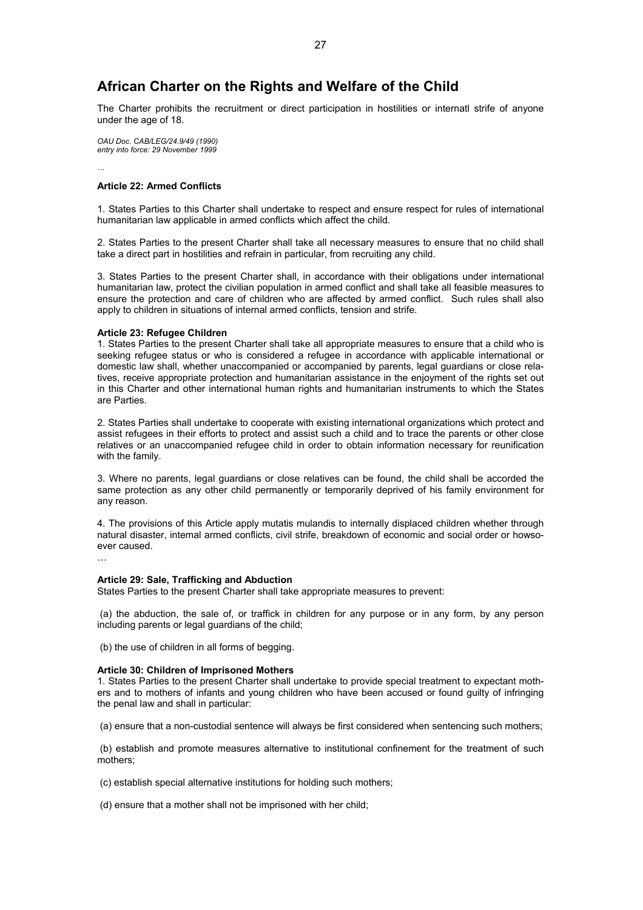# African Charter on the Rights and Welfare of the Child

The Charter prohibits the recruitment or direct participation in hostilities or internatl strife of anyone under the age of 18.

*OAU Doc. CAB/LEG/24.9/49 (1990)*
*entry into force: 29 November 1999*

…

**Article 22: Armed Conflicts**

1. States Parties to this Charter shall undertake to respect and ensure respect for rules of international humanitarian law applicable in armed conflicts which affect the child.

2. States Parties to the present Charter shall take all necessary measures to ensure that no child shall take a direct part in hostilities and refrain in particular, from recruiting any child.

3. States Parties to the present Charter shall, in accordance with their obligations under international humanitarian law, protect the civilian population in armed conflict and shall take all feasible measures to ensure the protection and care of children who are affected by armed conflict. Such rules shall also apply to children in situations of internal armed conflicts, tension and strife.

**Article 23: Refugee Children**

1. States Parties to the present Charter shall take all appropriate measures to ensure that a child who is seeking refugee status or who is considered a refugee in accordance with applicable international or domestic law shall, whether unaccompanied or accompanied by parents, legal guardians or close relatives, receive appropriate protection and humanitarian assistance in the enjoyment of the rights set out in this Charter and other international human rights and humanitarian instruments to which the States are Parties.

2. States Parties shall undertake to cooperate with existing international organizations which protect and assist refugees in their efforts to protect and assist such a child and to trace the parents or other close relatives or an unaccompanied refugee child in order to obtain information necessary for reunification with the family.

3. Where no parents, legal guardians or close relatives can be found, the child shall be accorded the same protection as any other child permanently or temporarily deprived of his family environment for any reason.

4. The provisions of this Article apply mutatis mulandis to internally displaced children whether through natural disaster, intemal armed conflicts, civil strife, breakdown of economic and social order or howsoever caused.

…

**Article 29: Sale, Trafficking and Abduction**

States Parties to the present Charter shall take appropriate measures to prevent:

(a) the abduction, the sale of, or traffick in children for any purpose or in any form, by any person including parents or legal guardians of the child;

(b) the use of children in all forms of begging.

**Article 30: Children of Imprisoned Mothers**

1. States Parties to the present Charter shall undertake to provide special treatment to expectant mothers and to mothers of infants and young children who have been accused or found guilty of infringing the penal law and shall in particular:

(a) ensure that a non-custodial sentence will always be first considered when sentencing such mothers;

(b) establish and promote measures alternative to institutional confinement for the treatment of such mothers;

(c) establish special alternative institutions for holding such mothers;

(d) ensure that a mother shall not be imprisoned with her child;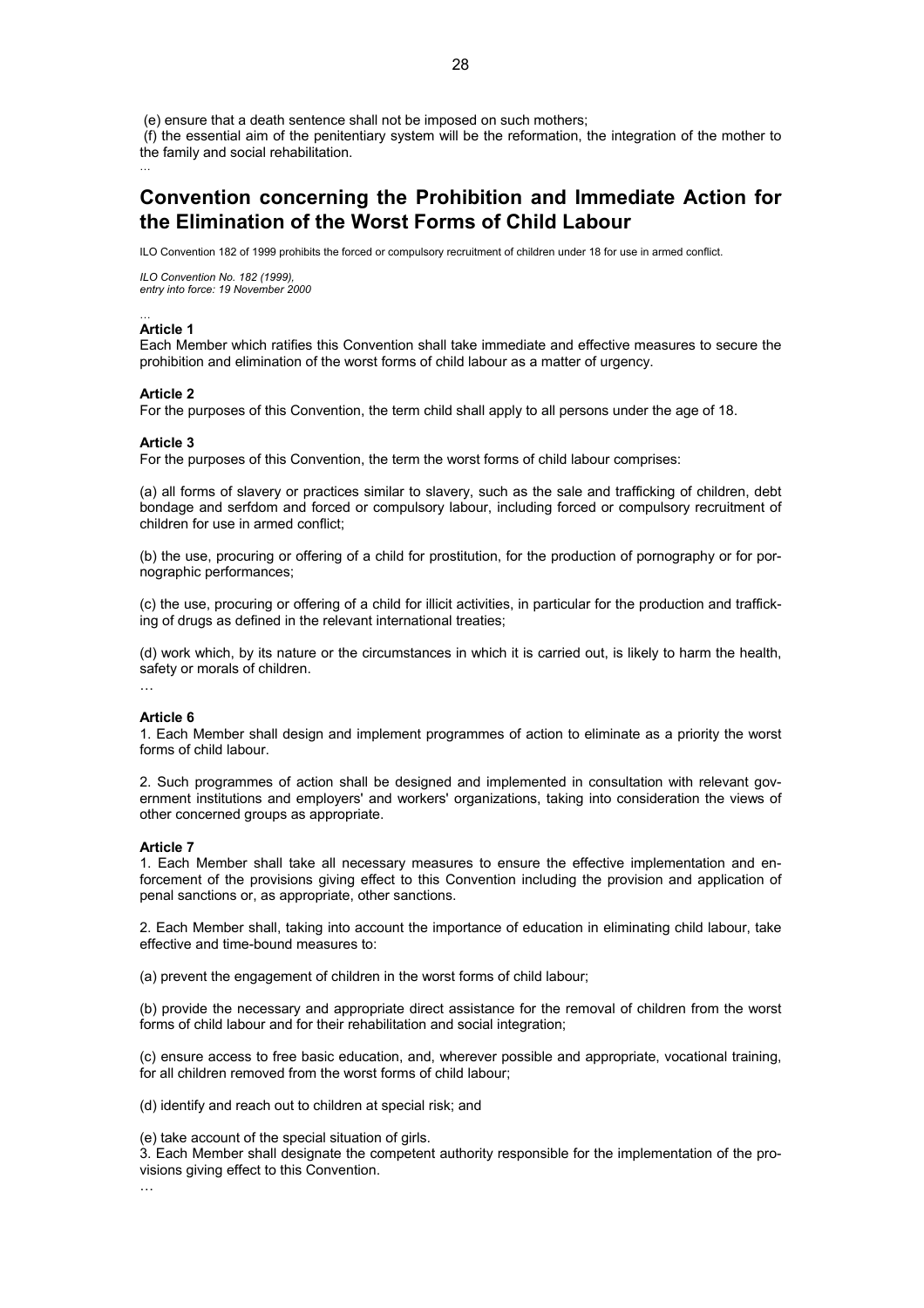(e) ensure that a death sentence shall not be imposed on such mothers;

(f) the essential aim of the penitentiary system will be the reformation, the integration of the mother to the family and social rehabilitation.

…

## Convention concerning the Prohibition and Immediate Action for the Elimination of the Worst Forms of Child Labour

ILO Convention 182 of 1999 prohibits the forced or compulsory recruitment of children under 18 for use in armed conflict.

*ILO Convention No. 182 (1999),*
*entry into force: 19 November 2000*

…

**Article 1**

Each Member which ratifies this Convention shall take immediate and effective measures to secure the prohibition and elimination of the worst forms of child labour as a matter of urgency.

**Article 2**

For the purposes of this Convention, the term child shall apply to all persons under the age of 18.

**Article 3**

For the purposes of this Convention, the term the worst forms of child labour comprises:

(a) all forms of slavery or practices similar to slavery, such as the sale and trafficking of children, debt bondage and serfdom and forced or compulsory labour, including forced or compulsory recruitment of children for use in armed conflict;

(b) the use, procuring or offering of a child for prostitution, for the production of pornography or for pornographic performances;

(c) the use, procuring or offering of a child for illicit activities, in particular for the production and trafficking of drugs as defined in the relevant international treaties;

(d) work which, by its nature or the circumstances in which it is carried out, is likely to harm the health, safety or morals of children.

…

**Article 6**

1. Each Member shall design and implement programmes of action to eliminate as a priority the worst forms of child labour.

2. Such programmes of action shall be designed and implemented in consultation with relevant government institutions and employers' and workers' organizations, taking into consideration the views of other concerned groups as appropriate.

**Article 7**

1. Each Member shall take all necessary measures to ensure the effective implementation and enforcement of the provisions giving effect to this Convention including the provision and application of penal sanctions or, as appropriate, other sanctions.

2. Each Member shall, taking into account the importance of education in eliminating child labour, take effective and time-bound measures to:

(a) prevent the engagement of children in the worst forms of child labour;

(b) provide the necessary and appropriate direct assistance for the removal of children from the worst forms of child labour and for their rehabilitation and social integration;

(c) ensure access to free basic education, and, wherever possible and appropriate, vocational training, for all children removed from the worst forms of child labour;

(d) identify and reach out to children at special risk; and

(e) take account of the special situation of girls.

3. Each Member shall designate the competent authority responsible for the implementation of the provisions giving effect to this Convention.

…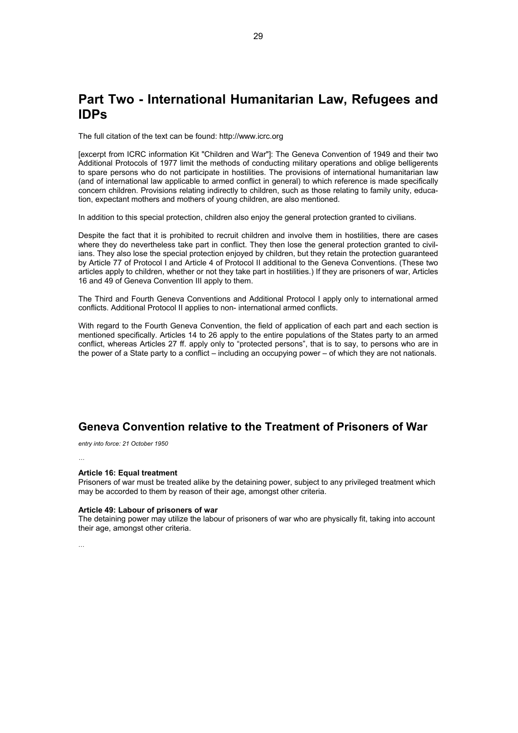# Part Two - International Humanitarian Law, Refugees and IDPs

The full citation of the text can be found: http://www.icrc.org

[excerpt from ICRC information Kit "Children and War"]: The Geneva Convention of 1949 and their two Additional Protocols of 1977 limit the methods of conducting military operations and oblige belligerents to spare persons who do not participate in hostilities. The provisions of international humanitarian law (and of international law applicable to armed conflict in general) to which reference is made specifically concern children. Provisions relating indirectly to children, such as those relating to family unity, education, expectant mothers and mothers of young children, are also mentioned.

In addition to this special protection, children also enjoy the general protection granted to civilians.

Despite the fact that it is prohibited to recruit children and involve them in hostilities, there are cases where they do nevertheless take part in conflict. They then lose the general protection granted to civilians. They also lose the special protection enjoyed by children, but they retain the protection guaranteed by Article 77 of Protocol I and Article 4 of Protocol II additional to the Geneva Conventions. (These two articles apply to children, whether or not they take part in hostilities.) If they are prisoners of war, Articles 16 and 49 of Geneva Convention III apply to them.

The Third and Fourth Geneva Conventions and Additional Protocol I apply only to international armed conflicts. Additional Protocol II applies to non- international armed conflicts.

With regard to the Fourth Geneva Convention, the field of application of each part and each section is mentioned specifically. Articles 14 to 26 apply to the entire populations of the States party to an armed conflict, whereas Articles 27 ff. apply only to "protected persons", that is to say, to persons who are in the power of a State party to a conflict – including an occupying power – of which they are not nationals.

## Geneva Convention relative to the Treatment of Prisoners of War

*entry into force: 21 October 1950*

…

**Article 16: Equal treatment**
Prisoners of war must be treated alike by the detaining power, subject to any privileged treatment which may be accorded to them by reason of their age, amongst other criteria.

**Article 49: Labour of prisoners of war**
The detaining power may utilize the labour of prisoners of war who are physically fit, taking into account their age, amongst other criteria.

…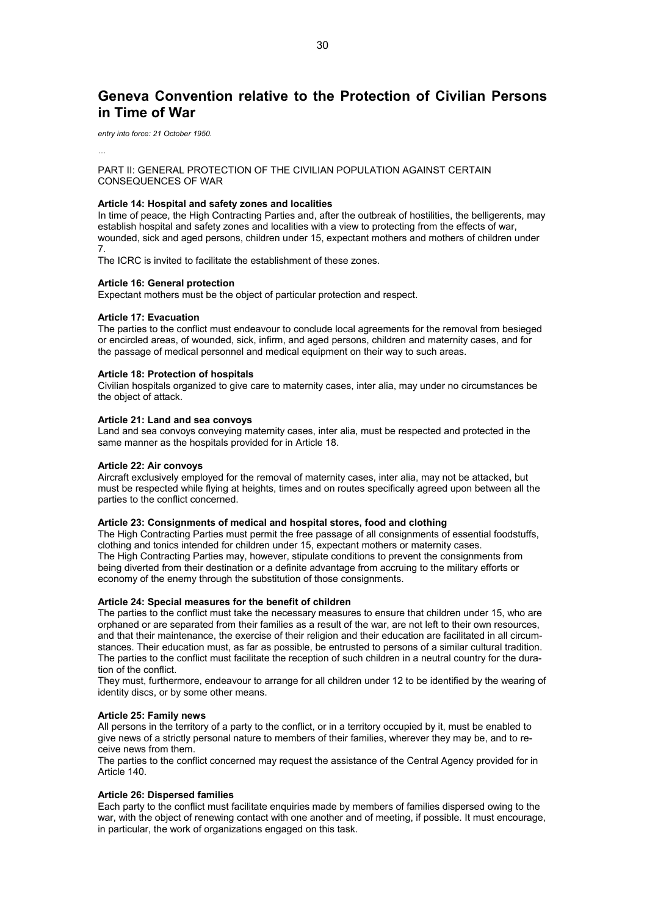# Geneva Convention relative to the Protection of Civilian Persons in Time of War

*entry into force: 21 October 1950.*

…

PART II: GENERAL PROTECTION OF THE CIVILIAN POPULATION AGAINST CERTAIN CONSEQUENCES OF WAR

**Article 14: Hospital and safety zones and localities**

In time of peace, the High Contracting Parties and, after the outbreak of hostilities, the belligerents, may establish hospital and safety zones and localities with a view to protecting from the effects of war, wounded, sick and aged persons, children under 15, expectant mothers and mothers of children under 7.

The ICRC is invited to facilitate the establishment of these zones.

**Article 16: General protection**

Expectant mothers must be the object of particular protection and respect.

**Article 17: Evacuation**

The parties to the conflict must endeavour to conclude local agreements for the removal from besieged or encircled areas, of wounded, sick, infirm, and aged persons, children and maternity cases, and for the passage of medical personnel and medical equipment on their way to such areas.

**Article 18: Protection of hospitals**

Civilian hospitals organized to give care to maternity cases, inter alia, may under no circumstances be the object of attack.

**Article 21: Land and sea convoys**

Land and sea convoys conveying maternity cases, inter alia, must be respected and protected in the same manner as the hospitals provided for in Article 18.

**Article 22: Air convoys**

Aircraft exclusively employed for the removal of maternity cases, inter alia, may not be attacked, but must be respected while flying at heights, times and on routes specifically agreed upon between all the parties to the conflict concerned.

**Article 23: Consignments of medical and hospital stores, food and clothing**

The High Contracting Parties must permit the free passage of all consignments of essential foodstuffs, clothing and tonics intended for children under 15, expectant mothers or maternity cases.

The High Contracting Parties may, however, stipulate conditions to prevent the consignments from being diverted from their destination or a definite advantage from accruing to the military efforts or economy of the enemy through the substitution of those consignments.

**Article 24: Special measures for the benefit of children**

The parties to the conflict must take the necessary measures to ensure that children under 15, who are orphaned or are separated from their families as a result of the war, are not left to their own resources, and that their maintenance, the exercise of their religion and their education are facilitated in all circumstances. Their education must, as far as possible, be entrusted to persons of a similar cultural tradition.

The parties to the conflict must facilitate the reception of such children in a neutral country for the duration of the conflict.

They must, furthermore, endeavour to arrange for all children under 12 to be identified by the wearing of identity discs, or by some other means.

**Article 25: Family news**

All persons in the territory of a party to the conflict, or in a territory occupied by it, must be enabled to give news of a strictly personal nature to members of their families, wherever they may be, and to receive news from them.

The parties to the conflict concerned may request the assistance of the Central Agency provided for in Article 140.

**Article 26: Dispersed families**

Each party to the conflict must facilitate enquiries made by members of families dispersed owing to the war, with the object of renewing contact with one another and of meeting, if possible. It must encourage, in particular, the work of organizations engaged on this task.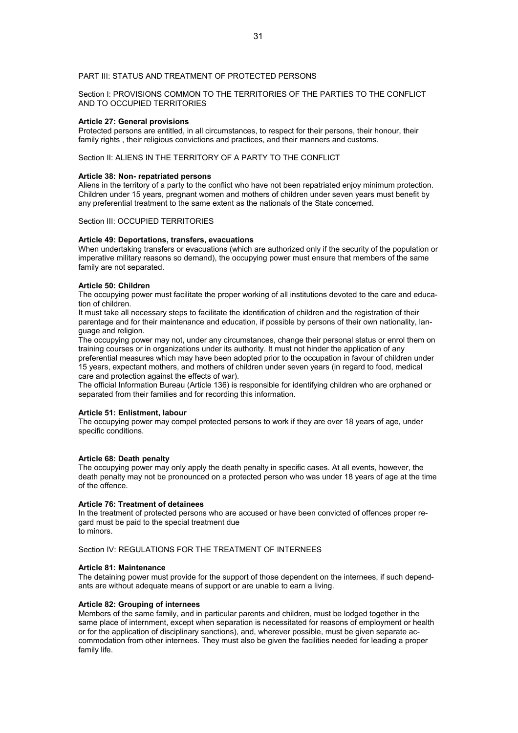## PART III: STATUS AND TREATMENT OF PROTECTED PERSONS

### Section I: PROVISIONS COMMON TO THE TERRITORIES OF THE PARTIES TO THE CONFLICT AND TO OCCUPIED TERRITORIES

**Article 27: General provisions**

Protected persons are entitled, in all circumstances, to respect for their persons, their honour, their family rights , their religious convictions and practices, and their manners and customs.

### Section II: ALIENS IN THE TERRITORY OF A PARTY TO THE CONFLICT

**Article 38: Non- repatriated persons**

Aliens in the territory of a party to the conflict who have not been repatriated enjoy minimum protection. Children under 15 years, pregnant women and mothers of children under seven years must benefit by any preferential treatment to the same extent as the nationals of the State concerned.

### Section III: OCCUPIED TERRITORIES

**Article 49: Deportations, transfers, evacuations**

When undertaking transfers or evacuations (which are authorized only if the security of the population or imperative military reasons so demand), the occupying power must ensure that members of the same family are not separated.

**Article 50: Children**

The occupying power must facilitate the proper working of all institutions devoted to the care and education of children.

It must take all necessary steps to facilitate the identification of children and the registration of their parentage and for their maintenance and education, if possible by persons of their own nationality, language and religion.

The occupying power may not, under any circumstances, change their personal status or enrol them on training courses or in organizations under its authority. It must not hinder the application of any preferential measures which may have been adopted prior to the occupation in favour of children under 15 years, expectant mothers, and mothers of children under seven years (in regard to food, medical care and protection against the effects of war).

The official Information Bureau (Article 136) is responsible for identifying children who are orphaned or separated from their families and for recording this information.

**Article 51: Enlistment, labour**

The occupying power may compel protected persons to work if they are over 18 years of age, under specific conditions.

**Article 68: Death penalty**

The occupying power may only apply the death penalty in specific cases. At all events, however, the death penalty may not be pronounced on a protected person who was under 18 years of age at the time of the offence.

**Article 76: Treatment of detainees**

In the treatment of protected persons who are accused or have been convicted of offences proper regard must be paid to the special treatment due to minors.

### Section IV: REGULATIONS FOR THE TREATMENT OF INTERNEES

**Article 81: Maintenance**

The detaining power must provide for the support of those dependent on the internees, if such dependants are without adequate means of support or are unable to earn a living.

**Article 82: Grouping of internees**

Members of the same family, and in particular parents and children, must be lodged together in the same place of internment, except when separation is necessitated for reasons of employment or health or for the application of disciplinary sanctions), and, wherever possible, must be given separate accommodation from other internees. They must also be given the facilities needed for leading a proper family life.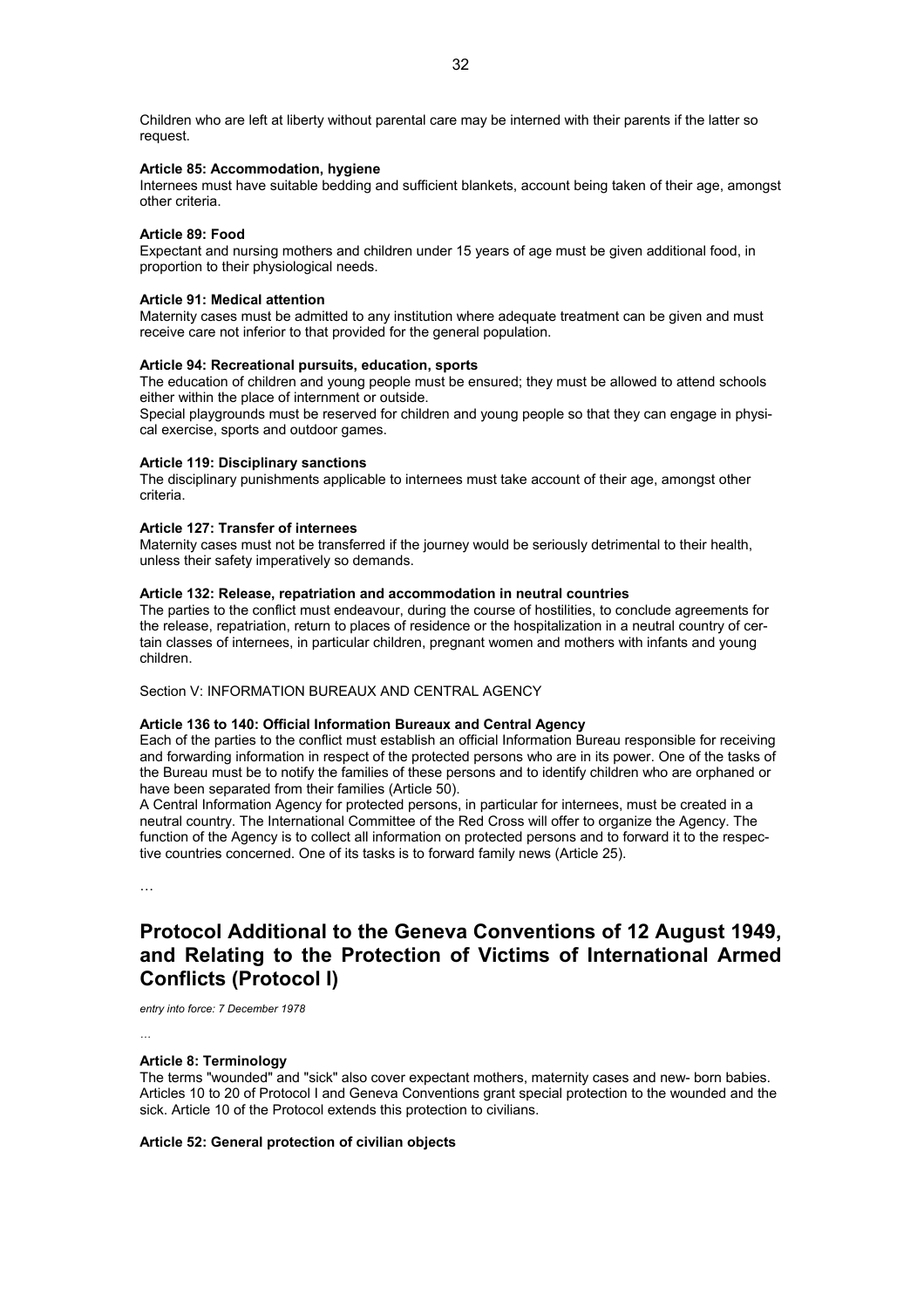Children who are left at liberty without parental care may be interned with their parents if the latter so request.

**Article 85: Accommodation, hygiene**
Internees must have suitable bedding and sufficient blankets, account being taken of their age, amongst other criteria.

**Article 89: Food**
Expectant and nursing mothers and children under 15 years of age must be given additional food, in proportion to their physiological needs.

**Article 91: Medical attention**
Maternity cases must be admitted to any institution where adequate treatment can be given and must receive care not inferior to that provided for the general population.

**Article 94: Recreational pursuits, education, sports**
The education of children and young people must be ensured; they must be allowed to attend schools either within the place of internment or outside.
Special playgrounds must be reserved for children and young people so that they can engage in physical exercise, sports and outdoor games.

**Article 119: Disciplinary sanctions**
The disciplinary punishments applicable to internees must take account of their age, amongst other criteria.

**Article 127: Transfer of internees**
Maternity cases must not be transferred if the journey would be seriously detrimental to their health, unless their safety imperatively so demands.

**Article 132: Release, repatriation and accommodation in neutral countries**
The parties to the conflict must endeavour, during the course of hostilities, to conclude agreements for the release, repatriation, return to places of residence or the hospitalization in a neutral country of certain classes of internees, in particular children, pregnant women and mothers with infants and young children.

Section V: INFORMATION BUREAUX AND CENTRAL AGENCY

**Article 136 to 140: Official Information Bureaux and Central Agency**
Each of the parties to the conflict must establish an official Information Bureau responsible for receiving and forwarding information in respect of the protected persons who are in its power. One of the tasks of the Bureau must be to notify the families of these persons and to identify children who are orphaned or have been separated from their families (Article 50).
A Central Information Agency for protected persons, in particular for internees, must be created in a neutral country. The International Committee of the Red Cross will offer to organize the Agency. The function of the Agency is to collect all information on protected persons and to forward it to the respective countries concerned. One of its tasks is to forward family news (Article 25).

…

## Protocol Additional to the Geneva Conventions of 12 August 1949, and Relating to the Protection of Victims of International Armed Conflicts (Protocol I)

*entry into force: 7 December 1978*

…

**Article 8: Terminology**
The terms "wounded" and "sick" also cover expectant mothers, maternity cases and new- born babies. Articles 10 to 20 of Protocol I and Geneva Conventions grant special protection to the wounded and the sick. Article 10 of the Protocol extends this protection to civilians.

**Article 52: General protection of civilian objects**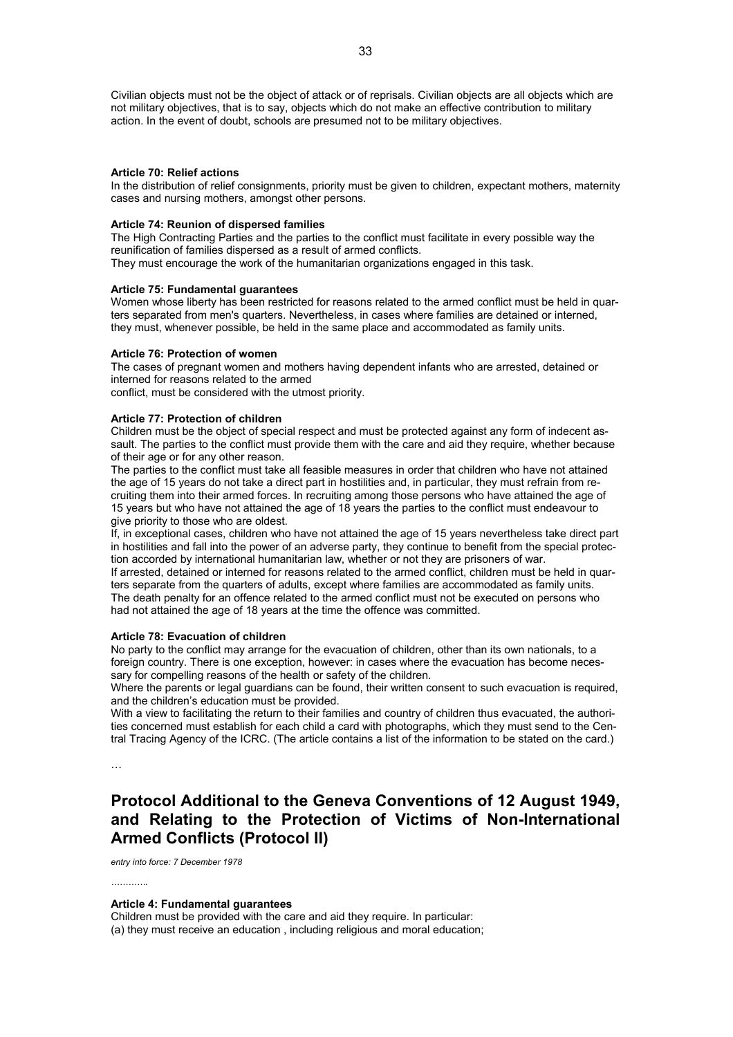Civilian objects must not be the object of attack or of reprisals. Civilian objects are all objects which are not military objectives, that is to say, objects which do not make an effective contribution to military action. In the event of doubt, schools are presumed not to be military objectives.

**Article 70: Relief actions**
In the distribution of relief consignments, priority must be given to children, expectant mothers, maternity cases and nursing mothers, amongst other persons.

**Article 74: Reunion of dispersed families**
The High Contracting Parties and the parties to the conflict must facilitate in every possible way the reunification of families dispersed as a result of armed conflicts.
They must encourage the work of the humanitarian organizations engaged in this task.

**Article 75: Fundamental guarantees**
Women whose liberty has been restricted for reasons related to the armed conflict must be held in quarters separated from men's quarters. Nevertheless, in cases where families are detained or interned, they must, whenever possible, be held in the same place and accommodated as family units.

**Article 76: Protection of women**
The cases of pregnant women and mothers having dependent infants who are arrested, detained or interned for reasons related to the armed
conflict, must be considered with the utmost priority.

**Article 77: Protection of children**
Children must be the object of special respect and must be protected against any form of indecent assault. The parties to the conflict must provide them with the care and aid they require, whether because of their age or for any other reason.
The parties to the conflict must take all feasible measures in order that children who have not attained the age of 15 years do not take a direct part in hostilities and, in particular, they must refrain from recruiting them into their armed forces. In recruiting among those persons who have attained the age of 15 years but who have not attained the age of 18 years the parties to the conflict must endeavour to give priority to those who are oldest.
If, in exceptional cases, children who have not attained the age of 15 years nevertheless take direct part in hostilities and fall into the power of an adverse party, they continue to benefit from the special protection accorded by international humanitarian law, whether or not they are prisoners of war.
If arrested, detained or interned for reasons related to the armed conflict, children must be held in quarters separate from the quarters of adults, except where families are accommodated as family units.
The death penalty for an offence related to the armed conflict must not be executed on persons who had not attained the age of 18 years at the time the offence was committed.

**Article 78: Evacuation of children**
No party to the conflict may arrange for the evacuation of children, other than its own nationals, to a foreign country. There is one exception, however: in cases where the evacuation has become necessary for compelling reasons of the health or safety of the children.
Where the parents or legal guardians can be found, their written consent to such evacuation is required, and the children's education must be provided.
With a view to facilitating the return to their families and country of children thus evacuated, the authorities concerned must establish for each child a card with photographs, which they must send to the Central Tracing Agency of the ICRC. (The article contains a list of the information to be stated on the card.)

…

## Protocol Additional to the Geneva Conventions of 12 August 1949, and Relating to the Protection of Victims of Non-International Armed Conflicts (Protocol II)

*entry into force: 7 December 1978*

…………

**Article 4: Fundamental guarantees**
Children must be provided with the care and aid they require. In particular:
(a) they must receive an education , including religious and moral education;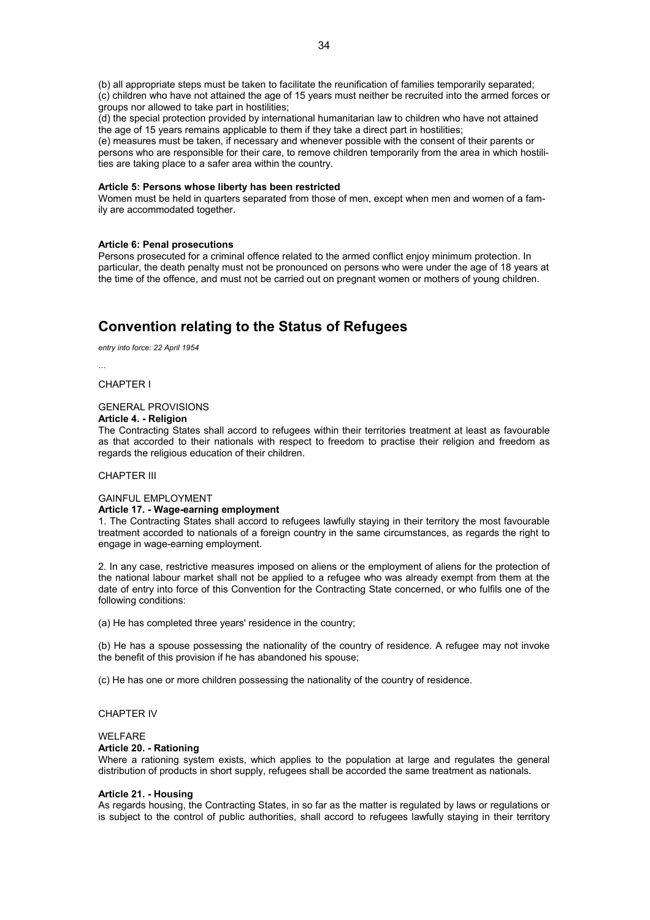(b) all appropriate steps must be taken to facilitate the reunification of families temporarily separated;
(c) children who have not attained the age of 15 years must neither be recruited into the armed forces or groups nor allowed to take part in hostilities;
(d) the special protection provided by international humanitarian law to children who have not attained the age of 15 years remains applicable to them if they take a direct part in hostilities;
(e) measures must be taken, if necessary and whenever possible with the consent of their parents or persons who are responsible for their care, to remove children temporarily from the area in which hostilities are taking place to a safer area within the country.

**Article 5: Persons whose liberty has been restricted**
Women must be held in quarters separated from those of men, except when men and women of a family are accommodated together.

**Article 6: Penal prosecutions**
Persons prosecuted for a criminal offence related to the armed conflict enjoy minimum protection. In particular, the death penalty must not be pronounced on persons who were under the age of 18 years at the time of the offence, and must not be carried out on pregnant women or mothers of young children.

# Convention relating to the Status of Refugees

*entry into force: 22 April 1954*

…

CHAPTER I

GENERAL PROVISIONS
**Article 4. - Religion**
The Contracting States shall accord to refugees within their territories treatment at least as favourable as that accorded to their nationals with respect to freedom to practise their religion and freedom as regards the religious education of their children.

CHAPTER III

GAINFUL EMPLOYMENT
**Article 17. - Wage-earning employment**
1. The Contracting States shall accord to refugees lawfully staying in their territory the most favourable treatment accorded to nationals of a foreign country in the same circumstances, as regards the right to engage in wage-earning employment.

2. In any case, restrictive measures imposed on aliens or the employment of aliens for the protection of the national labour market shall not be applied to a refugee who was already exempt from them at the date of entry into force of this Convention for the Contracting State concerned, or who fulfils one of the following conditions:

(a) He has completed three years' residence in the country;

(b) He has a spouse possessing the nationality of the country of residence. A refugee may not invoke the benefit of this provision if he has abandoned his spouse;

(c) He has one or more children possessing the nationality of the country of residence.

CHAPTER IV

WELFARE
**Article 20. - Rationing**
Where a rationing system exists, which applies to the population at large and regulates the general distribution of products in short supply, refugees shall be accorded the same treatment as nationals.

**Article 21. - Housing**
As regards housing, the Contracting States, in so far as the matter is regulated by laws or regulations or is subject to the control of public authorities, shall accord to refugees lawfully staying in their territory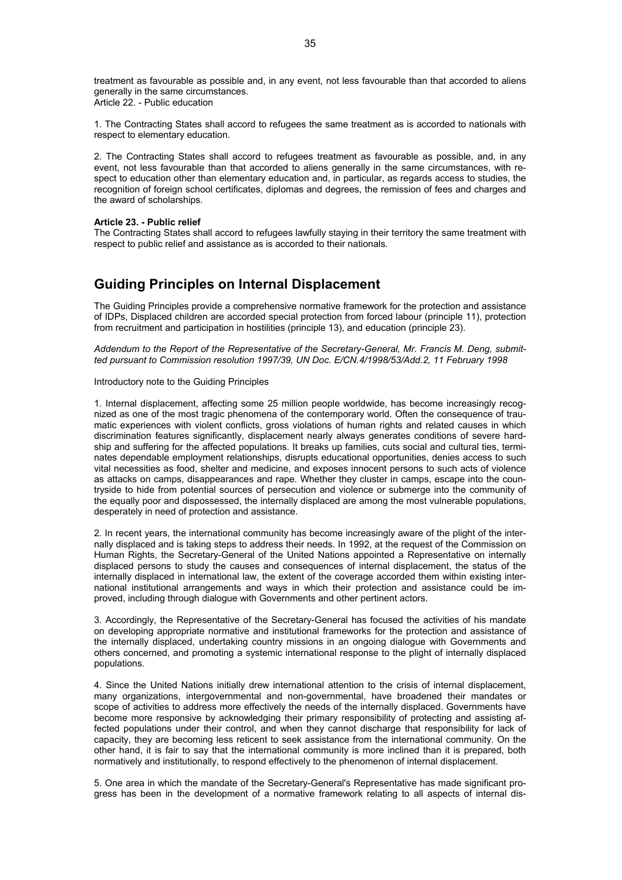treatment as favourable as possible and, in any event, not less favourable than that accorded to aliens generally in the same circumstances.
Article 22. - Public education

1. The Contracting States shall accord to refugees the same treatment as is accorded to nationals with respect to elementary education.

2. The Contracting States shall accord to refugees treatment as favourable as possible, and, in any event, not less favourable than that accorded to aliens generally in the same circumstances, with respect to education other than elementary education and, in particular, as regards access to studies, the recognition of foreign school certificates, diplomas and degrees, the remission of fees and charges and the award of scholarships.

**Article 23. - Public relief**
The Contracting States shall accord to refugees lawfully staying in their territory the same treatment with respect to public relief and assistance as is accorded to their nationals.

## Guiding Principles on Internal Displacement

The Guiding Principles provide a comprehensive normative framework for the protection and assistance of IDPs, Displaced children are accorded special protection from forced labour (principle 11), protection from recruitment and participation in hostilities (principle 13), and education (principle 23).

*Addendum to the Report of the Representative of the Secretary-General, Mr. Francis M. Deng, submitted pursuant to Commission resolution 1997/39, UN Doc. E/CN.4/1998/53/Add.2, 11 February 1998*

Introductory note to the Guiding Principles

1. Internal displacement, affecting some 25 million people worldwide, has become increasingly recognized as one of the most tragic phenomena of the contemporary world. Often the consequence of traumatic experiences with violent conflicts, gross violations of human rights and related causes in which discrimination features significantly, displacement nearly always generates conditions of severe hardship and suffering for the affected populations. It breaks up families, cuts social and cultural ties, terminates dependable employment relationships, disrupts educational opportunities, denies access to such vital necessities as food, shelter and medicine, and exposes innocent persons to such acts of violence as attacks on camps, disappearances and rape. Whether they cluster in camps, escape into the countryside to hide from potential sources of persecution and violence or submerge into the community of the equally poor and dispossessed, the internally displaced are among the most vulnerable populations, desperately in need of protection and assistance.

2. In recent years, the international community has become increasingly aware of the plight of the internally displaced and is taking steps to address their needs. In 1992, at the request of the Commission on Human Rights, the Secretary-General of the United Nations appointed a Representative on internally displaced persons to study the causes and consequences of internal displacement, the status of the internally displaced in international law, the extent of the coverage accorded them within existing international institutional arrangements and ways in which their protection and assistance could be improved, including through dialogue with Governments and other pertinent actors.

3. Accordingly, the Representative of the Secretary-General has focused the activities of his mandate on developing appropriate normative and institutional frameworks for the protection and assistance of the internally displaced, undertaking country missions in an ongoing dialogue with Governments and others concerned, and promoting a systemic international response to the plight of internally displaced populations.

4. Since the United Nations initially drew international attention to the crisis of internal displacement, many organizations, intergovernmental and non-governmental, have broadened their mandates or scope of activities to address more effectively the needs of the internally displaced. Governments have become more responsive by acknowledging their primary responsibility of protecting and assisting affected populations under their control, and when they cannot discharge that responsibility for lack of capacity, they are becoming less reticent to seek assistance from the international community. On the other hand, it is fair to say that the international community is more inclined than it is prepared, both normatively and institutionally, to respond effectively to the phenomenon of internal displacement.

5. One area in which the mandate of the Secretary-General's Representative has made significant progress has been in the development of a normative framework relating to all aspects of internal dis-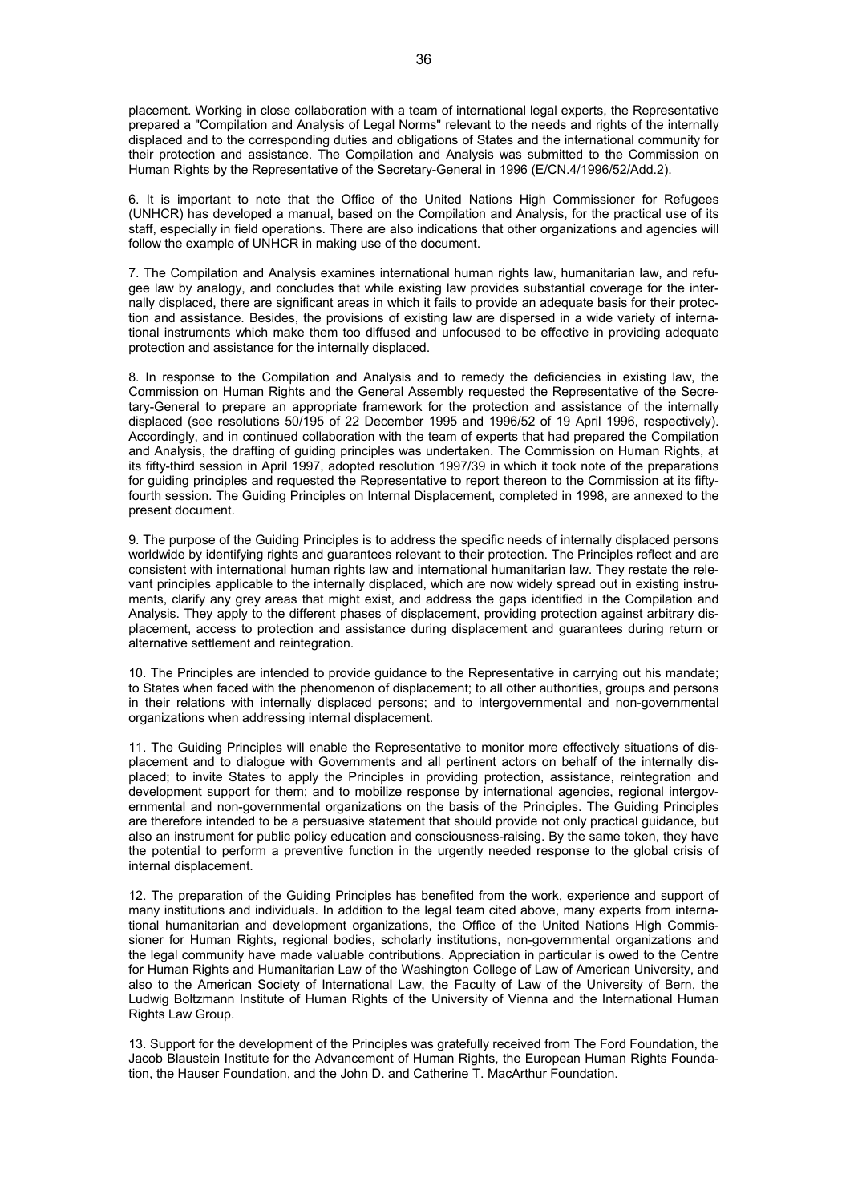placement. Working in close collaboration with a team of international legal experts, the Representative prepared a "Compilation and Analysis of Legal Norms" relevant to the needs and rights of the internally displaced and to the corresponding duties and obligations of States and the international community for their protection and assistance. The Compilation and Analysis was submitted to the Commission on Human Rights by the Representative of the Secretary-General in 1996 (E/CN.4/1996/52/Add.2).

6. It is important to note that the Office of the United Nations High Commissioner for Refugees (UNHCR) has developed a manual, based on the Compilation and Analysis, for the practical use of its staff, especially in field operations. There are also indications that other organizations and agencies will follow the example of UNHCR in making use of the document.

7. The Compilation and Analysis examines international human rights law, humanitarian law, and refugee law by analogy, and concludes that while existing law provides substantial coverage for the internally displaced, there are significant areas in which it fails to provide an adequate basis for their protection and assistance. Besides, the provisions of existing law are dispersed in a wide variety of international instruments which make them too diffused and unfocused to be effective in providing adequate protection and assistance for the internally displaced.

8. In response to the Compilation and Analysis and to remedy the deficiencies in existing law, the Commission on Human Rights and the General Assembly requested the Representative of the Secretary-General to prepare an appropriate framework for the protection and assistance of the internally displaced (see resolutions 50/195 of 22 December 1995 and 1996/52 of 19 April 1996, respectively). Accordingly, and in continued collaboration with the team of experts that had prepared the Compilation and Analysis, the drafting of guiding principles was undertaken. The Commission on Human Rights, at its fifty-third session in April 1997, adopted resolution 1997/39 in which it took note of the preparations for guiding principles and requested the Representative to report thereon to the Commission at its fifty-fourth session. The Guiding Principles on Internal Displacement, completed in 1998, are annexed to the present document.

9. The purpose of the Guiding Principles is to address the specific needs of internally displaced persons worldwide by identifying rights and guarantees relevant to their protection. The Principles reflect and are consistent with international human rights law and international humanitarian law. They restate the relevant principles applicable to the internally displaced, which are now widely spread out in existing instruments, clarify any grey areas that might exist, and address the gaps identified in the Compilation and Analysis. They apply to the different phases of displacement, providing protection against arbitrary displacement, access to protection and assistance during displacement and guarantees during return or alternative settlement and reintegration.

10. The Principles are intended to provide guidance to the Representative in carrying out his mandate; to States when faced with the phenomenon of displacement; to all other authorities, groups and persons in their relations with internally displaced persons; and to intergovernmental and non-governmental organizations when addressing internal displacement.

11. The Guiding Principles will enable the Representative to monitor more effectively situations of displacement and to dialogue with Governments and all pertinent actors on behalf of the internally displaced; to invite States to apply the Principles in providing protection, assistance, reintegration and development support for them; and to mobilize response by international agencies, regional intergovernmental and non-governmental organizations on the basis of the Principles. The Guiding Principles are therefore intended to be a persuasive statement that should provide not only practical guidance, but also an instrument for public policy education and consciousness-raising. By the same token, they have the potential to perform a preventive function in the urgently needed response to the global crisis of internal displacement.

12. The preparation of the Guiding Principles has benefited from the work, experience and support of many institutions and individuals. In addition to the legal team cited above, many experts from international humanitarian and development organizations, the Office of the United Nations High Commissioner for Human Rights, regional bodies, scholarly institutions, non-governmental organizations and the legal community have made valuable contributions. Appreciation in particular is owed to the Centre for Human Rights and Humanitarian Law of the Washington College of Law of American University, and also to the American Society of International Law, the Faculty of Law of the University of Bern, the Ludwig Boltzmann Institute of Human Rights of the University of Vienna and the International Human Rights Law Group.

13. Support for the development of the Principles was gratefully received from The Ford Foundation, the Jacob Blaustein Institute for the Advancement of Human Rights, the European Human Rights Foundation, the Hauser Foundation, and the John D. and Catherine T. MacArthur Foundation.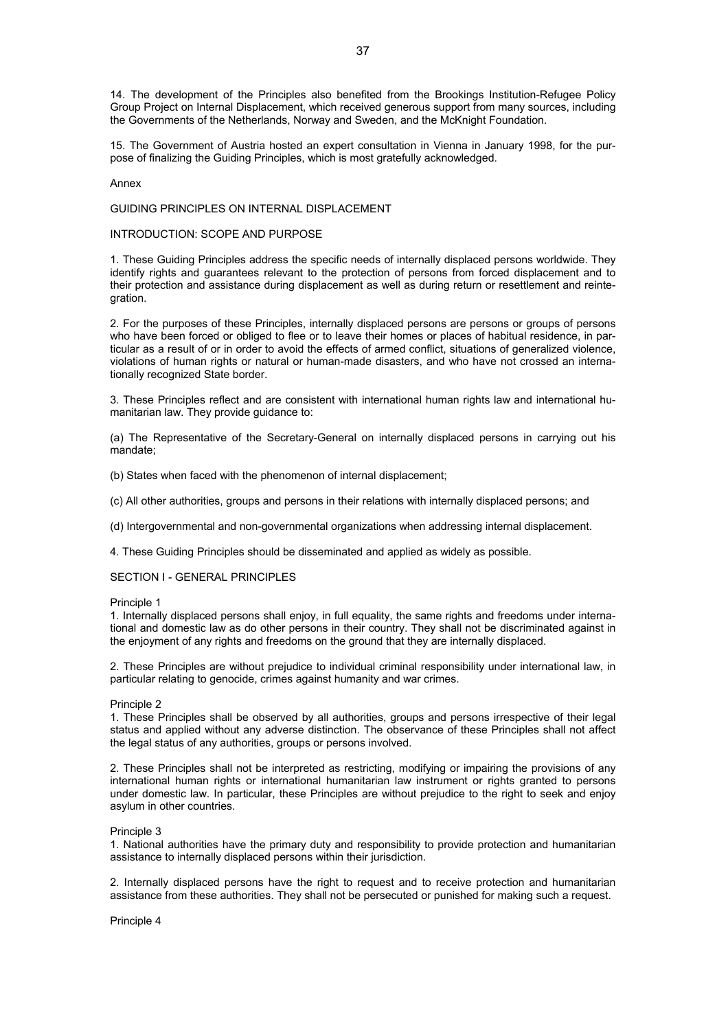14. The development of the Principles also benefited from the Brookings Institution-Refugee Policy Group Project on Internal Displacement, which received generous support from many sources, including the Governments of the Netherlands, Norway and Sweden, and the McKnight Foundation.

15. The Government of Austria hosted an expert consultation in Vienna in January 1998, for the purpose of finalizing the Guiding Principles, which is most gratefully acknowledged.

Annex

# GUIDING PRINCIPLES ON INTERNAL DISPLACEMENT

## INTRODUCTION: SCOPE AND PURPOSE

1. These Guiding Principles address the specific needs of internally displaced persons worldwide. They identify rights and guarantees relevant to the protection of persons from forced displacement and to their protection and assistance during displacement as well as during return or resettlement and reintegration.

2. For the purposes of these Principles, internally displaced persons are persons or groups of persons who have been forced or obliged to flee or to leave their homes or places of habitual residence, in particular as a result of or in order to avoid the effects of armed conflict, situations of generalized violence, violations of human rights or natural or human-made disasters, and who have not crossed an internationally recognized State border.

3. These Principles reflect and are consistent with international human rights law and international humanitarian law. They provide guidance to:

(a) The Representative of the Secretary-General on internally displaced persons in carrying out his mandate;

(b) States when faced with the phenomenon of internal displacement;

(c) All other authorities, groups and persons in their relations with internally displaced persons; and

(d) Intergovernmental and non-governmental organizations when addressing internal displacement.

4. These Guiding Principles should be disseminated and applied as widely as possible.

## SECTION I - GENERAL PRINCIPLES

### Principle 1

1. Internally displaced persons shall enjoy, in full equality, the same rights and freedoms under international and domestic law as do other persons in their country. They shall not be discriminated against in the enjoyment of any rights and freedoms on the ground that they are internally displaced.

2. These Principles are without prejudice to individual criminal responsibility under international law, in particular relating to genocide, crimes against humanity and war crimes.

### Principle 2

1. These Principles shall be observed by all authorities, groups and persons irrespective of their legal status and applied without any adverse distinction. The observance of these Principles shall not affect the legal status of any authorities, groups or persons involved.

2. These Principles shall not be interpreted as restricting, modifying or impairing the provisions of any international human rights or international humanitarian law instrument or rights granted to persons under domestic law. In particular, these Principles are without prejudice to the right to seek and enjoy asylum in other countries.

### Principle 3

1. National authorities have the primary duty and responsibility to provide protection and humanitarian assistance to internally displaced persons within their jurisdiction.

2. Internally displaced persons have the right to request and to receive protection and humanitarian assistance from these authorities. They shall not be persecuted or punished for making such a request.

### Principle 4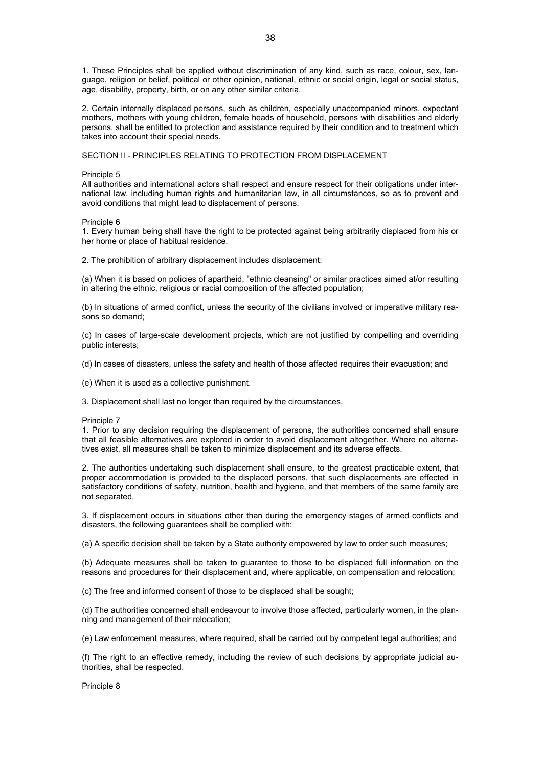1. These Principles shall be applied without discrimination of any kind, such as race, colour, sex, language, religion or belief, political or other opinion, national, ethnic or social origin, legal or social status, age, disability, property, birth, or on any other similar criteria.

2. Certain internally displaced persons, such as children, especially unaccompanied minors, expectant mothers, mothers with young children, female heads of household, persons with disabilities and elderly persons, shall be entitled to protection and assistance required by their condition and to treatment which takes into account their special needs.

## SECTION II - PRINCIPLES RELATING TO PROTECTION FROM DISPLACEMENT

### Principle 5

All authorities and international actors shall respect and ensure respect for their obligations under international law, including human rights and humanitarian law, in all circumstances, so as to prevent and avoid conditions that might lead to displacement of persons.

### Principle 6

1. Every human being shall have the right to be protected against being arbitrarily displaced from his or her home or place of habitual residence.

2. The prohibition of arbitrary displacement includes displacement:

(a) When it is based on policies of apartheid, "ethnic cleansing" or similar practices aimed at/or resulting in altering the ethnic, religious or racial composition of the affected population;

(b) In situations of armed conflict, unless the security of the civilians involved or imperative military reasons so demand;

(c) In cases of large-scale development projects, which are not justified by compelling and overriding public interests;

(d) In cases of disasters, unless the safety and health of those affected requires their evacuation; and

(e) When it is used as a collective punishment.

3. Displacement shall last no longer than required by the circumstances.

### Principle 7

1. Prior to any decision requiring the displacement of persons, the authorities concerned shall ensure that all feasible alternatives are explored in order to avoid displacement altogether. Where no alternatives exist, all measures shall be taken to minimize displacement and its adverse effects.

2. The authorities undertaking such displacement shall ensure, to the greatest practicable extent, that proper accommodation is provided to the displaced persons, that such displacements are effected in satisfactory conditions of safety, nutrition, health and hygiene, and that members of the same family are not separated.

3. If displacement occurs in situations other than during the emergency stages of armed conflicts and disasters, the following guarantees shall be complied with:

(a) A specific decision shall be taken by a State authority empowered by law to order such measures;

(b) Adequate measures shall be taken to guarantee to those to be displaced full information on the reasons and procedures for their displacement and, where applicable, on compensation and relocation;

(c) The free and informed consent of those to be displaced shall be sought;

(d) The authorities concerned shall endeavour to involve those affected, particularly women, in the planning and management of their relocation;

(e) Law enforcement measures, where required, shall be carried out by competent legal authorities; and

(f) The right to an effective remedy, including the review of such decisions by appropriate judicial authorities, shall be respected.

### Principle 8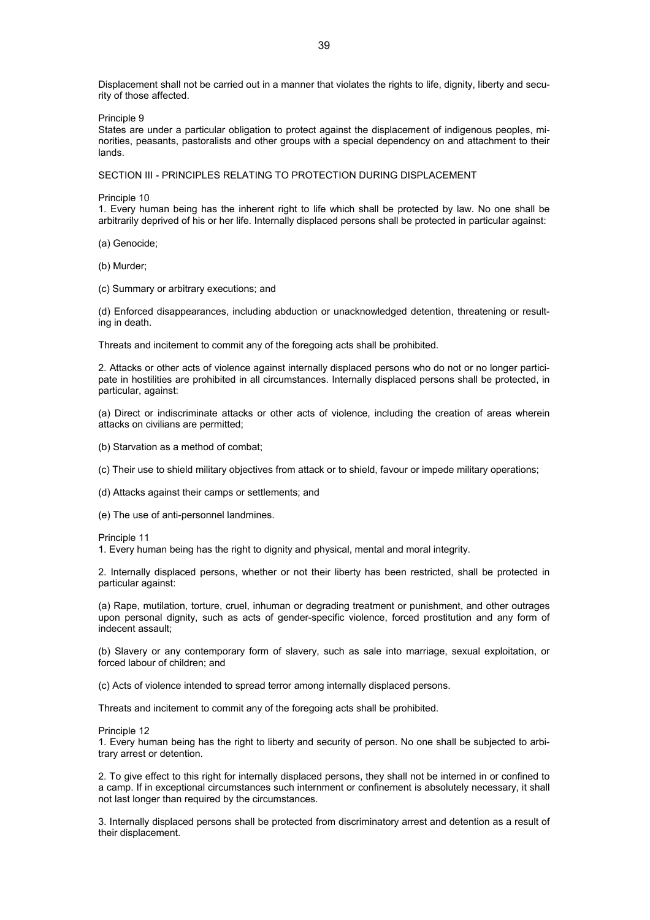Displacement shall not be carried out in a manner that violates the rights to life, dignity, liberty and security of those affected.

Principle 9

States are under a particular obligation to protect against the displacement of indigenous peoples, minorities, peasants, pastoralists and other groups with a special dependency on and attachment to their lands.

SECTION III - PRINCIPLES RELATING TO PROTECTION DURING DISPLACEMENT

Principle 10

1. Every human being has the inherent right to life which shall be protected by law. No one shall be arbitrarily deprived of his or her life. Internally displaced persons shall be protected in particular against:

(a) Genocide;

(b) Murder;

(c) Summary or arbitrary executions; and

(d) Enforced disappearances, including abduction or unacknowledged detention, threatening or resulting in death.

Threats and incitement to commit any of the foregoing acts shall be prohibited.

2. Attacks or other acts of violence against internally displaced persons who do not or no longer participate in hostilities are prohibited in all circumstances. Internally displaced persons shall be protected, in particular, against:

(a) Direct or indiscriminate attacks or other acts of violence, including the creation of areas wherein attacks on civilians are permitted;

(b) Starvation as a method of combat;

(c) Their use to shield military objectives from attack or to shield, favour or impede military operations;

(d) Attacks against their camps or settlements; and

(e) The use of anti-personnel landmines.

Principle 11

1. Every human being has the right to dignity and physical, mental and moral integrity.

2. Internally displaced persons, whether or not their liberty has been restricted, shall be protected in particular against:

(a) Rape, mutilation, torture, cruel, inhuman or degrading treatment or punishment, and other outrages upon personal dignity, such as acts of gender-specific violence, forced prostitution and any form of indecent assault;

(b) Slavery or any contemporary form of slavery, such as sale into marriage, sexual exploitation, or forced labour of children; and

(c) Acts of violence intended to spread terror among internally displaced persons.

Threats and incitement to commit any of the foregoing acts shall be prohibited.

Principle 12

1. Every human being has the right to liberty and security of person. No one shall be subjected to arbitrary arrest or detention.

2. To give effect to this right for internally displaced persons, they shall not be interned in or confined to a camp. If in exceptional circumstances such internment or confinement is absolutely necessary, it shall not last longer than required by the circumstances.

3. Internally displaced persons shall be protected from discriminatory arrest and detention as a result of their displacement.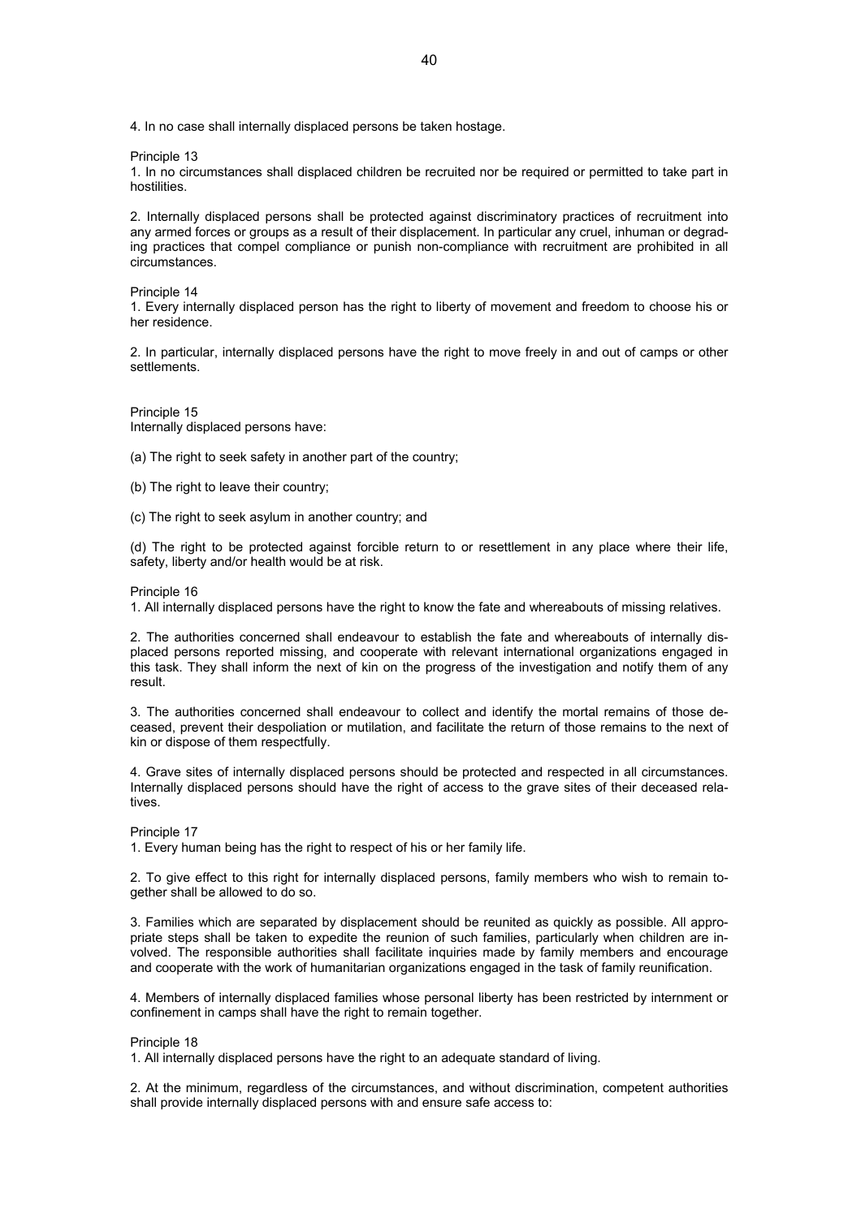4. In no case shall internally displaced persons be taken hostage.

Principle 13

1. In no circumstances shall displaced children be recruited nor be required or permitted to take part in hostilities.

2. Internally displaced persons shall be protected against discriminatory practices of recruitment into any armed forces or groups as a result of their displacement. In particular any cruel, inhuman or degrading practices that compel compliance or punish non-compliance with recruitment are prohibited in all circumstances.

Principle 14

1. Every internally displaced person has the right to liberty of movement and freedom to choose his or her residence.

2. In particular, internally displaced persons have the right to move freely in and out of camps or other settlements.

Principle 15

Internally displaced persons have:

(a) The right to seek safety in another part of the country;

(b) The right to leave their country;

(c) The right to seek asylum in another country; and

(d) The right to be protected against forcible return to or resettlement in any place where their life, safety, liberty and/or health would be at risk.

Principle 16

1. All internally displaced persons have the right to know the fate and whereabouts of missing relatives.

2. The authorities concerned shall endeavour to establish the fate and whereabouts of internally displaced persons reported missing, and cooperate with relevant international organizations engaged in this task. They shall inform the next of kin on the progress of the investigation and notify them of any result.

3. The authorities concerned shall endeavour to collect and identify the mortal remains of those deceased, prevent their despoliation or mutilation, and facilitate the return of those remains to the next of kin or dispose of them respectfully.

4. Grave sites of internally displaced persons should be protected and respected in all circumstances. Internally displaced persons should have the right of access to the grave sites of their deceased relatives.

Principle 17

1. Every human being has the right to respect of his or her family life.

2. To give effect to this right for internally displaced persons, family members who wish to remain together shall be allowed to do so.

3. Families which are separated by displacement should be reunited as quickly as possible. All appropriate steps shall be taken to expedite the reunion of such families, particularly when children are involved. The responsible authorities shall facilitate inquiries made by family members and encourage and cooperate with the work of humanitarian organizations engaged in the task of family reunification.

4. Members of internally displaced families whose personal liberty has been restricted by internment or confinement in camps shall have the right to remain together.

Principle 18

1. All internally displaced persons have the right to an adequate standard of living.

2. At the minimum, regardless of the circumstances, and without discrimination, competent authorities shall provide internally displaced persons with and ensure safe access to: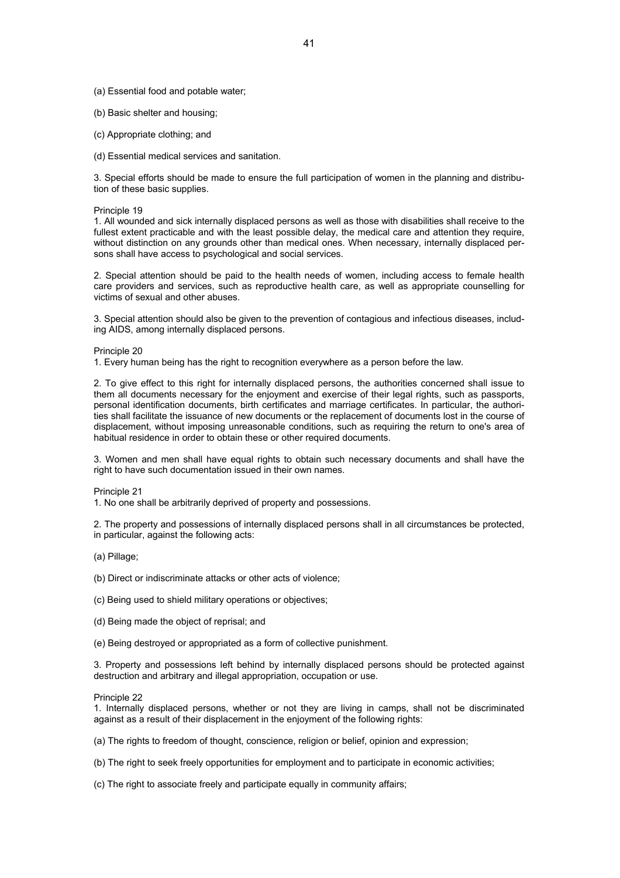(a) Essential food and potable water;

(b) Basic shelter and housing;

(c) Appropriate clothing; and

(d) Essential medical services and sanitation.

3. Special efforts should be made to ensure the full participation of women in the planning and distribution of these basic supplies.

Principle 19

1. All wounded and sick internally displaced persons as well as those with disabilities shall receive to the fullest extent practicable and with the least possible delay, the medical care and attention they require, without distinction on any grounds other than medical ones. When necessary, internally displaced persons shall have access to psychological and social services.

2. Special attention should be paid to the health needs of women, including access to female health care providers and services, such as reproductive health care, as well as appropriate counselling for victims of sexual and other abuses.

3. Special attention should also be given to the prevention of contagious and infectious diseases, including AIDS, among internally displaced persons.

Principle 20

1. Every human being has the right to recognition everywhere as a person before the law.

2. To give effect to this right for internally displaced persons, the authorities concerned shall issue to them all documents necessary for the enjoyment and exercise of their legal rights, such as passports, personal identification documents, birth certificates and marriage certificates. In particular, the authorities shall facilitate the issuance of new documents or the replacement of documents lost in the course of displacement, without imposing unreasonable conditions, such as requiring the return to one's area of habitual residence in order to obtain these or other required documents.

3. Women and men shall have equal rights to obtain such necessary documents and shall have the right to have such documentation issued in their own names.

Principle 21

1. No one shall be arbitrarily deprived of property and possessions.

2. The property and possessions of internally displaced persons shall in all circumstances be protected, in particular, against the following acts:

(a) Pillage;

(b) Direct or indiscriminate attacks or other acts of violence;

(c) Being used to shield military operations or objectives;

(d) Being made the object of reprisal; and

(e) Being destroyed or appropriated as a form of collective punishment.

3. Property and possessions left behind by internally displaced persons should be protected against destruction and arbitrary and illegal appropriation, occupation or use.

Principle 22

1. Internally displaced persons, whether or not they are living in camps, shall not be discriminated against as a result of their displacement in the enjoyment of the following rights:

(a) The rights to freedom of thought, conscience, religion or belief, opinion and expression;

(b) The right to seek freely opportunities for employment and to participate in economic activities;

(c) The right to associate freely and participate equally in community affairs;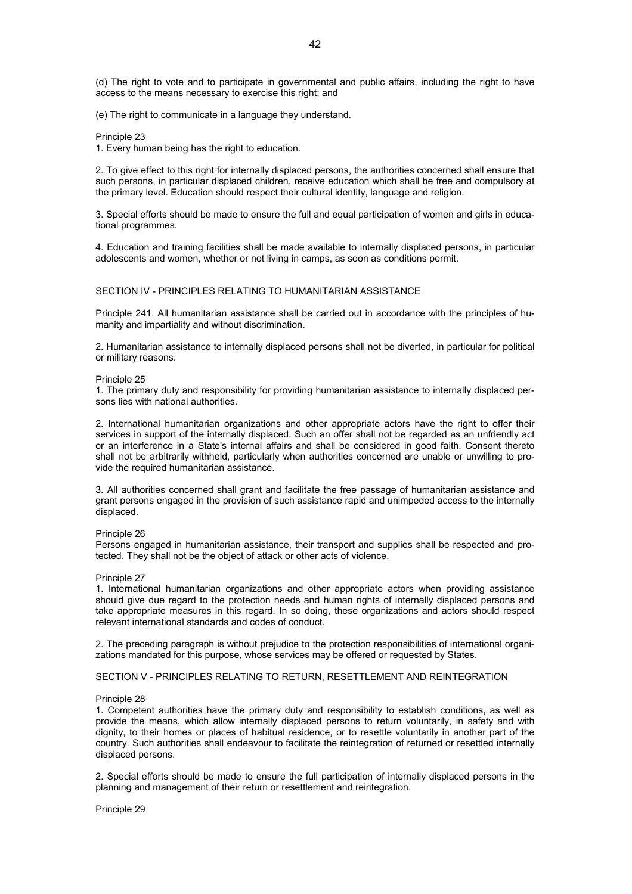(d) The right to vote and to participate in governmental and public affairs, including the right to have access to the means necessary to exercise this right; and

(e) The right to communicate in a language they understand.

Principle 23
1. Every human being has the right to education.

2. To give effect to this right for internally displaced persons, the authorities concerned shall ensure that such persons, in particular displaced children, receive education which shall be free and compulsory at the primary level. Education should respect their cultural identity, language and religion.

3. Special efforts should be made to ensure the full and equal participation of women and girls in educational programmes.

4. Education and training facilities shall be made available to internally displaced persons, in particular adolescents and women, whether or not living in camps, as soon as conditions permit.

## SECTION IV - PRINCIPLES RELATING TO HUMANITARIAN ASSISTANCE

Principle 241. All humanitarian assistance shall be carried out in accordance with the principles of humanity and impartiality and without discrimination.

2. Humanitarian assistance to internally displaced persons shall not be diverted, in particular for political or military reasons.

Principle 25
1. The primary duty and responsibility for providing humanitarian assistance to internally displaced persons lies with national authorities.

2. International humanitarian organizations and other appropriate actors have the right to offer their services in support of the internally displaced. Such an offer shall not be regarded as an unfriendly act or an interference in a State's internal affairs and shall be considered in good faith. Consent thereto shall not be arbitrarily withheld, particularly when authorities concerned are unable or unwilling to provide the required humanitarian assistance.

3. All authorities concerned shall grant and facilitate the free passage of humanitarian assistance and grant persons engaged in the provision of such assistance rapid and unimpeded access to the internally displaced.

Principle 26
Persons engaged in humanitarian assistance, their transport and supplies shall be respected and protected. They shall not be the object of attack or other acts of violence.

Principle 27
1. International humanitarian organizations and other appropriate actors when providing assistance should give due regard to the protection needs and human rights of internally displaced persons and take appropriate measures in this regard. In so doing, these organizations and actors should respect relevant international standards and codes of conduct.

2. The preceding paragraph is without prejudice to the protection responsibilities of international organizations mandated for this purpose, whose services may be offered or requested by States.

## SECTION V - PRINCIPLES RELATING TO RETURN, RESETTLEMENT AND REINTEGRATION

Principle 28
1. Competent authorities have the primary duty and responsibility to establish conditions, as well as provide the means, which allow internally displaced persons to return voluntarily, in safety and with dignity, to their homes or places of habitual residence, or to resettle voluntarily in another part of the country. Such authorities shall endeavour to facilitate the reintegration of returned or resettled internally displaced persons.

2. Special efforts should be made to ensure the full participation of internally displaced persons in the planning and management of their return or resettlement and reintegration.

Principle 29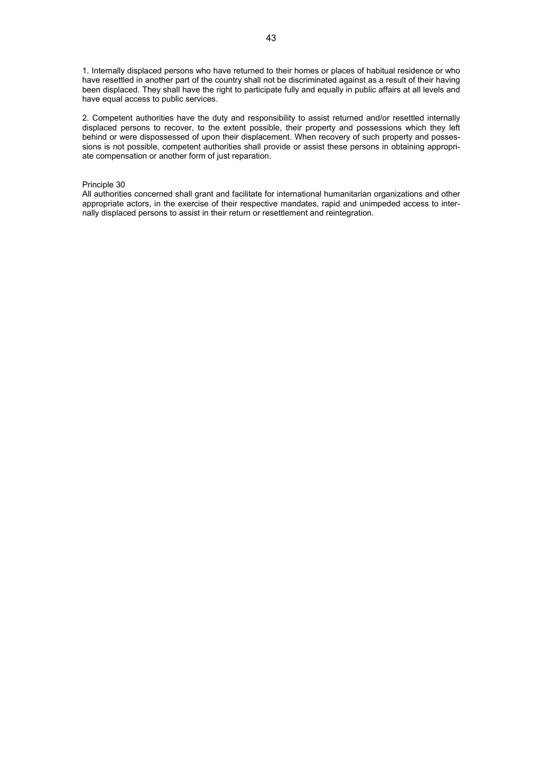1. Internally displaced persons who have returned to their homes or places of habitual residence or who have resettled in another part of the country shall not be discriminated against as a result of their having been displaced. They shall have the right to participate fully and equally in public affairs at all levels and have equal access to public services.

2. Competent authorities have the duty and responsibility to assist returned and/or resettled internally displaced persons to recover, to the extent possible, their property and possessions which they left behind or were dispossessed of upon their displacement. When recovery of such property and possessions is not possible, competent authorities shall provide or assist these persons in obtaining appropriate compensation or another form of just reparation.

Principle 30

All authorities concerned shall grant and facilitate for international humanitarian organizations and other appropriate actors, in the exercise of their respective mandates, rapid and unimpeded access to internally displaced persons to assist in their return or resettlement and reintegration.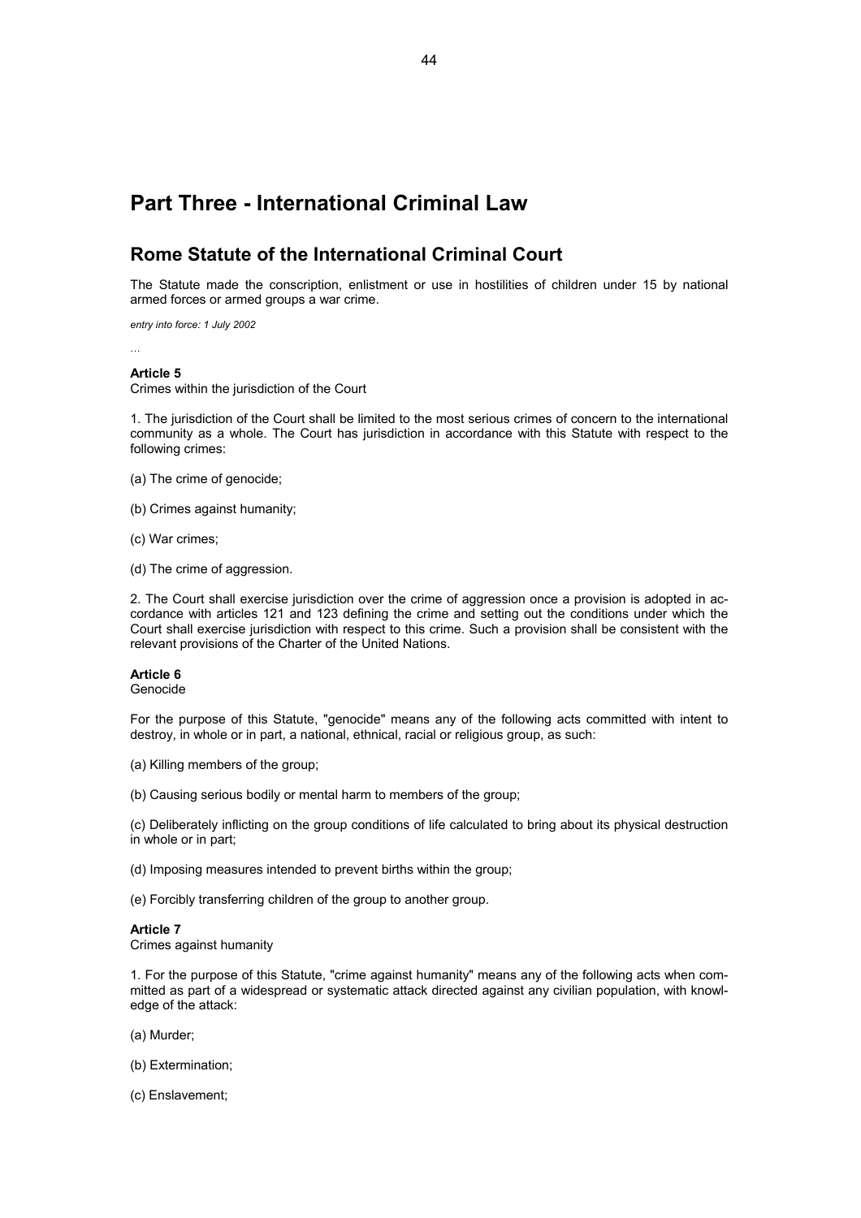# Part Three - International Criminal Law

## Rome Statute of the International Criminal Court

The Statute made the conscription, enlistment or use in hostilities of children under 15 by national armed forces or armed groups a war crime.

*entry into force: 1 July 2002*

…

**Article 5**
Crimes within the jurisdiction of the Court

1. The jurisdiction of the Court shall be limited to the most serious crimes of concern to the international community as a whole. The Court has jurisdiction in accordance with this Statute with respect to the following crimes:

(a) The crime of genocide;

(b) Crimes against humanity;

(c) War crimes;

(d) The crime of aggression.

2. The Court shall exercise jurisdiction over the crime of aggression once a provision is adopted in accordance with articles 121 and 123 defining the crime and setting out the conditions under which the Court shall exercise jurisdiction with respect to this crime. Such a provision shall be consistent with the relevant provisions of the Charter of the United Nations.

**Article 6**
Genocide

For the purpose of this Statute, "genocide" means any of the following acts committed with intent to destroy, in whole or in part, a national, ethnical, racial or religious group, as such:

(a) Killing members of the group;

(b) Causing serious bodily or mental harm to members of the group;

(c) Deliberately inflicting on the group conditions of life calculated to bring about its physical destruction in whole or in part;

(d) Imposing measures intended to prevent births within the group;

(e) Forcibly transferring children of the group to another group.

**Article 7**
Crimes against humanity

1. For the purpose of this Statute, "crime against humanity" means any of the following acts when committed as part of a widespread or systematic attack directed against any civilian population, with knowledge of the attack:

(a) Murder;

(b) Extermination;

(c) Enslavement;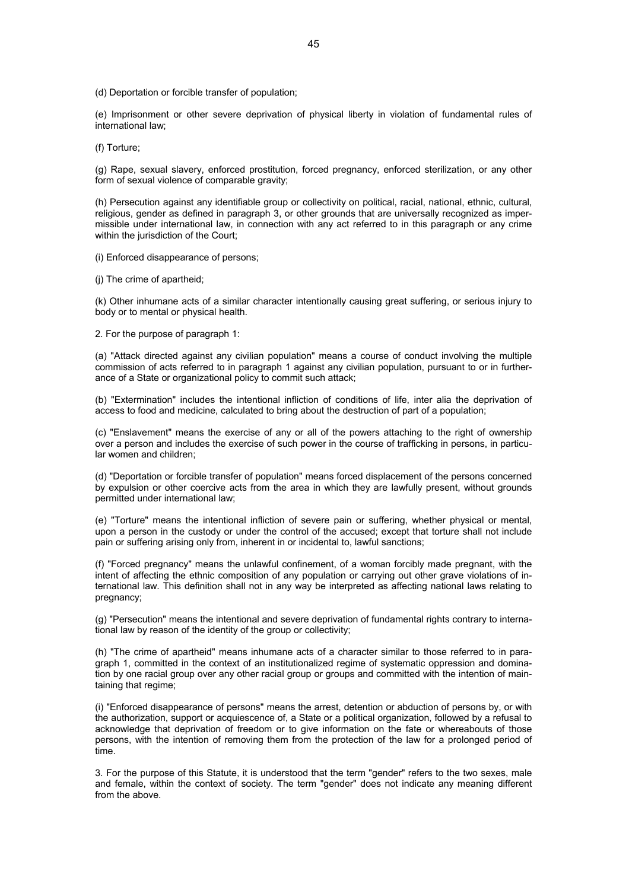(d) Deportation or forcible transfer of population;

(e) Imprisonment or other severe deprivation of physical liberty in violation of fundamental rules of international law;

(f) Torture;

(g) Rape, sexual slavery, enforced prostitution, forced pregnancy, enforced sterilization, or any other form of sexual violence of comparable gravity;

(h) Persecution against any identifiable group or collectivity on political, racial, national, ethnic, cultural, religious, gender as defined in paragraph 3, or other grounds that are universally recognized as impermissible under international law, in connection with any act referred to in this paragraph or any crime within the jurisdiction of the Court;

(i) Enforced disappearance of persons;

(j) The crime of apartheid;

(k) Other inhumane acts of a similar character intentionally causing great suffering, or serious injury to body or to mental or physical health.

2. For the purpose of paragraph 1:

(a) "Attack directed against any civilian population" means a course of conduct involving the multiple commission of acts referred to in paragraph 1 against any civilian population, pursuant to or in furtherance of a State or organizational policy to commit such attack;

(b) "Extermination" includes the intentional infliction of conditions of life, inter alia the deprivation of access to food and medicine, calculated to bring about the destruction of part of a population;

(c) "Enslavement" means the exercise of any or all of the powers attaching to the right of ownership over a person and includes the exercise of such power in the course of trafficking in persons, in particular women and children;

(d) "Deportation or forcible transfer of population" means forced displacement of the persons concerned by expulsion or other coercive acts from the area in which they are lawfully present, without grounds permitted under international law;

(e) "Torture" means the intentional infliction of severe pain or suffering, whether physical or mental, upon a person in the custody or under the control of the accused; except that torture shall not include pain or suffering arising only from, inherent in or incidental to, lawful sanctions;

(f) "Forced pregnancy" means the unlawful confinement, of a woman forcibly made pregnant, with the intent of affecting the ethnic composition of any population or carrying out other grave violations of international law. This definition shall not in any way be interpreted as affecting national laws relating to pregnancy;

(g) "Persecution" means the intentional and severe deprivation of fundamental rights contrary to international law by reason of the identity of the group or collectivity;

(h) "The crime of apartheid" means inhumane acts of a character similar to those referred to in paragraph 1, committed in the context of an institutionalized regime of systematic oppression and domination by one racial group over any other racial group or groups and committed with the intention of maintaining that regime;

(i) "Enforced disappearance of persons" means the arrest, detention or abduction of persons by, or with the authorization, support or acquiescence of, a State or a political organization, followed by a refusal to acknowledge that deprivation of freedom or to give information on the fate or whereabouts of those persons, with the intention of removing them from the protection of the law for a prolonged period of time.

3. For the purpose of this Statute, it is understood that the term "gender" refers to the two sexes, male and female, within the context of society. The term "gender" does not indicate any meaning different from the above.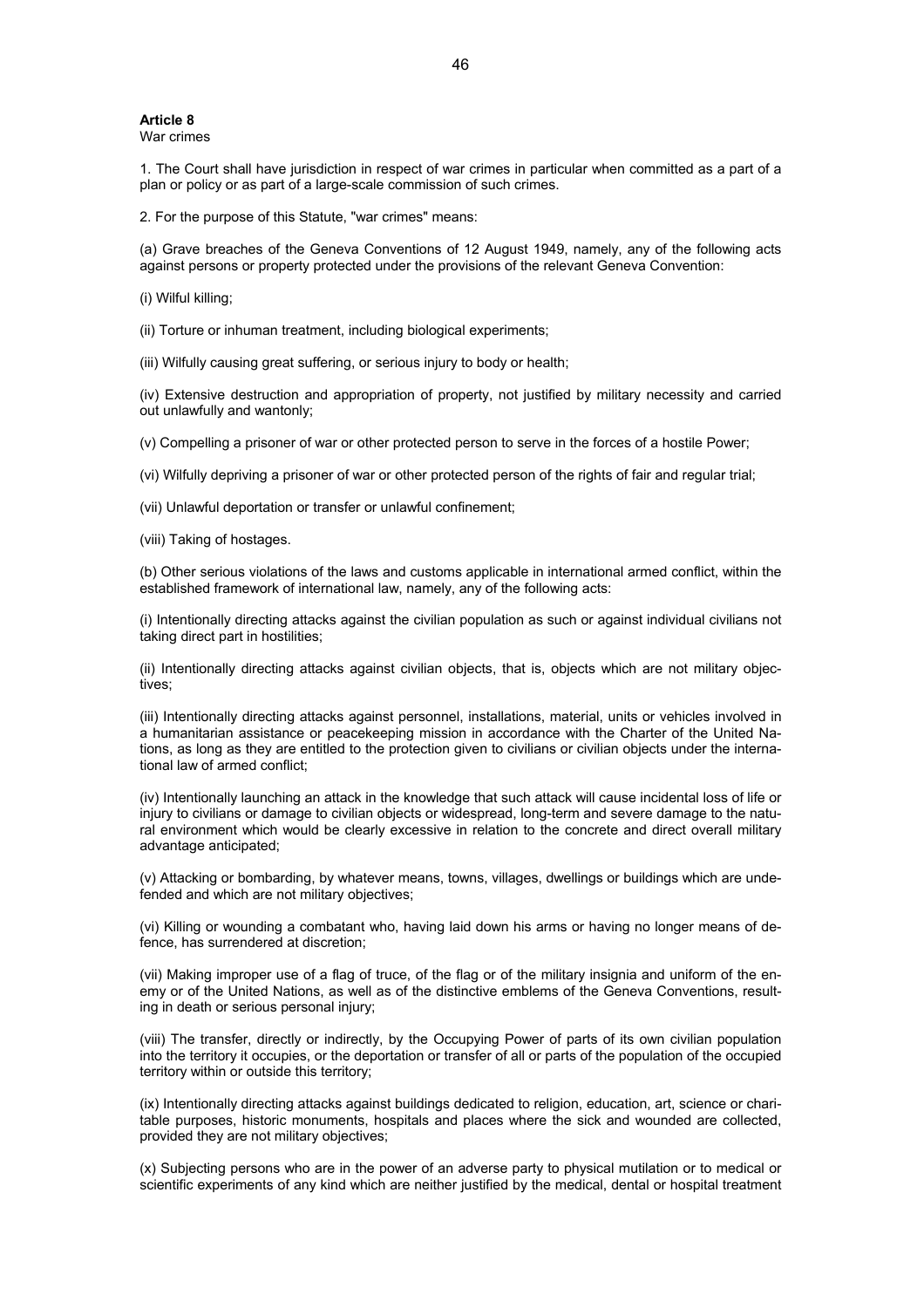**Article 8**

War crimes

1. The Court shall have jurisdiction in respect of war crimes in particular when committed as a part of a plan or policy or as part of a large-scale commission of such crimes.

2. For the purpose of this Statute, "war crimes" means:

(a) Grave breaches of the Geneva Conventions of 12 August 1949, namely, any of the following acts against persons or property protected under the provisions of the relevant Geneva Convention:

(i) Wilful killing;

(ii) Torture or inhuman treatment, including biological experiments;

(iii) Wilfully causing great suffering, or serious injury to body or health;

(iv) Extensive destruction and appropriation of property, not justified by military necessity and carried out unlawfully and wantonly;

(v) Compelling a prisoner of war or other protected person to serve in the forces of a hostile Power;

(vi) Wilfully depriving a prisoner of war or other protected person of the rights of fair and regular trial;

(vii) Unlawful deportation or transfer or unlawful confinement;

(viii) Taking of hostages.

(b) Other serious violations of the laws and customs applicable in international armed conflict, within the established framework of international law, namely, any of the following acts:

(i) Intentionally directing attacks against the civilian population as such or against individual civilians not taking direct part in hostilities;

(ii) Intentionally directing attacks against civilian objects, that is, objects which are not military objectives;

(iii) Intentionally directing attacks against personnel, installations, material, units or vehicles involved in a humanitarian assistance or peacekeeping mission in accordance with the Charter of the United Nations, as long as they are entitled to the protection given to civilians or civilian objects under the international law of armed conflict;

(iv) Intentionally launching an attack in the knowledge that such attack will cause incidental loss of life or injury to civilians or damage to civilian objects or widespread, long-term and severe damage to the natural environment which would be clearly excessive in relation to the concrete and direct overall military advantage anticipated;

(v) Attacking or bombarding, by whatever means, towns, villages, dwellings or buildings which are undefended and which are not military objectives;

(vi) Killing or wounding a combatant who, having laid down his arms or having no longer means of defence, has surrendered at discretion;

(vii) Making improper use of a flag of truce, of the flag or of the military insignia and uniform of the enemy or of the United Nations, as well as of the distinctive emblems of the Geneva Conventions, resulting in death or serious personal injury;

(viii) The transfer, directly or indirectly, by the Occupying Power of parts of its own civilian population into the territory it occupies, or the deportation or transfer of all or parts of the population of the occupied territory within or outside this territory;

(ix) Intentionally directing attacks against buildings dedicated to religion, education, art, science or charitable purposes, historic monuments, hospitals and places where the sick and wounded are collected, provided they are not military objectives;

(x) Subjecting persons who are in the power of an adverse party to physical mutilation or to medical or scientific experiments of any kind which are neither justified by the medical, dental or hospital treatment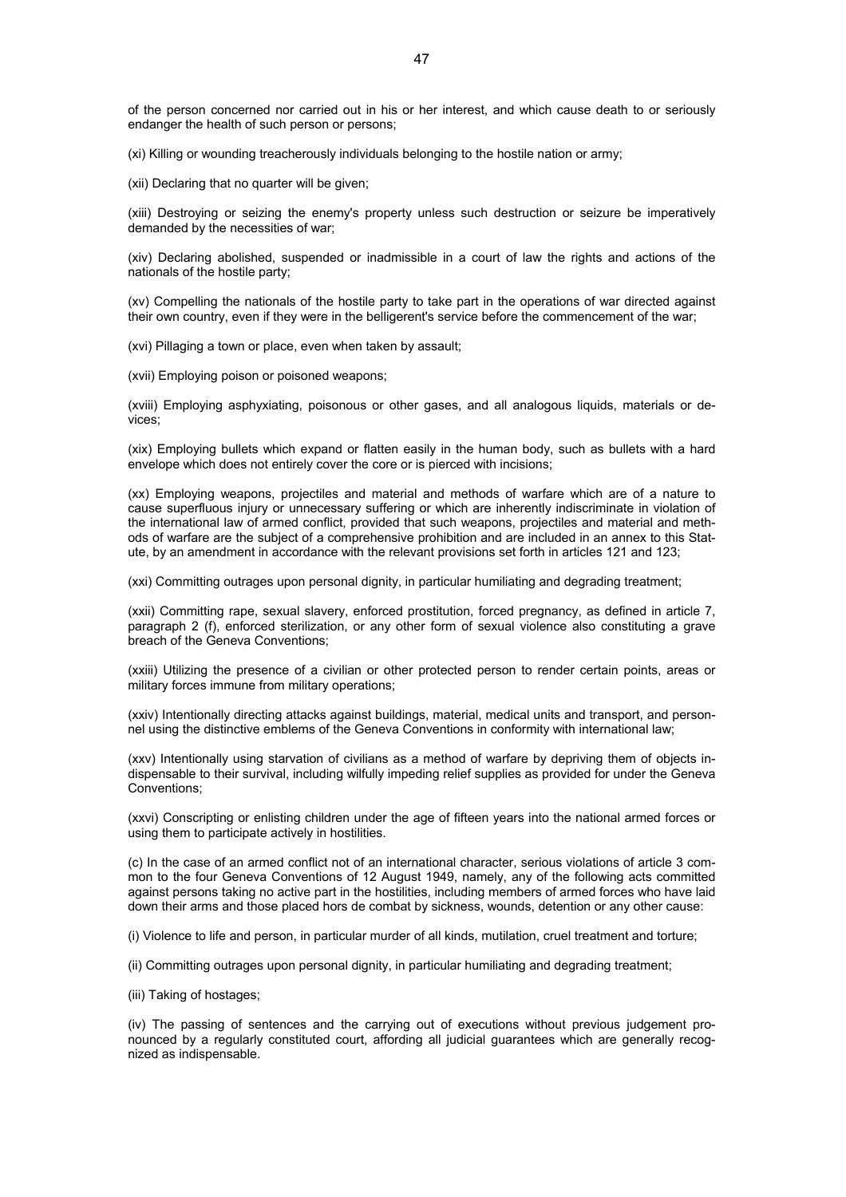of the person concerned nor carried out in his or her interest, and which cause death to or seriously endanger the health of such person or persons;

(xi) Killing or wounding treacherously individuals belonging to the hostile nation or army;

(xii) Declaring that no quarter will be given;

(xiii) Destroying or seizing the enemy's property unless such destruction or seizure be imperatively demanded by the necessities of war;

(xiv) Declaring abolished, suspended or inadmissible in a court of law the rights and actions of the nationals of the hostile party;

(xv) Compelling the nationals of the hostile party to take part in the operations of war directed against their own country, even if they were in the belligerent's service before the commencement of the war;

(xvi) Pillaging a town or place, even when taken by assault;

(xvii) Employing poison or poisoned weapons;

(xviii) Employing asphyxiating, poisonous or other gases, and all analogous liquids, materials or devices;

(xix) Employing bullets which expand or flatten easily in the human body, such as bullets with a hard envelope which does not entirely cover the core or is pierced with incisions;

(xx) Employing weapons, projectiles and material and methods of warfare which are of a nature to cause superfluous injury or unnecessary suffering or which are inherently indiscriminate in violation of the international law of armed conflict, provided that such weapons, projectiles and material and methods of warfare are the subject of a comprehensive prohibition and are included in an annex to this Statute, by an amendment in accordance with the relevant provisions set forth in articles 121 and 123;

(xxi) Committing outrages upon personal dignity, in particular humiliating and degrading treatment;

(xxii) Committing rape, sexual slavery, enforced prostitution, forced pregnancy, as defined in article 7, paragraph 2 (f), enforced sterilization, or any other form of sexual violence also constituting a grave breach of the Geneva Conventions;

(xxiii) Utilizing the presence of a civilian or other protected person to render certain points, areas or military forces immune from military operations;

(xxiv) Intentionally directing attacks against buildings, material, medical units and transport, and personnel using the distinctive emblems of the Geneva Conventions in conformity with international law;

(xxv) Intentionally using starvation of civilians as a method of warfare by depriving them of objects indispensable to their survival, including wilfully impeding relief supplies as provided for under the Geneva Conventions;

(xxvi) Conscripting or enlisting children under the age of fifteen years into the national armed forces or using them to participate actively in hostilities.

(c) In the case of an armed conflict not of an international character, serious violations of article 3 common to the four Geneva Conventions of 12 August 1949, namely, any of the following acts committed against persons taking no active part in the hostilities, including members of armed forces who have laid down their arms and those placed hors de combat by sickness, wounds, detention or any other cause:

(i) Violence to life and person, in particular murder of all kinds, mutilation, cruel treatment and torture;

(ii) Committing outrages upon personal dignity, in particular humiliating and degrading treatment;

(iii) Taking of hostages;

(iv) The passing of sentences and the carrying out of executions without previous judgement pronounced by a regularly constituted court, affording all judicial guarantees which are generally recognized as indispensable.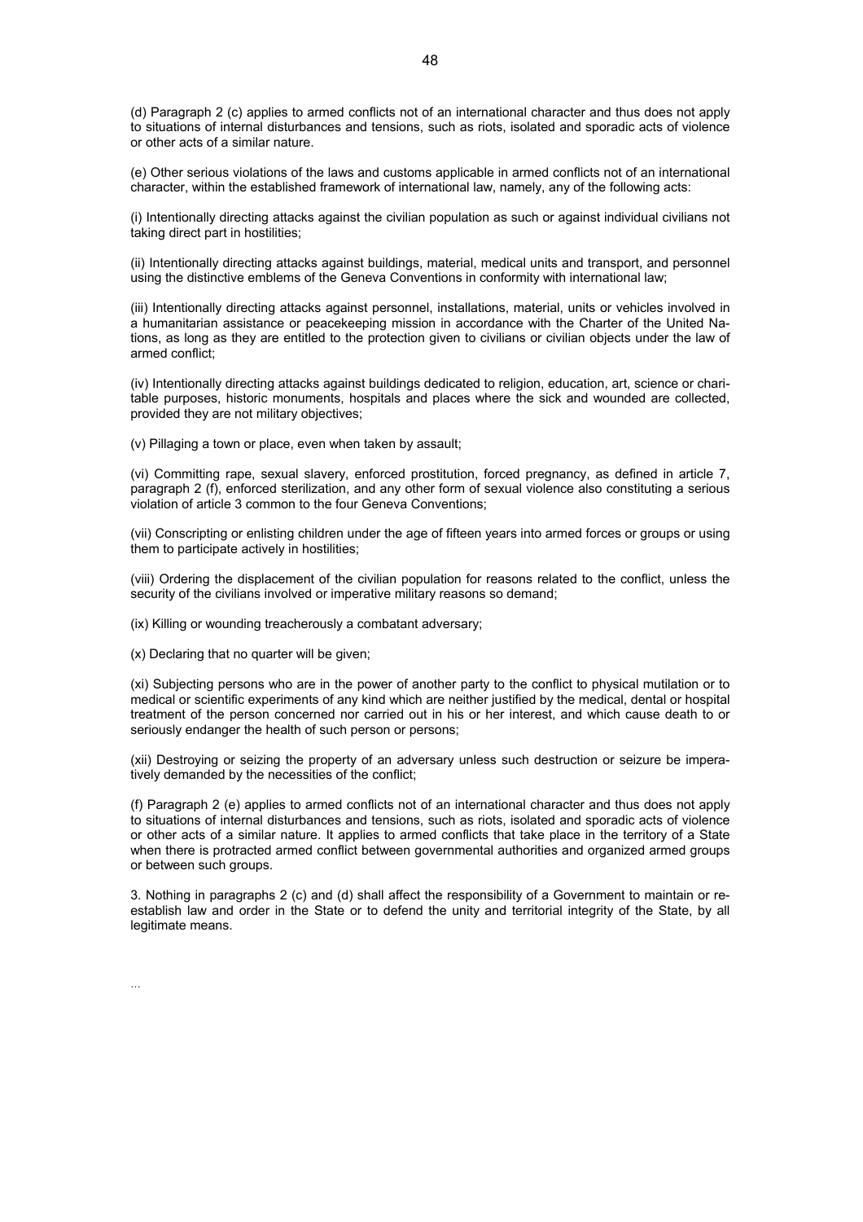(d) Paragraph 2 (c) applies to armed conflicts not of an international character and thus does not apply to situations of internal disturbances and tensions, such as riots, isolated and sporadic acts of violence or other acts of a similar nature.

(e) Other serious violations of the laws and customs applicable in armed conflicts not of an international character, within the established framework of international law, namely, any of the following acts:

(i) Intentionally directing attacks against the civilian population as such or against individual civilians not taking direct part in hostilities;

(ii) Intentionally directing attacks against buildings, material, medical units and transport, and personnel using the distinctive emblems of the Geneva Conventions in conformity with international law;

(iii) Intentionally directing attacks against personnel, installations, material, units or vehicles involved in a humanitarian assistance or peacekeeping mission in accordance with the Charter of the United Nations, as long as they are entitled to the protection given to civilians or civilian objects under the law of armed conflict;

(iv) Intentionally directing attacks against buildings dedicated to religion, education, art, science or charitable purposes, historic monuments, hospitals and places where the sick and wounded are collected, provided they are not military objectives;

(v) Pillaging a town or place, even when taken by assault;

(vi) Committing rape, sexual slavery, enforced prostitution, forced pregnancy, as defined in article 7, paragraph 2 (f), enforced sterilization, and any other form of sexual violence also constituting a serious violation of article 3 common to the four Geneva Conventions;

(vii) Conscripting or enlisting children under the age of fifteen years into armed forces or groups or using them to participate actively in hostilities;

(viii) Ordering the displacement of the civilian population for reasons related to the conflict, unless the security of the civilians involved or imperative military reasons so demand;

(ix) Killing or wounding treacherously a combatant adversary;

(x) Declaring that no quarter will be given;

(xi) Subjecting persons who are in the power of another party to the conflict to physical mutilation or to medical or scientific experiments of any kind which are neither justified by the medical, dental or hospital treatment of the person concerned nor carried out in his or her interest, and which cause death to or seriously endanger the health of such person or persons;

(xii) Destroying or seizing the property of an adversary unless such destruction or seizure be imperatively demanded by the necessities of the conflict;

(f) Paragraph 2 (e) applies to armed conflicts not of an international character and thus does not apply to situations of internal disturbances and tensions, such as riots, isolated and sporadic acts of violence or other acts of a similar nature. It applies to armed conflicts that take place in the territory of a State when there is protracted armed conflict between governmental authorities and organized armed groups or between such groups.

3. Nothing in paragraphs 2 (c) and (d) shall affect the responsibility of a Government to maintain or re-establish law and order in the State or to defend the unity and territorial integrity of the State, by all legitimate means.

...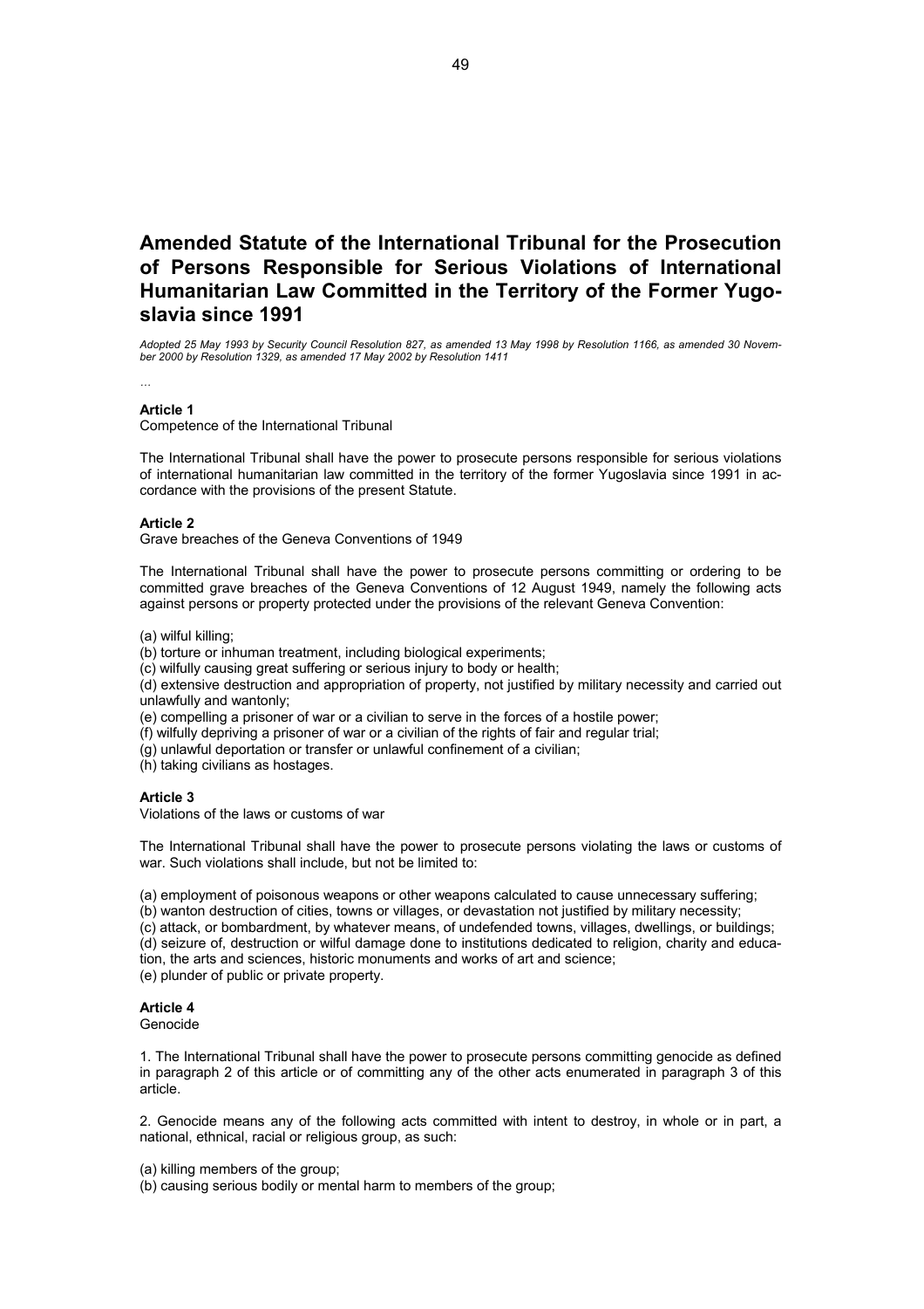# Amended Statute of the International Tribunal for the Prosecution of Persons Responsible for Serious Violations of International Humanitarian Law Committed in the Territory of the Former Yugoslavia since 1991

*Adopted 25 May 1993 by Security Council Resolution 827, as amended 13 May 1998 by Resolution 1166, as amended 30 November 2000 by Resolution 1329, as amended 17 May 2002 by Resolution 1411*

*…*

**Article 1**
Competence of the International Tribunal

The International Tribunal shall have the power to prosecute persons responsible for serious violations of international humanitarian law committed in the territory of the former Yugoslavia since 1991 in accordance with the provisions of the present Statute.

**Article 2**
Grave breaches of the Geneva Conventions of 1949

The International Tribunal shall have the power to prosecute persons committing or ordering to be committed grave breaches of the Geneva Conventions of 12 August 1949, namely the following acts against persons or property protected under the provisions of the relevant Geneva Convention:

(a) wilful killing;
(b) torture or inhuman treatment, including biological experiments;
(c) wilfully causing great suffering or serious injury to body or health;
(d) extensive destruction and appropriation of property, not justified by military necessity and carried out unlawfully and wantonly;
(e) compelling a prisoner of war or a civilian to serve in the forces of a hostile power;
(f) wilfully depriving a prisoner of war or a civilian of the rights of fair and regular trial;
(g) unlawful deportation or transfer or unlawful confinement of a civilian;
(h) taking civilians as hostages.

**Article 3**
Violations of the laws or customs of war

The International Tribunal shall have the power to prosecute persons violating the laws or customs of war. Such violations shall include, but not be limited to:

(a) employment of poisonous weapons or other weapons calculated to cause unnecessary suffering;
(b) wanton destruction of cities, towns or villages, or devastation not justified by military necessity;
(c) attack, or bombardment, by whatever means, of undefended towns, villages, dwellings, or buildings;
(d) seizure of, destruction or wilful damage done to institutions dedicated to religion, charity and education, the arts and sciences, historic monuments and works of art and science;
(e) plunder of public or private property.

**Article 4**
Genocide

1. The International Tribunal shall have the power to prosecute persons committing genocide as defined in paragraph 2 of this article or of committing any of the other acts enumerated in paragraph 3 of this article.

2. Genocide means any of the following acts committed with intent to destroy, in whole or in part, a national, ethnical, racial or religious group, as such:

(a) killing members of the group;
(b) causing serious bodily or mental harm to members of the group;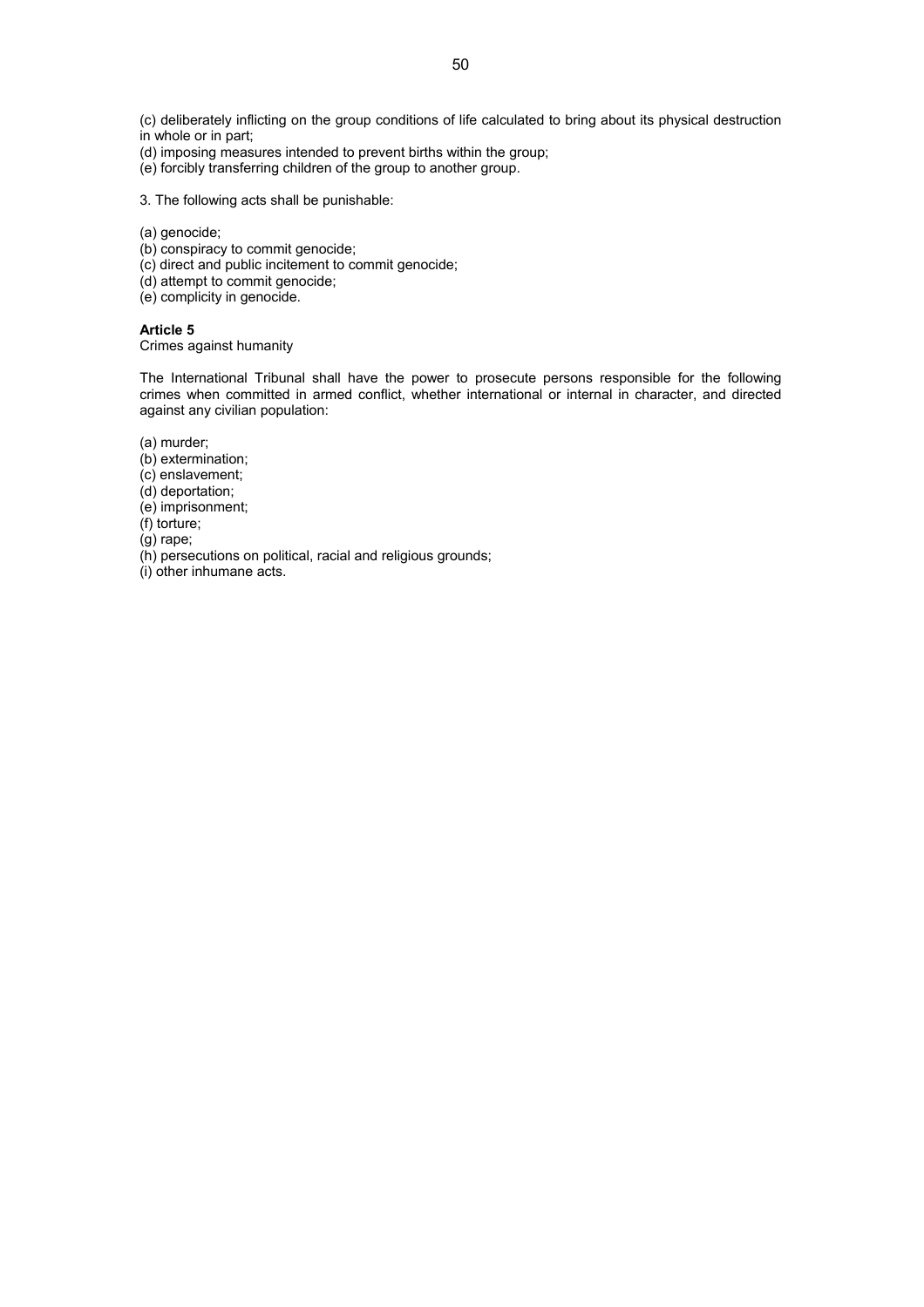(c) deliberately inflicting on the group conditions of life calculated to bring about its physical destruction in whole or in part;
(d) imposing measures intended to prevent births within the group;
(e) forcibly transferring children of the group to another group.

3. The following acts shall be punishable:

(a) genocide;
(b) conspiracy to commit genocide;
(c) direct and public incitement to commit genocide;
(d) attempt to commit genocide;
(e) complicity in genocide.

**Article 5**
Crimes against humanity

The International Tribunal shall have the power to prosecute persons responsible for the following crimes when committed in armed conflict, whether international or internal in character, and directed against any civilian population:

(a) murder;
(b) extermination;
(c) enslavement;
(d) deportation;
(e) imprisonment;
(f) torture;
(g) rape;
(h) persecutions on political, racial and religious grounds;
(i) other inhumane acts.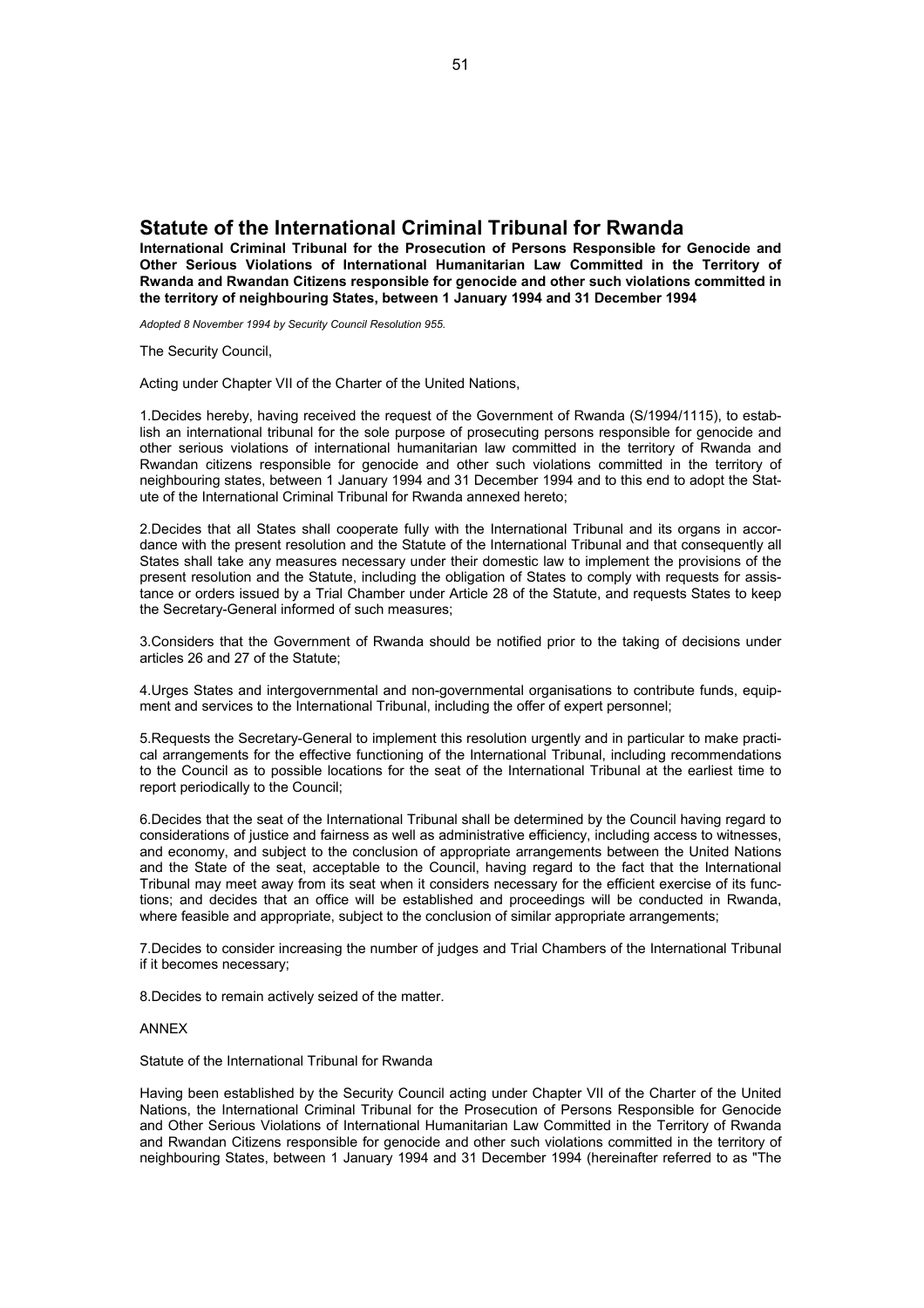# Statute of the International Criminal Tribunal for Rwanda

**International Criminal Tribunal for the Prosecution of Persons Responsible for Genocide and Other Serious Violations of International Humanitarian Law Committed in the Territory of Rwanda and Rwandan Citizens responsible for genocide and other such violations committed in the territory of neighbouring States, between 1 January 1994 and 31 December 1994**

*Adopted 8 November 1994 by Security Council Resolution 955.*

The Security Council,

Acting under Chapter VII of the Charter of the United Nations,

1.Decides hereby, having received the request of the Government of Rwanda (S/1994/1115), to establish an international tribunal for the sole purpose of prosecuting persons responsible for genocide and other serious violations of international humanitarian law committed in the territory of Rwanda and Rwandan citizens responsible for genocide and other such violations committed in the territory of neighbouring states, between 1 January 1994 and 31 December 1994 and to this end to adopt the Statute of the International Criminal Tribunal for Rwanda annexed hereto;

2.Decides that all States shall cooperate fully with the International Tribunal and its organs in accordance with the present resolution and the Statute of the International Tribunal and that consequently all States shall take any measures necessary under their domestic law to implement the provisions of the present resolution and the Statute, including the obligation of States to comply with requests for assistance or orders issued by a Trial Chamber under Article 28 of the Statute, and requests States to keep the Secretary-General informed of such measures;

3.Considers that the Government of Rwanda should be notified prior to the taking of decisions under articles 26 and 27 of the Statute;

4.Urges States and intergovernmental and non-governmental organisations to contribute funds, equipment and services to the International Tribunal, including the offer of expert personnel;

5.Requests the Secretary-General to implement this resolution urgently and in particular to make practical arrangements for the effective functioning of the International Tribunal, including recommendations to the Council as to possible locations for the seat of the International Tribunal at the earliest time to report periodically to the Council;

6.Decides that the seat of the International Tribunal shall be determined by the Council having regard to considerations of justice and fairness as well as administrative efficiency, including access to witnesses, and economy, and subject to the conclusion of appropriate arrangements between the United Nations and the State of the seat, acceptable to the Council, having regard to the fact that the International Tribunal may meet away from its seat when it considers necessary for the efficient exercise of its functions; and decides that an office will be established and proceedings will be conducted in Rwanda, where feasible and appropriate, subject to the conclusion of similar appropriate arrangements;

7.Decides to consider increasing the number of judges and Trial Chambers of the International Tribunal if it becomes necessary;

8.Decides to remain actively seized of the matter.

ANNEX

Statute of the International Tribunal for Rwanda

Having been established by the Security Council acting under Chapter VII of the Charter of the United Nations, the International Criminal Tribunal for the Prosecution of Persons Responsible for Genocide and Other Serious Violations of International Humanitarian Law Committed in the Territory of Rwanda and Rwandan Citizens responsible for genocide and other such violations committed in the territory of neighbouring States, between 1 January 1994 and 31 December 1994 (hereinafter referred to as "The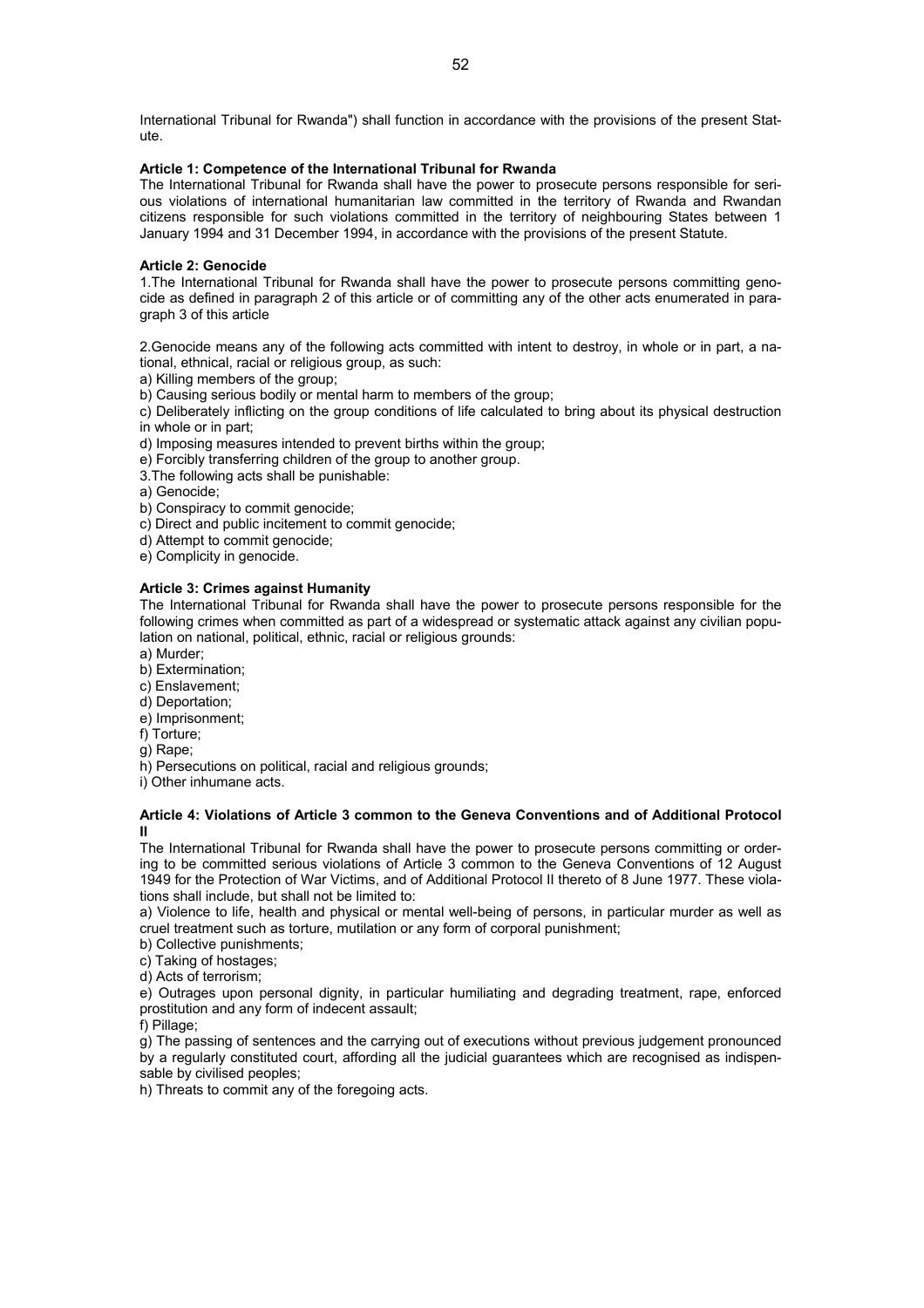International Tribunal for Rwanda") shall function in accordance with the provisions of the present Statute.

**Article 1: Competence of the International Tribunal for Rwanda**

The International Tribunal for Rwanda shall have the power to prosecute persons responsible for serious violations of international humanitarian law committed in the territory of Rwanda and Rwandan citizens responsible for such violations committed in the territory of neighbouring States between 1 January 1994 and 31 December 1994, in accordance with the provisions of the present Statute.

**Article 2: Genocide**

1.The International Tribunal for Rwanda shall have the power to prosecute persons committing genocide as defined in paragraph 2 of this article or of committing any of the other acts enumerated in paragraph 3 of this article

2.Genocide means any of the following acts committed with intent to destroy, in whole or in part, a national, ethnical, racial or religious group, as such:

a) Killing members of the group;

b) Causing serious bodily or mental harm to members of the group;

c) Deliberately inflicting on the group conditions of life calculated to bring about its physical destruction in whole or in part;

d) Imposing measures intended to prevent births within the group;

e) Forcibly transferring children of the group to another group.

3.The following acts shall be punishable:

a) Genocide;

b) Conspiracy to commit genocide;

c) Direct and public incitement to commit genocide;

d) Attempt to commit genocide;

e) Complicity in genocide.

**Article 3: Crimes against Humanity**

The International Tribunal for Rwanda shall have the power to prosecute persons responsible for the following crimes when committed as part of a widespread or systematic attack against any civilian population on national, political, ethnic, racial or religious grounds:

a) Murder;

b) Extermination;

c) Enslavement;

d) Deportation;

e) Imprisonment;

f) Torture;

g) Rape;

h) Persecutions on political, racial and religious grounds;

i) Other inhumane acts.

**Article 4: Violations of Article 3 common to the Geneva Conventions and of Additional Protocol II**

The International Tribunal for Rwanda shall have the power to prosecute persons committing or ordering to be committed serious violations of Article 3 common to the Geneva Conventions of 12 August 1949 for the Protection of War Victims, and of Additional Protocol II thereto of 8 June 1977. These violations shall include, but shall not be limited to:

a) Violence to life, health and physical or mental well-being of persons, in particular murder as well as cruel treatment such as torture, mutilation or any form of corporal punishment;

b) Collective punishments;

c) Taking of hostages;

d) Acts of terrorism;

e) Outrages upon personal dignity, in particular humiliating and degrading treatment, rape, enforced prostitution and any form of indecent assault;

f) Pillage;

g) The passing of sentences and the carrying out of executions without previous judgement pronounced by a regularly constituted court, affording all the judicial guarantees which are recognised as indispensable by civilised peoples;

h) Threats to commit any of the foregoing acts.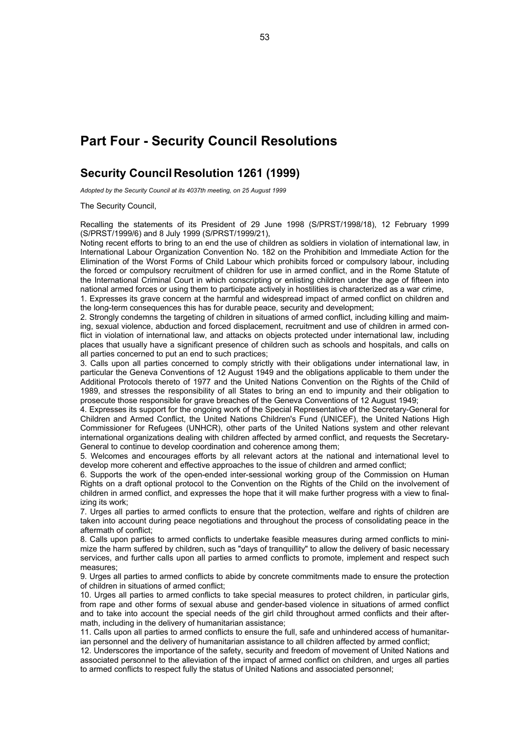# Part Four - Security Council Resolutions

## Security Council Resolution 1261 (1999)

*Adopted by the Security Council at its 4037th meeting, on 25 August 1999*

The Security Council,

Recalling the statements of its President of 29 June 1998 (S/PRST/1998/18), 12 February 1999 (S/PRST/1999/6) and 8 July 1999 (S/PRST/1999/21),

Noting recent efforts to bring to an end the use of children as soldiers in violation of international law, in International Labour Organization Convention No. 182 on the Prohibition and Immediate Action for the Elimination of the Worst Forms of Child Labour which prohibits forced or compulsory labour, including the forced or compulsory recruitment of children for use in armed conflict, and in the Rome Statute of the International Criminal Court in which conscripting or enlisting children under the age of fifteen into national armed forces or using them to participate actively in hostilities is characterized as a war crime,

1. Expresses its grave concern at the harmful and widespread impact of armed conflict on children and the long-term consequences this has for durable peace, security and development;
2. Strongly condemns the targeting of children in situations of armed conflict, including killing and maiming, sexual violence, abduction and forced displacement, recruitment and use of children in armed conflict in violation of international law, and attacks on objects protected under international law, including places that usually have a significant presence of children such as schools and hospitals, and calls on all parties concerned to put an end to such practices;
3. Calls upon all parties concerned to comply strictly with their obligations under international law, in particular the Geneva Conventions of 12 August 1949 and the obligations applicable to them under the Additional Protocols thereto of 1977 and the United Nations Convention on the Rights of the Child of 1989, and stresses the responsibility of all States to bring an end to impunity and their obligation to prosecute those responsible for grave breaches of the Geneva Conventions of 12 August 1949;
4. Expresses its support for the ongoing work of the Special Representative of the Secretary-General for Children and Armed Conflict, the United Nations Children's Fund (UNICEF), the United Nations High Commissioner for Refugees (UNHCR), other parts of the United Nations system and other relevant international organizations dealing with children affected by armed conflict, and requests the Secretary-General to continue to develop coordination and coherence among them;
5. Welcomes and encourages efforts by all relevant actors at the national and international level to develop more coherent and effective approaches to the issue of children and armed conflict;
6. Supports the work of the open-ended inter-sessional working group of the Commission on Human Rights on a draft optional protocol to the Convention on the Rights of the Child on the involvement of children in armed conflict, and expresses the hope that it will make further progress with a view to finalizing its work;
7. Urges all parties to armed conflicts to ensure that the protection, welfare and rights of children are taken into account during peace negotiations and throughout the process of consolidating peace in the aftermath of conflict;
8. Calls upon parties to armed conflicts to undertake feasible measures during armed conflicts to minimize the harm suffered by children, such as "days of tranquillity" to allow the delivery of basic necessary services, and further calls upon all parties to armed conflicts to promote, implement and respect such measures;
9. Urges all parties to armed conflicts to abide by concrete commitments made to ensure the protection of children in situations of armed conflict;
10. Urges all parties to armed conflicts to take special measures to protect children, in particular girls, from rape and other forms of sexual abuse and gender-based violence in situations of armed conflict and to take into account the special needs of the girl child throughout armed conflicts and their aftermath, including in the delivery of humanitarian assistance;
11. Calls upon all parties to armed conflicts to ensure the full, safe and unhindered access of humanitarian personnel and the delivery of humanitarian assistance to all children affected by armed conflict;
12. Underscores the importance of the safety, security and freedom of movement of United Nations and associated personnel to the alleviation of the impact of armed conflict on children, and urges all parties to armed conflicts to respect fully the status of United Nations and associated personnel;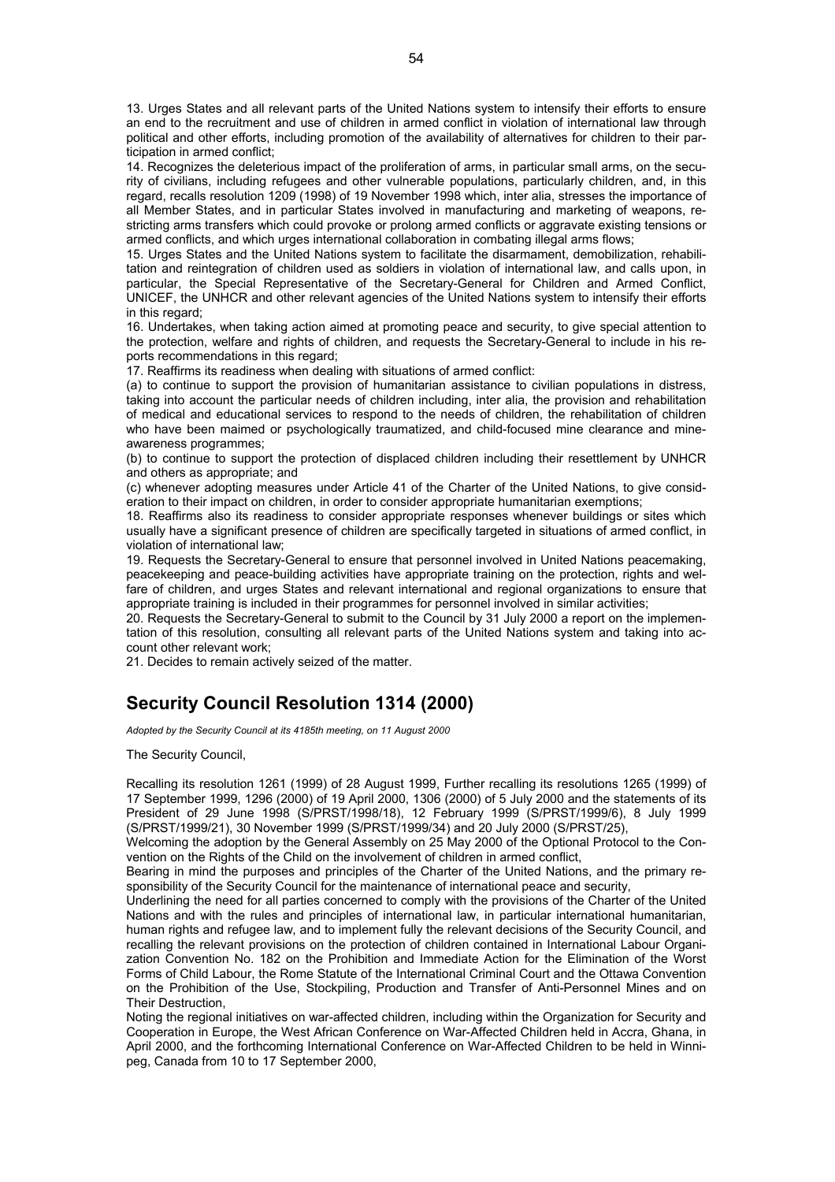13. Urges States and all relevant parts of the United Nations system to intensify their efforts to ensure an end to the recruitment and use of children in armed conflict in violation of international law through political and other efforts, including promotion of the availability of alternatives for children to their participation in armed conflict;

14. Recognizes the deleterious impact of the proliferation of arms, in particular small arms, on the security of civilians, including refugees and other vulnerable populations, particularly children, and, in this regard, recalls resolution 1209 (1998) of 19 November 1998 which, inter alia, stresses the importance of all Member States, and in particular States involved in manufacturing and marketing of weapons, restricting arms transfers which could provoke or prolong armed conflicts or aggravate existing tensions or armed conflicts, and which urges international collaboration in combating illegal arms flows;

15. Urges States and the United Nations system to facilitate the disarmament, demobilization, rehabilitation and reintegration of children used as soldiers in violation of international law, and calls upon, in particular, the Special Representative of the Secretary-General for Children and Armed Conflict, UNICEF, the UNHCR and other relevant agencies of the United Nations system to intensify their efforts in this regard;

16. Undertakes, when taking action aimed at promoting peace and security, to give special attention to the protection, welfare and rights of children, and requests the Secretary-General to include in his reports recommendations in this regard;

17. Reaffirms its readiness when dealing with situations of armed conflict:

(a) to continue to support the provision of humanitarian assistance to civilian populations in distress, taking into account the particular needs of children including, inter alia, the provision and rehabilitation of medical and educational services to respond to the needs of children, the rehabilitation of children who have been maimed or psychologically traumatized, and child-focused mine clearance and mine-awareness programmes;

(b) to continue to support the protection of displaced children including their resettlement by UNHCR and others as appropriate; and

(c) whenever adopting measures under Article 41 of the Charter of the United Nations, to give consideration to their impact on children, in order to consider appropriate humanitarian exemptions;

18. Reaffirms also its readiness to consider appropriate responses whenever buildings or sites which usually have a significant presence of children are specifically targeted in situations of armed conflict, in violation of international law;

19. Requests the Secretary-General to ensure that personnel involved in United Nations peacemaking, peacekeeping and peace-building activities have appropriate training on the protection, rights and welfare of children, and urges States and relevant international and regional organizations to ensure that appropriate training is included in their programmes for personnel involved in similar activities;

20. Requests the Secretary-General to submit to the Council by 31 July 2000 a report on the implementation of this resolution, consulting all relevant parts of the United Nations system and taking into account other relevant work;

21. Decides to remain actively seized of the matter.

## Security Council Resolution 1314 (2000)

*Adopted by the Security Council at its 4185th meeting, on 11 August 2000*

The Security Council,

Recalling its resolution 1261 (1999) of 28 August 1999, Further recalling its resolutions 1265 (1999) of 17 September 1999, 1296 (2000) of 19 April 2000, 1306 (2000) of 5 July 2000 and the statements of its President of 29 June 1998 (S/PRST/1998/18), 12 February 1999 (S/PRST/1999/6), 8 July 1999 (S/PRST/1999/21), 30 November 1999 (S/PRST/1999/34) and 20 July 2000 (S/PRST/25),

Welcoming the adoption by the General Assembly on 25 May 2000 of the Optional Protocol to the Convention on the Rights of the Child on the involvement of children in armed conflict,

Bearing in mind the purposes and principles of the Charter of the United Nations, and the primary responsibility of the Security Council for the maintenance of international peace and security,

Underlining the need for all parties concerned to comply with the provisions of the Charter of the United Nations and with the rules and principles of international law, in particular international humanitarian, human rights and refugee law, and to implement fully the relevant decisions of the Security Council, and recalling the relevant provisions on the protection of children contained in International Labour Organization Convention No. 182 on the Prohibition and Immediate Action for the Elimination of the Worst Forms of Child Labour, the Rome Statute of the International Criminal Court and the Ottawa Convention on the Prohibition of the Use, Stockpiling, Production and Transfer of Anti-Personnel Mines and on Their Destruction,

Noting the regional initiatives on war-affected children, including within the Organization for Security and Cooperation in Europe, the West African Conference on War-Affected Children held in Accra, Ghana, in April 2000, and the forthcoming International Conference on War-Affected Children to be held in Winnipeg, Canada from 10 to 17 September 2000,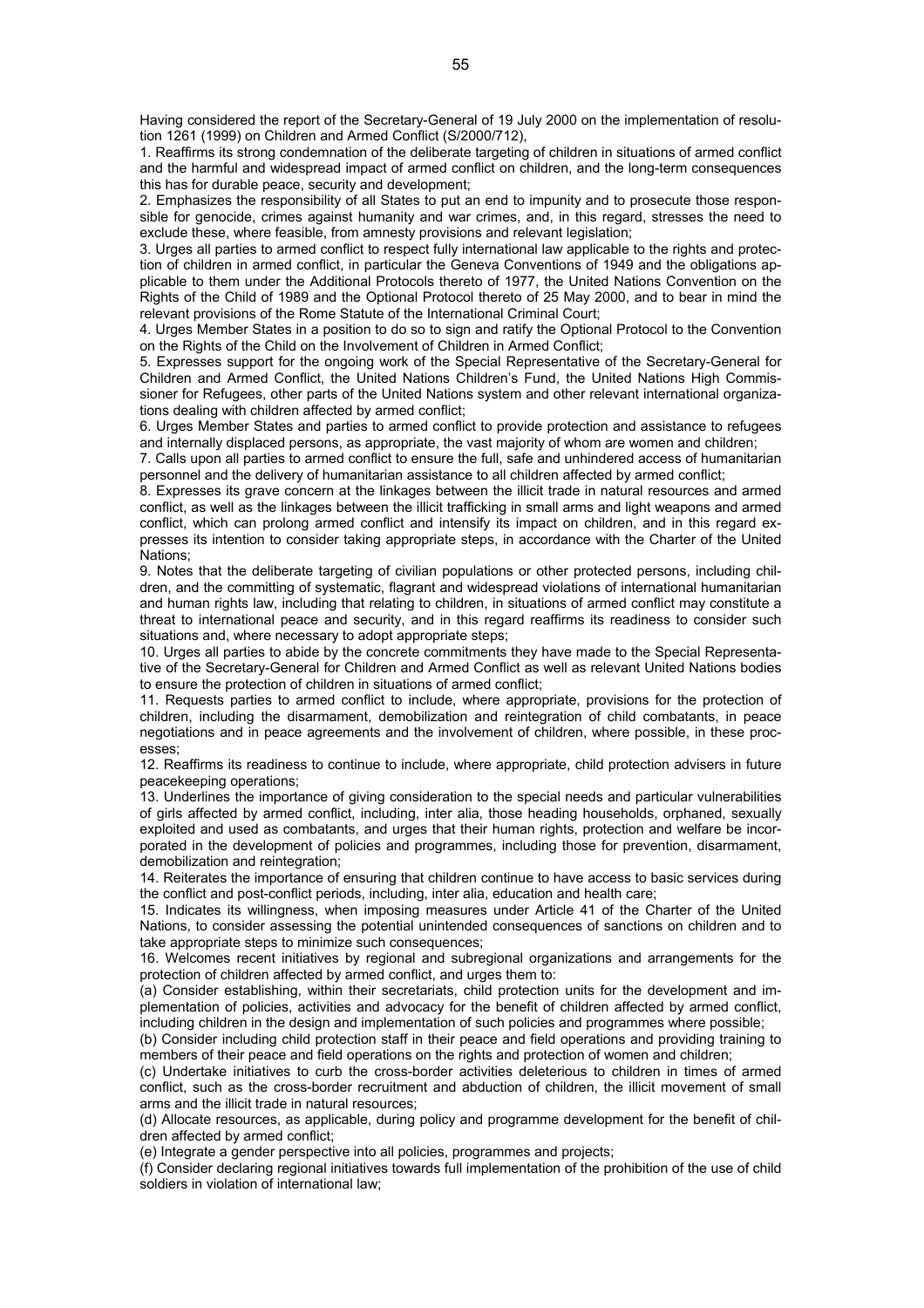Having considered the report of the Secretary-General of 19 July 2000 on the implementation of resolution 1261 (1999) on Children and Armed Conflict (S/2000/712),

1. Reaffirms its strong condemnation of the deliberate targeting of children in situations of armed conflict and the harmful and widespread impact of armed conflict on children, and the long-term consequences this has for durable peace, security and development;

2. Emphasizes the responsibility of all States to put an end to impunity and to prosecute those responsible for genocide, crimes against humanity and war crimes, and, in this regard, stresses the need to exclude these, where feasible, from amnesty provisions and relevant legislation;

3. Urges all parties to armed conflict to respect fully international law applicable to the rights and protection of children in armed conflict, in particular the Geneva Conventions of 1949 and the obligations applicable to them under the Additional Protocols thereto of 1977, the United Nations Convention on the Rights of the Child of 1989 and the Optional Protocol thereto of 25 May 2000, and to bear in mind the relevant provisions of the Rome Statute of the International Criminal Court;

4. Urges Member States in a position to do so to sign and ratify the Optional Protocol to the Convention on the Rights of the Child on the Involvement of Children in Armed Conflict;

5. Expresses support for the ongoing work of the Special Representative of the Secretary-General for Children and Armed Conflict, the United Nations Children's Fund, the United Nations High Commissioner for Refugees, other parts of the United Nations system and other relevant international organizations dealing with children affected by armed conflict;

6. Urges Member States and parties to armed conflict to provide protection and assistance to refugees and internally displaced persons, as appropriate, the vast majority of whom are women and children;

7. Calls upon all parties to armed conflict to ensure the full, safe and unhindered access of humanitarian personnel and the delivery of humanitarian assistance to all children affected by armed conflict;

8. Expresses its grave concern at the linkages between the illicit trade in natural resources and armed conflict, as well as the linkages between the illicit trafficking in small arms and light weapons and armed conflict, which can prolong armed conflict and intensify its impact on children, and in this regard expresses its intention to consider taking appropriate steps, in accordance with the Charter of the United Nations;

9. Notes that the deliberate targeting of civilian populations or other protected persons, including children, and the committing of systematic, flagrant and widespread violations of international humanitarian and human rights law, including that relating to children, in situations of armed conflict may constitute a threat to international peace and security, and in this regard reaffirms its readiness to consider such situations and, where necessary to adopt appropriate steps;

10. Urges all parties to abide by the concrete commitments they have made to the Special Representative of the Secretary-General for Children and Armed Conflict as well as relevant United Nations bodies to ensure the protection of children in situations of armed conflict;

11. Requests parties to armed conflict to include, where appropriate, provisions for the protection of children, including the disarmament, demobilization and reintegration of child combatants, in peace negotiations and in peace agreements and the involvement of children, where possible, in these processes;

12. Reaffirms its readiness to continue to include, where appropriate, child protection advisers in future peacekeeping operations;

13. Underlines the importance of giving consideration to the special needs and particular vulnerabilities of girls affected by armed conflict, including, inter alia, those heading households, orphaned, sexually exploited and used as combatants, and urges that their human rights, protection and welfare be incorporated in the development of policies and programmes, including those for prevention, disarmament, demobilization and reintegration;

14. Reiterates the importance of ensuring that children continue to have access to basic services during the conflict and post-conflict periods, including, inter alia, education and health care;

15. Indicates its willingness, when imposing measures under Article 41 of the Charter of the United Nations, to consider assessing the potential unintended consequences of sanctions on children and to take appropriate steps to minimize such consequences;

16. Welcomes recent initiatives by regional and subregional organizations and arrangements for the protection of children affected by armed conflict, and urges them to:

(a) Consider establishing, within their secretariats, child protection units for the development and implementation of policies, activities and advocacy for the benefit of children affected by armed conflict, including children in the design and implementation of such policies and programmes where possible;

(b) Consider including child protection staff in their peace and field operations and providing training to members of their peace and field operations on the rights and protection of women and children;

(c) Undertake initiatives to curb the cross-border activities deleterious to children in times of armed conflict, such as the cross-border recruitment and abduction of children, the illicit movement of small arms and the illicit trade in natural resources;

(d) Allocate resources, as applicable, during policy and programme development for the benefit of children affected by armed conflict;

(e) Integrate a gender perspective into all policies, programmes and projects;

(f) Consider declaring regional initiatives towards full implementation of the prohibition of the use of child soldiers in violation of international law;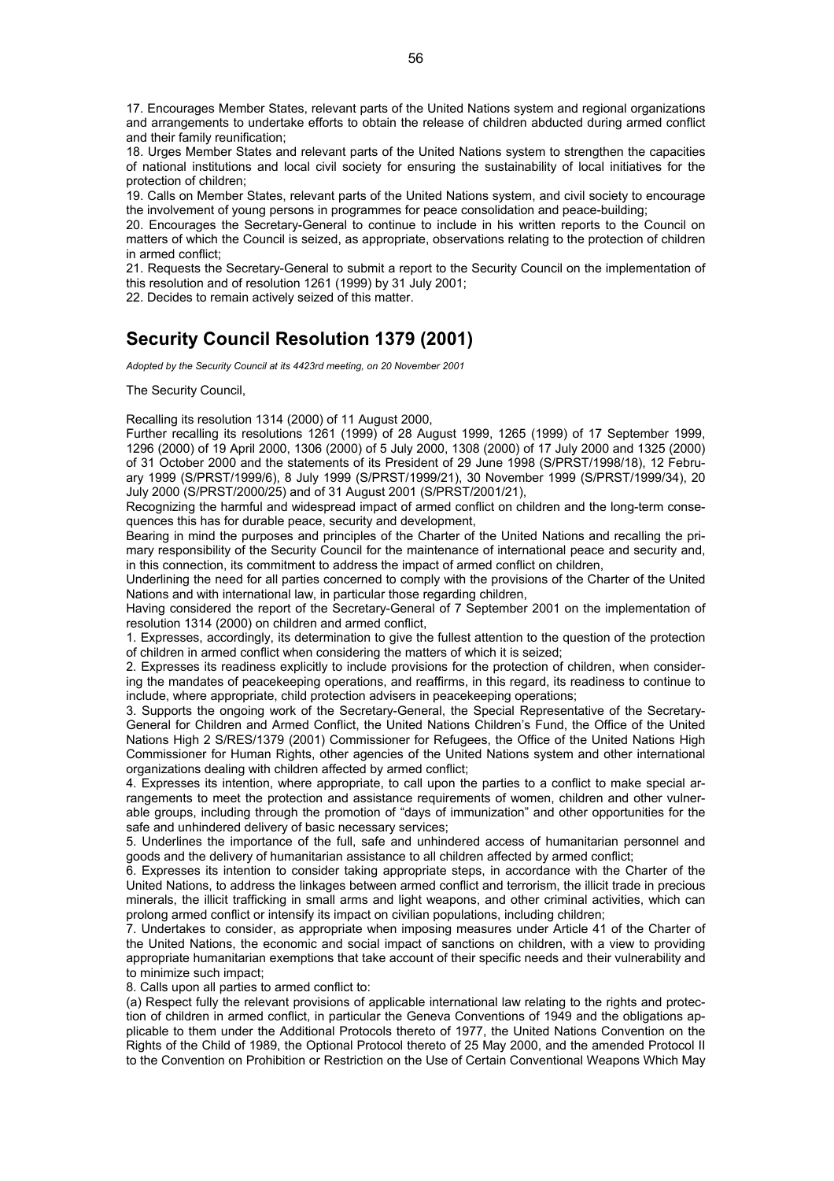17. Encourages Member States, relevant parts of the United Nations system and regional organizations and arrangements to undertake efforts to obtain the release of children abducted during armed conflict and their family reunification;

18. Urges Member States and relevant parts of the United Nations system to strengthen the capacities of national institutions and local civil society for ensuring the sustainability of local initiatives for the protection of children;

19. Calls on Member States, relevant parts of the United Nations system, and civil society to encourage the involvement of young persons in programmes for peace consolidation and peace-building;

20. Encourages the Secretary-General to continue to include in his written reports to the Council on matters of which the Council is seized, as appropriate, observations relating to the protection of children in armed conflict;

21. Requests the Secretary-General to submit a report to the Security Council on the implementation of this resolution and of resolution 1261 (1999) by 31 July 2001;

22. Decides to remain actively seized of this matter.

## Security Council Resolution 1379 (2001)

*Adopted by the Security Council at its 4423rd meeting, on 20 November 2001*

The Security Council,

Recalling its resolution 1314 (2000) of 11 August 2000,

Further recalling its resolutions 1261 (1999) of 28 August 1999, 1265 (1999) of 17 September 1999, 1296 (2000) of 19 April 2000, 1306 (2000) of 5 July 2000, 1308 (2000) of 17 July 2000 and 1325 (2000) of 31 October 2000 and the statements of its President of 29 June 1998 (S/PRST/1998/18), 12 February 1999 (S/PRST/1999/6), 8 July 1999 (S/PRST/1999/21), 30 November 1999 (S/PRST/1999/34), 20 July 2000 (S/PRST/2000/25) and of 31 August 2001 (S/PRST/2001/21),

Recognizing the harmful and widespread impact of armed conflict on children and the long-term consequences this has for durable peace, security and development,

Bearing in mind the purposes and principles of the Charter of the United Nations and recalling the primary responsibility of the Security Council for the maintenance of international peace and security and, in this connection, its commitment to address the impact of armed conflict on children,

Underlining the need for all parties concerned to comply with the provisions of the Charter of the United Nations and with international law, in particular those regarding children,

Having considered the report of the Secretary-General of 7 September 2001 on the implementation of resolution 1314 (2000) on children and armed conflict,

1. Expresses, accordingly, its determination to give the fullest attention to the question of the protection of children in armed conflict when considering the matters of which it is seized;

2. Expresses its readiness explicitly to include provisions for the protection of children, when considering the mandates of peacekeeping operations, and reaffirms, in this regard, its readiness to continue to include, where appropriate, child protection advisers in peacekeeping operations;

3. Supports the ongoing work of the Secretary-General, the Special Representative of the Secretary-General for Children and Armed Conflict, the United Nations Children's Fund, the Office of the United Nations High 2 S/RES/1379 (2001) Commissioner for Refugees, the Office of the United Nations High Commissioner for Human Rights, other agencies of the United Nations system and other international organizations dealing with children affected by armed conflict;

4. Expresses its intention, where appropriate, to call upon the parties to a conflict to make special arrangements to meet the protection and assistance requirements of women, children and other vulnerable groups, including through the promotion of "days of immunization" and other opportunities for the safe and unhindered delivery of basic necessary services;

5. Underlines the importance of the full, safe and unhindered access of humanitarian personnel and goods and the delivery of humanitarian assistance to all children affected by armed conflict;

6. Expresses its intention to consider taking appropriate steps, in accordance with the Charter of the United Nations, to address the linkages between armed conflict and terrorism, the illicit trade in precious minerals, the illicit trafficking in small arms and light weapons, and other criminal activities, which can prolong armed conflict or intensify its impact on civilian populations, including children;

7. Undertakes to consider, as appropriate when imposing measures under Article 41 of the Charter of the United Nations, the economic and social impact of sanctions on children, with a view to providing appropriate humanitarian exemptions that take account of their specific needs and their vulnerability and to minimize such impact;

8. Calls upon all parties to armed conflict to:

(a) Respect fully the relevant provisions of applicable international law relating to the rights and protection of children in armed conflict, in particular the Geneva Conventions of 1949 and the obligations applicable to them under the Additional Protocols thereto of 1977, the United Nations Convention on the Rights of the Child of 1989, the Optional Protocol thereto of 25 May 2000, and the amended Protocol II to the Convention on Prohibition or Restriction on the Use of Certain Conventional Weapons Which May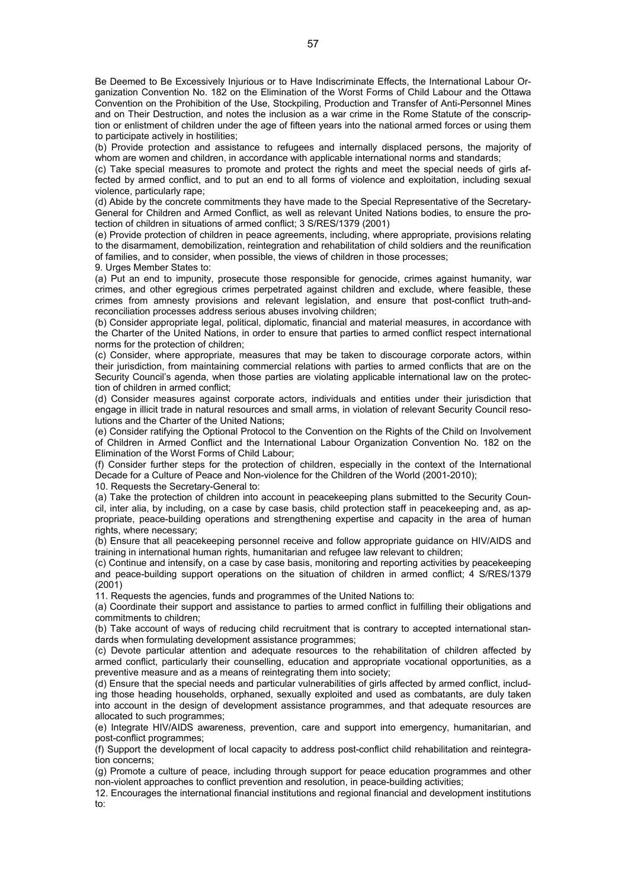Be Deemed to Be Excessively Injurious or to Have Indiscriminate Effects, the International Labour Organization Convention No. 182 on the Elimination of the Worst Forms of Child Labour and the Ottawa Convention on the Prohibition of the Use, Stockpiling, Production and Transfer of Anti-Personnel Mines and on Their Destruction, and notes the inclusion as a war crime in the Rome Statute of the conscription or enlistment of children under the age of fifteen years into the national armed forces or using them to participate actively in hostilities;

(b) Provide protection and assistance to refugees and internally displaced persons, the majority of whom are women and children, in accordance with applicable international norms and standards;

(c) Take special measures to promote and protect the rights and meet the special needs of girls affected by armed conflict, and to put an end to all forms of violence and exploitation, including sexual violence, particularly rape;

(d) Abide by the concrete commitments they have made to the Special Representative of the Secretary-General for Children and Armed Conflict, as well as relevant United Nations bodies, to ensure the protection of children in situations of armed conflict; 3 S/RES/1379 (2001)

(e) Provide protection of children in peace agreements, including, where appropriate, provisions relating to the disarmament, demobilization, reintegration and rehabilitation of child soldiers and the reunification of families, and to consider, when possible, the views of children in those processes;

9. Urges Member States to:

(a) Put an end to impunity, prosecute those responsible for genocide, crimes against humanity, war crimes, and other egregious crimes perpetrated against children and exclude, where feasible, these crimes from amnesty provisions and relevant legislation, and ensure that post-conflict truth-and-reconciliation processes address serious abuses involving children;

(b) Consider appropriate legal, political, diplomatic, financial and material measures, in accordance with the Charter of the United Nations, in order to ensure that parties to armed conflict respect international norms for the protection of children;

(c) Consider, where appropriate, measures that may be taken to discourage corporate actors, within their jurisdiction, from maintaining commercial relations with parties to armed conflicts that are on the Security Council's agenda, when those parties are violating applicable international law on the protection of children in armed conflict;

(d) Consider measures against corporate actors, individuals and entities under their jurisdiction that engage in illicit trade in natural resources and small arms, in violation of relevant Security Council resolutions and the Charter of the United Nations;

(e) Consider ratifying the Optional Protocol to the Convention on the Rights of the Child on Involvement of Children in Armed Conflict and the International Labour Organization Convention No. 182 on the Elimination of the Worst Forms of Child Labour;

(f) Consider further steps for the protection of children, especially in the context of the International Decade for a Culture of Peace and Non-violence for the Children of the World (2001-2010);

10. Requests the Secretary-General to:

(a) Take the protection of children into account in peacekeeping plans submitted to the Security Council, inter alia, by including, on a case by case basis, child protection staff in peacekeeping and, as appropriate, peace-building operations and strengthening expertise and capacity in the area of human rights, where necessary;

(b) Ensure that all peacekeeping personnel receive and follow appropriate guidance on HIV/AIDS and training in international human rights, humanitarian and refugee law relevant to children;

(c) Continue and intensify, on a case by case basis, monitoring and reporting activities by peacekeeping and peace-building support operations on the situation of children in armed conflict; 4 S/RES/1379 (2001)

11. Requests the agencies, funds and programmes of the United Nations to:

(a) Coordinate their support and assistance to parties to armed conflict in fulfilling their obligations and commitments to children;

(b) Take account of ways of reducing child recruitment that is contrary to accepted international standards when formulating development assistance programmes;

(c) Devote particular attention and adequate resources to the rehabilitation of children affected by armed conflict, particularly their counselling, education and appropriate vocational opportunities, as a preventive measure and as a means of reintegrating them into society;

(d) Ensure that the special needs and particular vulnerabilities of girls affected by armed conflict, including those heading households, orphaned, sexually exploited and used as combatants, are duly taken into account in the design of development assistance programmes, and that adequate resources are allocated to such programmes;

(e) Integrate HIV/AIDS awareness, prevention, care and support into emergency, humanitarian, and post-conflict programmes;

(f) Support the development of local capacity to address post-conflict child rehabilitation and reintegration concerns;

(g) Promote a culture of peace, including through support for peace education programmes and other non-violent approaches to conflict prevention and resolution, in peace-building activities;

12. Encourages the international financial institutions and regional financial and development institutions to: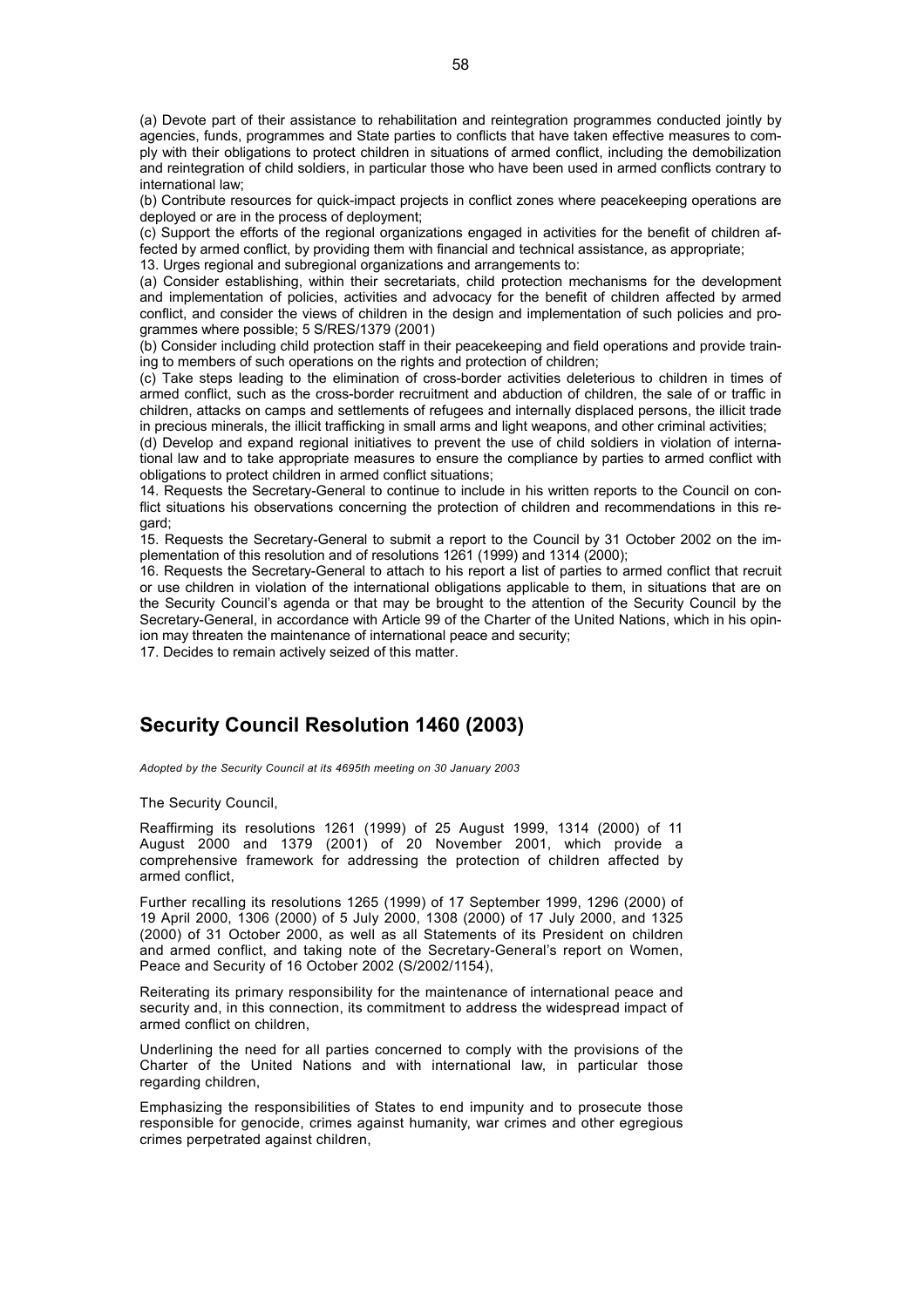(a) Devote part of their assistance to rehabilitation and reintegration programmes conducted jointly by agencies, funds, programmes and State parties to conflicts that have taken effective measures to comply with their obligations to protect children in situations of armed conflict, including the demobilization and reintegration of child soldiers, in particular those who have been used in armed conflicts contrary to international law;

(b) Contribute resources for quick-impact projects in conflict zones where peacekeeping operations are deployed or are in the process of deployment;

(c) Support the efforts of the regional organizations engaged in activities for the benefit of children affected by armed conflict, by providing them with financial and technical assistance, as appropriate;

13. Urges regional and subregional organizations and arrangements to:

(a) Consider establishing, within their secretariats, child protection mechanisms for the development and implementation of policies, activities and advocacy for the benefit of children affected by armed conflict, and consider the views of children in the design and implementation of such policies and programmes where possible; 5 S/RES/1379 (2001)

(b) Consider including child protection staff in their peacekeeping and field operations and provide training to members of such operations on the rights and protection of children;

(c) Take steps leading to the elimination of cross-border activities deleterious to children in times of armed conflict, such as the cross-border recruitment and abduction of children, the sale of or traffic in children, attacks on camps and settlements of refugees and internally displaced persons, the illicit trade in precious minerals, the illicit trafficking in small arms and light weapons, and other criminal activities;

(d) Develop and expand regional initiatives to prevent the use of child soldiers in violation of international law and to take appropriate measures to ensure the compliance by parties to armed conflict with obligations to protect children in armed conflict situations;

14. Requests the Secretary-General to continue to include in his written reports to the Council on conflict situations his observations concerning the protection of children and recommendations in this regard;

15. Requests the Secretary-General to submit a report to the Council by 31 October 2002 on the implementation of this resolution and of resolutions 1261 (1999) and 1314 (2000);

16. Requests the Secretary-General to attach to his report a list of parties to armed conflict that recruit or use children in violation of the international obligations applicable to them, in situations that are on the Security Council's agenda or that may be brought to the attention of the Security Council by the Secretary-General, in accordance with Article 99 of the Charter of the United Nations, which in his opinion may threaten the maintenance of international peace and security;

17. Decides to remain actively seized of this matter.

## Security Council Resolution 1460 (2003)

*Adopted by the Security Council at its 4695th meeting on 30 January 2003*

The Security Council,

Reaffirming its resolutions 1261 (1999) of 25 August 1999, 1314 (2000) of 11 August 2000 and 1379 (2001) of 20 November 2001, which provide a comprehensive framework for addressing the protection of children affected by armed conflict,

Further recalling its resolutions 1265 (1999) of 17 September 1999, 1296 (2000) of 19 April 2000, 1306 (2000) of 5 July 2000, 1308 (2000) of 17 July 2000, and 1325 (2000) of 31 October 2000, as well as all Statements of its President on children and armed conflict, and taking note of the Secretary-General's report on Women, Peace and Security of 16 October 2002 (S/2002/1154),

Reiterating its primary responsibility for the maintenance of international peace and security and, in this connection, its commitment to address the widespread impact of armed conflict on children,

Underlining the need for all parties concerned to comply with the provisions of the Charter of the United Nations and with international law, in particular those regarding children,

Emphasizing the responsibilities of States to end impunity and to prosecute those responsible for genocide, crimes against humanity, war crimes and other egregious crimes perpetrated against children,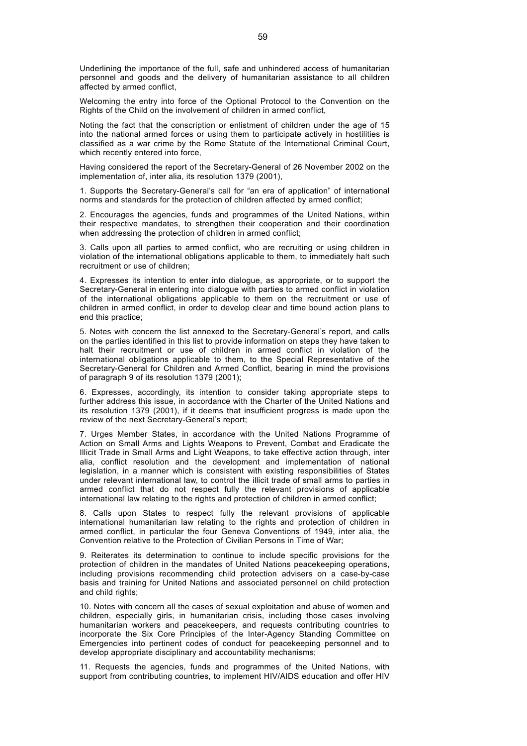Underlining the importance of the full, safe and unhindered access of humanitarian personnel and goods and the delivery of humanitarian assistance to all children affected by armed conflict,

Welcoming the entry into force of the Optional Protocol to the Convention on the Rights of the Child on the involvement of children in armed conflict,

Noting the fact that the conscription or enlistment of children under the age of 15 into the national armed forces or using them to participate actively in hostilities is classified as a war crime by the Rome Statute of the International Criminal Court, which recently entered into force,

Having considered the report of the Secretary-General of 26 November 2002 on the implementation of, inter alia, its resolution 1379 (2001),

1. Supports the Secretary-General's call for "an era of application" of international norms and standards for the protection of children affected by armed conflict;

2. Encourages the agencies, funds and programmes of the United Nations, within their respective mandates, to strengthen their cooperation and their coordination when addressing the protection of children in armed conflict;

3. Calls upon all parties to armed conflict, who are recruiting or using children in violation of the international obligations applicable to them, to immediately halt such recruitment or use of children;

4. Expresses its intention to enter into dialogue, as appropriate, or to support the Secretary-General in entering into dialogue with parties to armed conflict in violation of the international obligations applicable to them on the recruitment or use of children in armed conflict, in order to develop clear and time bound action plans to end this practice;

5. Notes with concern the list annexed to the Secretary-General's report, and calls on the parties identified in this list to provide information on steps they have taken to halt their recruitment or use of children in armed conflict in violation of the international obligations applicable to them, to the Special Representative of the Secretary-General for Children and Armed Conflict, bearing in mind the provisions of paragraph 9 of its resolution 1379 (2001);

6. Expresses, accordingly, its intention to consider taking appropriate steps to further address this issue, in accordance with the Charter of the United Nations and its resolution 1379 (2001), if it deems that insufficient progress is made upon the review of the next Secretary-General's report;

7. Urges Member States, in accordance with the United Nations Programme of Action on Small Arms and Lights Weapons to Prevent, Combat and Eradicate the Illicit Trade in Small Arms and Light Weapons, to take effective action through, inter alia, conflict resolution and the development and implementation of national legislation, in a manner which is consistent with existing responsibilities of States under relevant international law, to control the illicit trade of small arms to parties in armed conflict that do not respect fully the relevant provisions of applicable international law relating to the rights and protection of children in armed conflict;

8. Calls upon States to respect fully the relevant provisions of applicable international humanitarian law relating to the rights and protection of children in armed conflict, in particular the four Geneva Conventions of 1949, inter alia, the Convention relative to the Protection of Civilian Persons in Time of War;

9. Reiterates its determination to continue to include specific provisions for the protection of children in the mandates of United Nations peacekeeping operations, including provisions recommending child protection advisers on a case-by-case basis and training for United Nations and associated personnel on child protection and child rights;

10. Notes with concern all the cases of sexual exploitation and abuse of women and children, especially girls, in humanitarian crisis, including those cases involving humanitarian workers and peacekeepers, and requests contributing countries to incorporate the Six Core Principles of the Inter-Agency Standing Committee on Emergencies into pertinent codes of conduct for peacekeeping personnel and to develop appropriate disciplinary and accountability mechanisms;

11. Requests the agencies, funds and programmes of the United Nations, with support from contributing countries, to implement HIV/AIDS education and offer HIV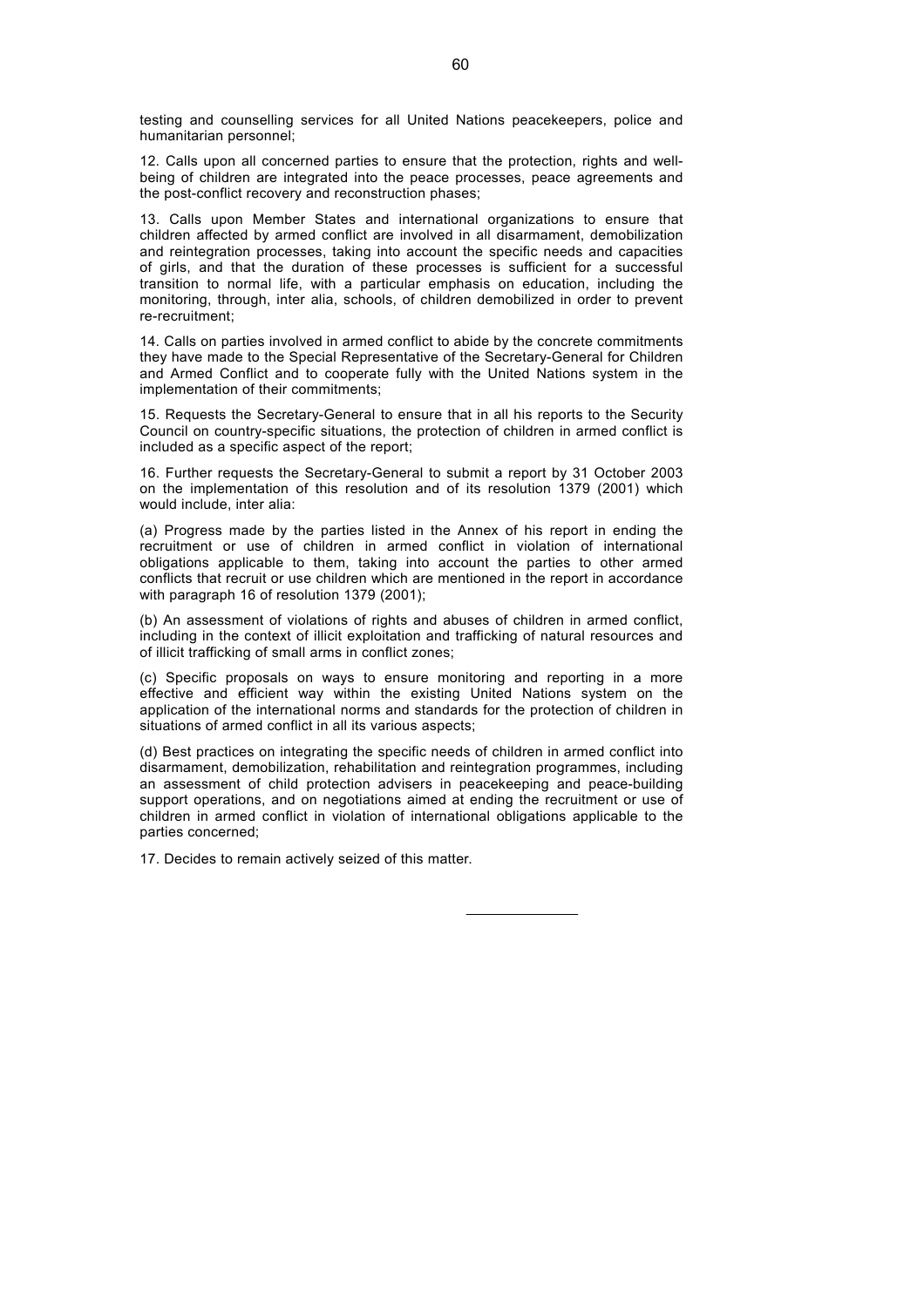testing and counselling services for all United Nations peacekeepers, police and humanitarian personnel;

12. Calls upon all concerned parties to ensure that the protection, rights and well-being of children are integrated into the peace processes, peace agreements and the post-conflict recovery and reconstruction phases;

13. Calls upon Member States and international organizations to ensure that children affected by armed conflict are involved in all disarmament, demobilization and reintegration processes, taking into account the specific needs and capacities of girls, and that the duration of these processes is sufficient for a successful transition to normal life, with a particular emphasis on education, including the monitoring, through, inter alia, schools, of children demobilized in order to prevent re-recruitment;

14. Calls on parties involved in armed conflict to abide by the concrete commitments they have made to the Special Representative of the Secretary-General for Children and Armed Conflict and to cooperate fully with the United Nations system in the implementation of their commitments;

15. Requests the Secretary-General to ensure that in all his reports to the Security Council on country-specific situations, the protection of children in armed conflict is included as a specific aspect of the report;

16. Further requests the Secretary-General to submit a report by 31 October 2003 on the implementation of this resolution and of its resolution 1379 (2001) which would include, inter alia:

(a) Progress made by the parties listed in the Annex of his report in ending the recruitment or use of children in armed conflict in violation of international obligations applicable to them, taking into account the parties to other armed conflicts that recruit or use children which are mentioned in the report in accordance with paragraph 16 of resolution 1379 (2001);

(b) An assessment of violations of rights and abuses of children in armed conflict, including in the context of illicit exploitation and trafficking of natural resources and of illicit trafficking of small arms in conflict zones;

(c) Specific proposals on ways to ensure monitoring and reporting in a more effective and efficient way within the existing United Nations system on the application of the international norms and standards for the protection of children in situations of armed conflict in all its various aspects;

(d) Best practices on integrating the specific needs of children in armed conflict into disarmament, demobilization, rehabilitation and reintegration programmes, including an assessment of child protection advisers in peacekeeping and peace-building support operations, and on negotiations aimed at ending the recruitment or use of children in armed conflict in violation of international obligations applicable to the parties concerned;

17. Decides to remain actively seized of this matter.